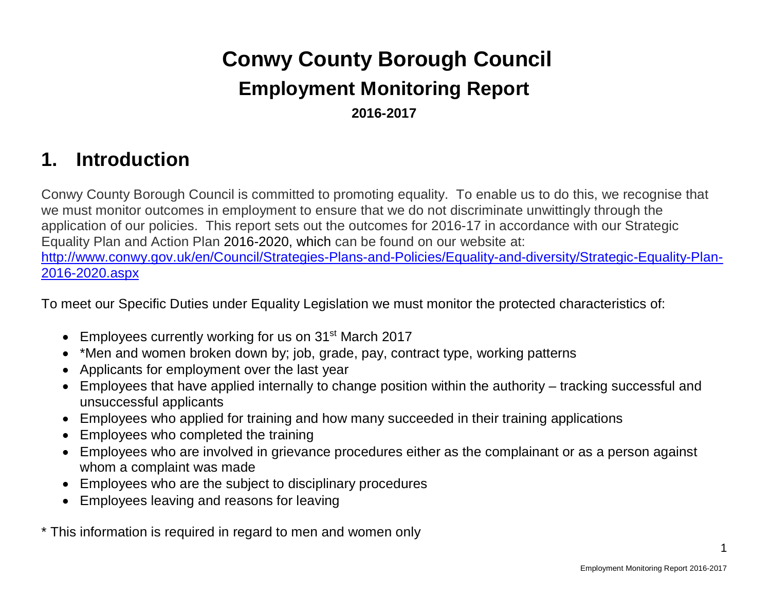# Conwy County Borough Council

## Employment Monitoring Report

**2016-2017**

## 1. Introduction

Conwy County Borough Council is committed to promoting equality. To enable us to do this, we recognise that we must monitor outcomes in employment to ensure that we do not discriminate unwittingly through the application of our policies. This report sets out the outcomes for 2016-17 in accordance with our Strategic Equality Plan and Action Plan 2016-2020, which can be found on our website at: [http://www.conwy.gov.uk/en/Council/Strategies-Plans-and-Policies/Equality-and-diversity/Strategic-Equality-Plan-2016-2020.aspx](http://www.conwy.gov.uk/en/Council/Strategies-Plans-and-Policies/Equality-and-diversity/Strategic-Equality-Plan-2016-2020.aspx)

To meet our Specific Duties under Equality Legislation we must monitor the protected characteristics of:

- Employees currently working for us on 31st March 2017
- *Men and women broken down by; job, grade, pay, contract type, working patterns
- Applicants for employment over the last year
- Employees that have applied internally to change position within the authority – tracking successful and unsuccessful applicants
- Employees who applied for training and how many succeeded in their training applications
- Employees who completed the training
- Employees who are involved in grievance procedures either as the complainant or as a person against whom a complaint was made
- Employees who are the subject to disciplinary procedures
- Employees leaving and reasons for leaving

* This information is required in regard to men and women only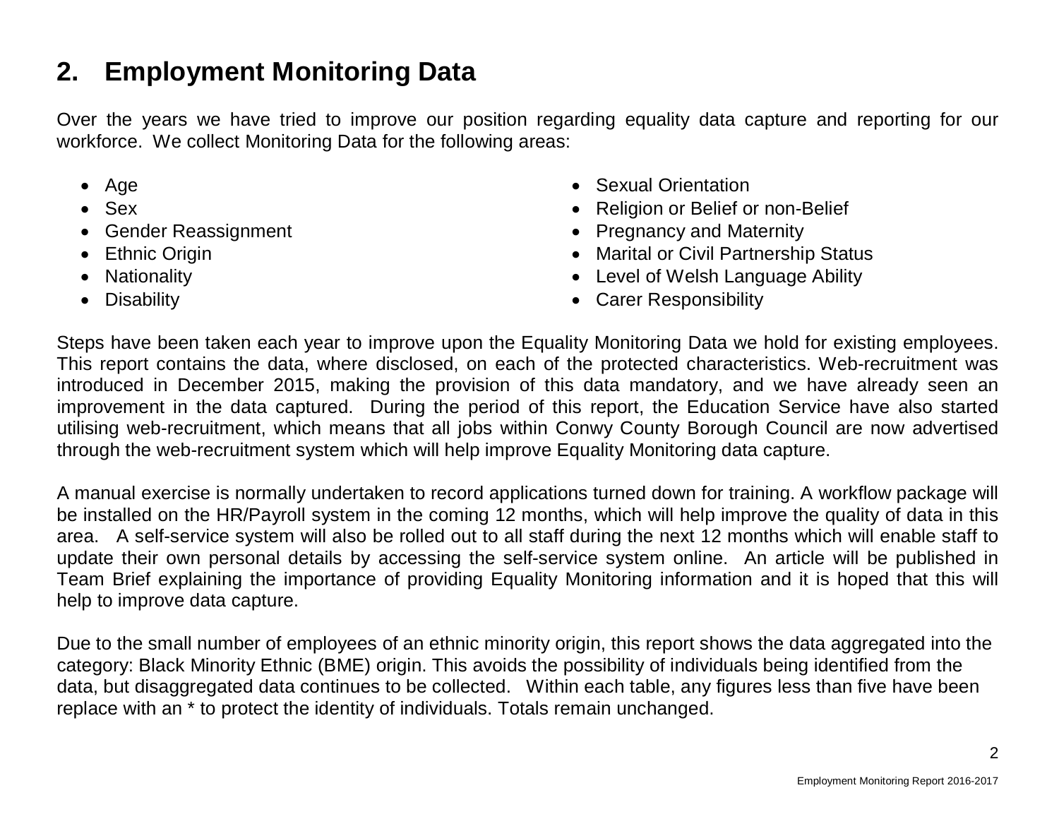## 2. Employment Monitoring Data

Over the years we have tried to improve our position regarding equality data capture and reporting for our workforce. We collect Monitoring Data for the following areas:

- Age
- Sex
- Gender Reassignment
- Ethnic Origin
- Nationality
- Disability
- Sexual Orientation
- Religion or Belief or non-Belief
- Pregnancy and Maternity
- Marital or Civil Partnership Status
- Level of Welsh Language Ability
- Carer Responsibility

Steps have been taken each year to improve upon the Equality Monitoring Data we hold for existing employees. This report contains the data, where disclosed, on each of the protected characteristics. Web-recruitment was introduced in December 2015, making the provision of this data mandatory, and we have already seen an improvement in the data captured. During the period of this report, the Education Service have also started utilising web-recruitment, which means that all jobs within Conwy County Borough Council are now advertised through the web-recruitment system which will help improve Equality Monitoring data capture.

A manual exercise is normally undertaken to record applications turned down for training. A workflow package will be installed on the HR/Payroll system in the coming 12 months, which will help improve the quality of data in this area. A self-service system will also be rolled out to all staff during the next 12 months which will enable staff to update their own personal details by accessing the self-service system online. An article will be published in Team Brief explaining the importance of providing Equality Monitoring information and it is hoped that this will help to improve data capture.

Due to the small number of employees of an ethnic minority origin, this report shows the data aggregated into the category: Black Minority Ethnic (BME) origin. This avoids the possibility of individuals being identified from the data, but disaggregated data continues to be collected. Within each table, any figures less than five have been replace with an * to protect the identity of individuals. Totals remain unchanged.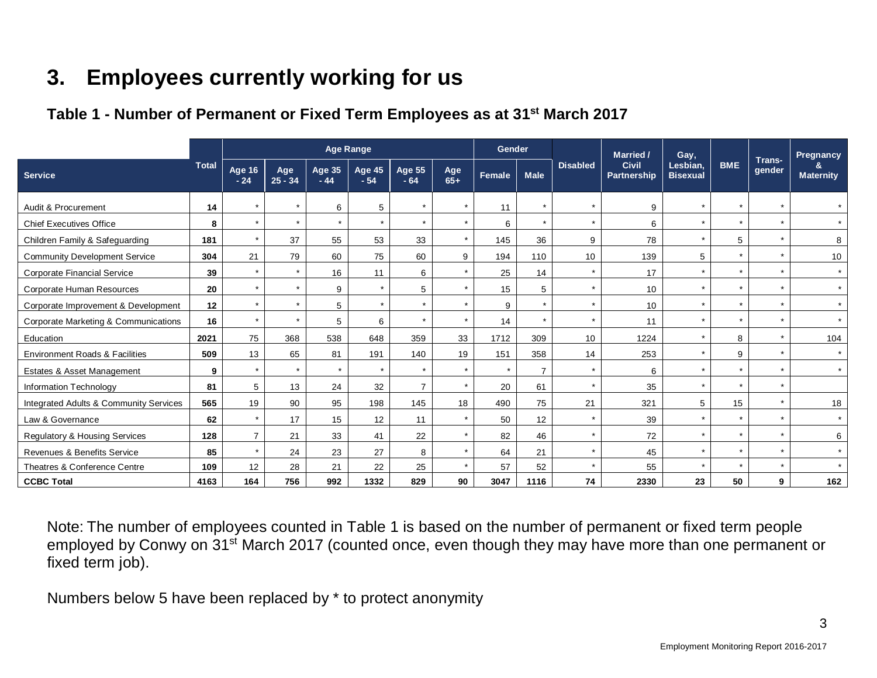# 3. Employees currently working for us

### Table 1 - Number of Permanent or Fixed Term Employees as at 31st March 2017

| Service | Total | Age Range | | | | | | Gender | | Disabled | Married / Civil Partnership | Gay, Lesbian, Bisexual | BME | Trans-gender | Pregnancy & Maternity |
|---|---|---|---|---|---|---|---|---|---|---|---|---|---|---|---|
| | | Age 16 - 24 | Age 25 - 34 | Age 35 - 44 | Age 45 - 54 | Age 55 - 64 | Age 65+ | Female | Male | | | | | | |
| Audit & Procurement | **14** | * | * | 6 | 5 | * | * | 11 | * | * | 9 | * | * | * | * |
| Chief Executives Office | **8** | * | * | * | * | * | * | 6 | * | * | 6 | * | * | * | * |
| Children Family & Safeguarding | **181** | * | 37 | 55 | 53 | 33 | * | 145 | 36 | 9 | 78 | * | 5 | * | 8 |
| Community Development Service | **304** | 21 | 79 | 60 | 75 | 60 | 9 | 194 | 110 | 10 | 139 | 5 | * | * | 10 |
| Corporate Financial Service | **39** | * | * | 16 | 11 | 6 | * | 25 | 14 | * | 17 | * | * | * | * |
| Corporate Human Resources | **20** | * | * | 9 | * | 5 | * | 15 | 5 | * | 10 | * | * | * | * |
| Corporate Improvement & Development | **12** | * | * | 5 | * | * | * | 9 | * | * | 10 | * | * | * | * |
| Corporate Marketing & Communications | **16** | * | * | 5 | 6 | * | * | 14 | * | * | 11 | * | * | * | * |
| Education | **2021** | 75 | 368 | 538 | 648 | 359 | 33 | 1712 | 309 | 10 | 1224 | * | 8 | * | 104 |
| Environment Roads & Facilities | **509** | 13 | 65 | 81 | 191 | 140 | 19 | 151 | 358 | 14 | 253 | * | 9 | * | * |
| Estates & Asset Management | **9** | * | * | * | * | * | * | * | 7 | * | 6 | * | * | * | * |
| Information Technology | **81** | 5 | 13 | 24 | 32 | 7 | * | 20 | 61 | * | 35 | * | * | * | |
| Integrated Adults & Community Services | **565** | 19 | 90 | 95 | 198 | 145 | 18 | 490 | 75 | 21 | 321 | 5 | 15 | * | 18 |
| Law & Governance | **62** | * | 17 | 15 | 12 | 11 | * | 50 | 12 | * | 39 | * | * | * | * |
| Regulatory & Housing Services | **128** | 7 | 21 | 33 | 41 | 22 | * | 82 | 46 | * | 72 | * | * | * | 6 |
| Revenues & Benefits Service | **85** | * | 24 | 23 | 27 | 8 | * | 64 | 21 | * | 45 | * | * | * | * |
| Theatres & Conference Centre | **109** | 12 | 28 | 21 | 22 | 25 | * | 57 | 52 | * | 55 | * | * | * | * |
| **CCBC Total** | **4163** | **164** | **756** | **992** | **1332** | **829** | **90** | **3047** | **1116** | **74** | **2330** | **23** | **50** | **9** | **162** |

Note: The number of employees counted in Table 1 is based on the number of permanent or fixed term people employed by Conwy on 31st March 2017 (counted once, even though they may have more than one permanent or fixed term job).

Numbers below 5 have been replaced by * to protect anonymity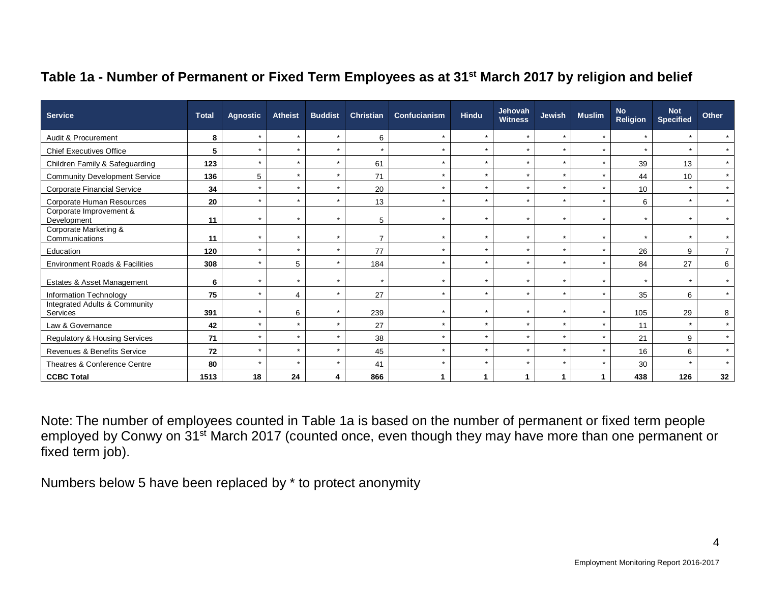## Table 1a - Number of Permanent or Fixed Term Employees as at 31st March 2017 by religion and belief

| Service | Total | Agnostic | Atheist | Buddist | Christian | Confucianism | Hindu | Jehovah Witness | Jewish | Muslim | No Religion | Not Specified | Other |
|---|---|---|---|---|---|---|---|---|---|---|---|---|---|
| Audit & Procurement | **8** | * | * | * | 6 | * | * | * | * | * | * | * | * |
| Chief Executives Office | **5** | * | * | * | * | * | * | * | * | * | * | * | * |
| Children Family & Safeguarding | **123** | * | * | * | 61 | * | * | * | * | * | 39 | 13 | * |
| Community Development Service | **136** | 5 | * | * | 71 | * | * | * | * | * | 44 | 10 | * |
| Corporate Financial Service | **34** | * | * | * | 20 | * | * | * | * | * | 10 | * | * |
| Corporate Human Resources | **20** | * | * | * | 13 | * | * | * | * | * | 6 | * | * |
| Corporate Improvement & Development | **11** | * | * | * | 5 | * | * | * | * | * | * | * | * |
| Corporate Marketing & Communications | **11** | * | * | * | 7 | * | * | * | * | * | * | * | * |
| Education | **120** | * | * | * | 77 | * | * | * | * | * | 26 | 9 | 7 |
| Environment Roads & Facilities | **308** | * | 5 | * | 184 | * | * | * | * | * | 84 | 27 | 6 |
| Estates & Asset Management | **6** | * | * | * | * | * | * | * | * | * | * | * | * |
| Information Technology | **75** | * | 4 | * | 27 | * | * | * | * | * | 35 | 6 | * |
| Integrated Adults & Community Services | **391** | * | 6 | * | 239 | * | * | * | * | * | 105 | 29 | 8 |
| Law & Governance | **42** | * | * | * | 27 | * | * | * | * | * | 11 | * | * |
| Regulatory & Housing Services | **71** | * | * | * | 38 | * | * | * | * | * | 21 | 9 | * |
| Revenues & Benefits Service | **72** | * | * | * | 45 | * | * | * | * | * | 16 | 6 | * |
| Theatres & Conference Centre | **80** | * | * | * | 41 | * | * | * | * | * | 30 | * | * |
| **CCBC Total** | **1513** | **18** | **24** | **4** | **866** | **1** | **1** | **1** | **1** | **1** | **438** | **126** | **32** |

Note: The number of employees counted in Table 1a is based on the number of permanent or fixed term people employed by Conwy on 31st March 2017 (counted once, even though they may have more than one permanent or fixed term job).

Numbers below 5 have been replaced by * to protect anonymity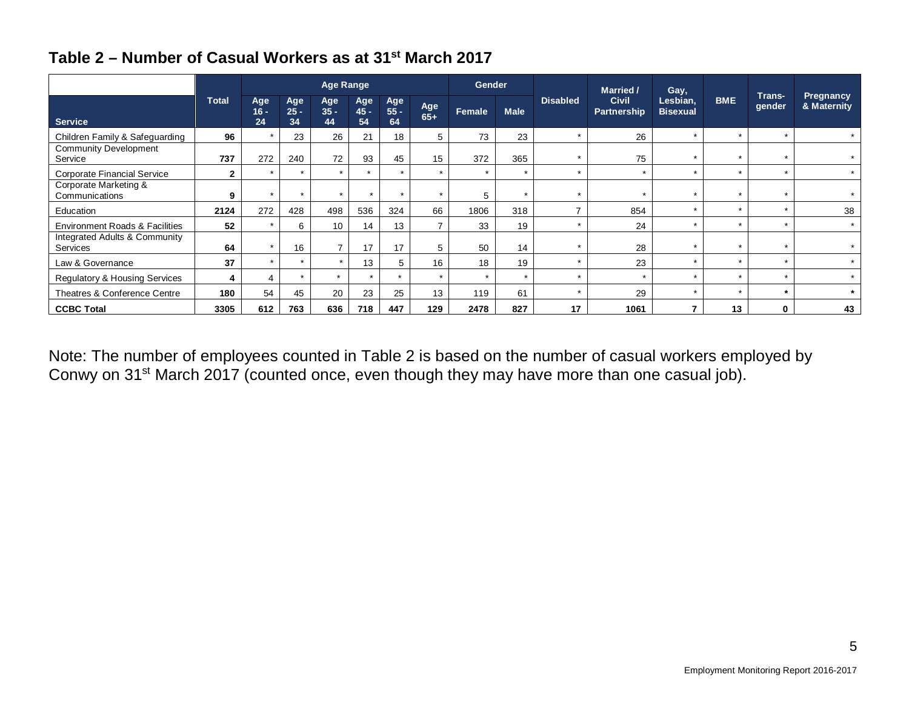## Table 2 – Number of Casual Workers as at 31st March 2017

| Service | Total | Age Range | | | | | | Gender | | Disabled | Married / Civil Partnership | Gay, Lesbian, Bisexual | BME | Trans-gender | Pregnancy & Maternity |
|---|---|---|---|---|---|---|---|---|---|---|---|---|---|---|---|
| | | Age 16 - 24 | Age 25 - 34 | Age 35 - 44 | Age 45 - 54 | Age 55 - 64 | Age 65+ | Female | Male | | | | | | |
| Children Family & Safeguarding | **96** | * | 23 | 26 | 21 | 18 | 5 | 73 | 23 | * | 26 | * | * | * | * |
| Community Development Service | **737** | 272 | 240 | 72 | 93 | 45 | 15 | 372 | 365 | * | 75 | * | * | * | * |
| Corporate Financial Service | **2** | * | * | * | * | * | * | * | * | * | * | * | * | * | * |
| Corporate Marketing & Communications | **9** | * | * | * | * | * | * | 5 | * | * | * | * | * | * | * |
| Education | **2124** | 272 | 428 | 498 | 536 | 324 | 66 | 1806 | 318 | 7 | 854 | * | * | * | 38 |
| Environment Roads & Facilities | **52** | * | 6 | 10 | 14 | 13 | 7 | 33 | 19 | * | 24 | * | * | * | * |
| Integrated Adults & Community Services | **64** | * | 16 | 7 | 17 | 17 | 5 | 50 | 14 | * | 28 | * | * | * | * |
| Law & Governance | **37** | * | * | * | 13 | 5 | 16 | 18 | 19 | * | 23 | * | * | * | * |
| Regulatory & Housing Services | **4** | 4 | * | * | * | * | * | * | * | * | * | * | * | * | * |
| Theatres & Conference Centre | **180** | 54 | 45 | 20 | 23 | 25 | 13 | 119 | 61 | * | 29 | * | * | * | * |
| **CCBC Total** | **3305** | **612** | **763** | **636** | **718** | **447** | **129** | **2478** | **827** | **17** | **1061** | **7** | **13** | **0** | **43** |

Note: The number of employees counted in Table 2 is based on the number of casual workers employed by Conwy on 31st March 2017 (counted once, even though they may have more than one casual job).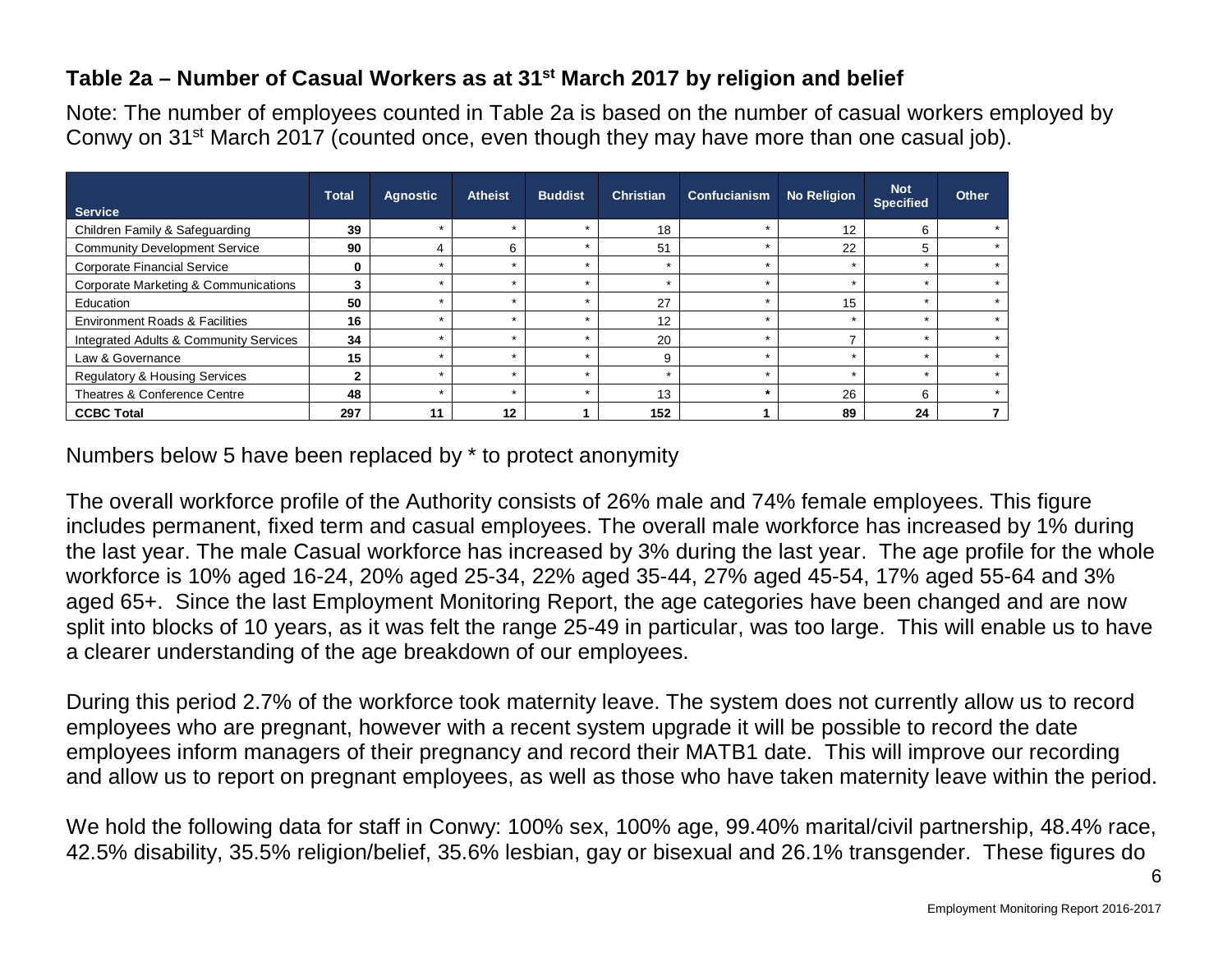### Table 2a – Number of Casual Workers as at 31st March 2017 by religion and belief

Note: The number of employees counted in Table 2a is based on the number of casual workers employed by Conwy on 31st March 2017 (counted once, even though they may have more than one casual job).

| Service | Total | Agnostic | Atheist | Buddist | Christian | Confucianism | No Religion | Not Specified | Other |
|---|---|---|---|---|---|---|---|---|---|
| Children Family & Safeguarding | **39** | * | * | * | 18 | * | 12 | 6 | * |
| Community Development Service | **90** | 4 | 6 | * | 51 | * | 22 | 5 | * |
| Corporate Financial Service | **0** | * | * | * | * | * | * | * | * |
| Corporate Marketing & Communications | **3** | * | * | * | * | * | * | * | * |
| Education | **50** | * | * | * | 27 | * | 15 | * | * |
| Environment Roads & Facilities | **16** | * | * | * | 12 | * | * | * | * |
| Integrated Adults & Community Services | **34** | * | * | * | 20 | * | 7 | * | * |
| Law & Governance | **15** | * | * | * | 9 | * | * | * | * |
| Regulatory & Housing Services | **2** | * | * | * | * | * | * | * | * |
| Theatres & Conference Centre | **48** | * | * | * | 13 | * | 26 | 6 | * |
| **CCBC Total** | **297** | **11** | **12** | **1** | **152** | **1** | **89** | **24** | **7** |

Numbers below 5 have been replaced by * to protect anonymity

The overall workforce profile of the Authority consists of 26% male and 74% female employees. This figure includes permanent, fixed term and casual employees. The overall male workforce has increased by 1% during the last year. The male Casual workforce has increased by 3% during the last year. The age profile for the whole workforce is 10% aged 16-24, 20% aged 25-34, 22% aged 35-44, 27% aged 45-54, 17% aged 55-64 and 3% aged 65+. Since the last Employment Monitoring Report, the age categories have been changed and are now split into blocks of 10 years, as it was felt the range 25-49 in particular, was too large. This will enable us to have a clearer understanding of the age breakdown of our employees.

During this period 2.7% of the workforce took maternity leave. The system does not currently allow us to record employees who are pregnant, however with a recent system upgrade it will be possible to record the date employees inform managers of their pregnancy and record their MATB1 date. This will improve our recording and allow us to report on pregnant employees, as well as those who have taken maternity leave within the period.

We hold the following data for staff in Conwy: 100% sex, 100% age, 99.40% marital/civil partnership, 48.4% race, 42.5% disability, 35.5% religion/belief, 35.6% lesbian, gay or bisexual and 26.1% transgender. These figures do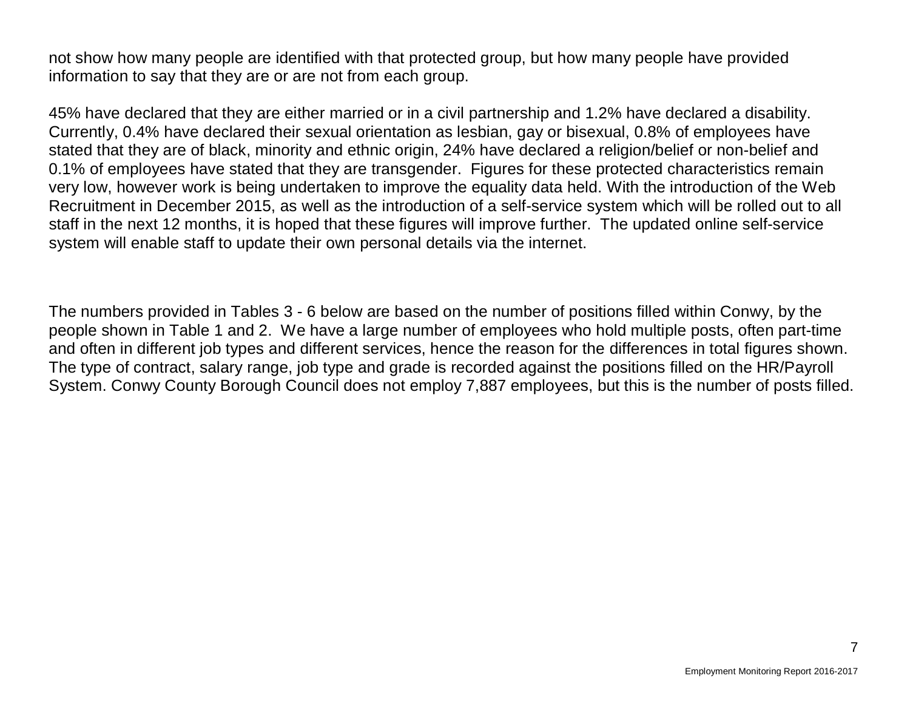not show how many people are identified with that protected group, but how many people have provided information to say that they are or are not from each group.

45% have declared that they are either married or in a civil partnership and 1.2% have declared a disability. Currently, 0.4% have declared their sexual orientation as lesbian, gay or bisexual, 0.8% of employees have stated that they are of black, minority and ethnic origin, 24% have declared a religion/belief or non-belief and 0.1% of employees have stated that they are transgender. Figures for these protected characteristics remain very low, however work is being undertaken to improve the equality data held. With the introduction of the Web Recruitment in December 2015, as well as the introduction of a self-service system which will be rolled out to all staff in the next 12 months, it is hoped that these figures will improve further. The updated online self-service system will enable staff to update their own personal details via the internet.

The numbers provided in Tables 3 - 6 below are based on the number of positions filled within Conwy, by the people shown in Table 1 and 2. We have a large number of employees who hold multiple posts, often part-time and often in different job types and different services, hence the reason for the differences in total figures shown. The type of contract, salary range, job type and grade is recorded against the positions filled on the HR/Payroll System. Conwy County Borough Council does not employ 7,887 employees, but this is the number of posts filled.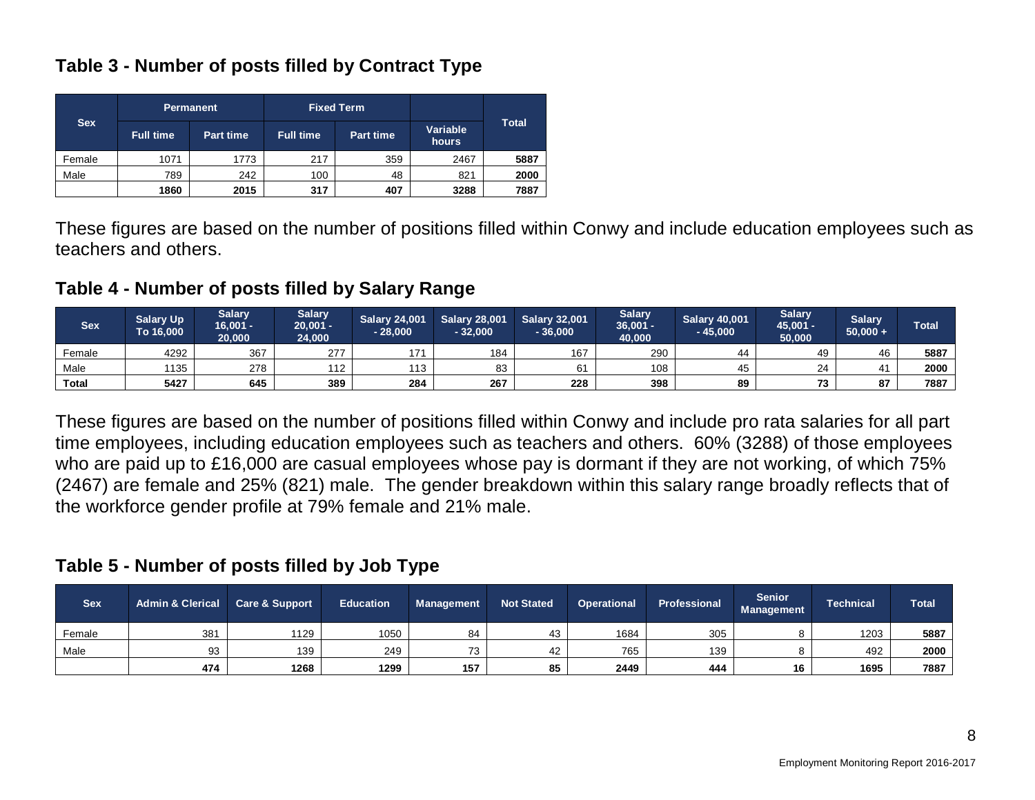## Table 3 - Number of posts filled by Contract Type

| Sex | Permanent | | Fixed Term | | | Total |
|---|---|---|---|---|---|---|
| | Full time | Part time | Full time | Part time | Variable hours | |
| Female | 1071 | 1773 | 217 | 359 | 2467 | **5887** |
| Male | 789 | 242 | 100 | 48 | 821 | **2000** |
| | **1860** | **2015** | **317** | **407** | **3288** | **7887** |

These figures are based on the number of positions filled within Conwy and include education employees such as teachers and others.

## Table 4 - Number of posts filled by Salary Range

| Sex | Salary Up To 16,000 | Salary 16,001 - 20,000 | Salary 20,001 - 24,000 | Salary 24,001 - 28,000 | Salary 28,001 - 32,000 | Salary 32,001 - 36,000 | Salary 36,001 - 40,000 | Salary 40,001 - 45,000 | Salary 45,001 - 50,000 | Salary 50,000 + | Total |
|---|---|---|---|---|---|---|---|---|---|---|---|
| Female | 4292 | 367 | 277 | 171 | 184 | 167 | 290 | 44 | 49 | 46 | **5887** |
| Male | 1135 | 278 | 112 | 113 | 83 | 61 | 108 | 45 | 24 | 41 | **2000** |
| **Total** | **5427** | **645** | **389** | **284** | **267** | **228** | **398** | **89** | **73** | **87** | **7887** |

These figures are based on the number of positions filled within Conwy and include pro rata salaries for all part time employees, including education employees such as teachers and others. 60% (3288) of those employees who are paid up to £16,000 are casual employees whose pay is dormant if they are not working, of which 75% (2467) are female and 25% (821) male. The gender breakdown within this salary range broadly reflects that of the workforce gender profile at 79% female and 21% male.

## Table 5 - Number of posts filled by Job Type

| Sex | Admin & Clerical | Care & Support | Education | Management | Not Stated | Operational | Professional | Senior Management | Technical | Total |
|---|---|---|---|---|---|---|---|---|---|---|
| Female | 381 | 1129 | 1050 | 84 | 43 | 1684 | 305 | 8 | 1203 | **5887** |
| Male | 93 | 139 | 249 | 73 | 42 | 765 | 139 | 8 | 492 | **2000** |
| | **474** | **1268** | **1299** | **157** | **85** | **2449** | **444** | **16** | **1695** | **7887** |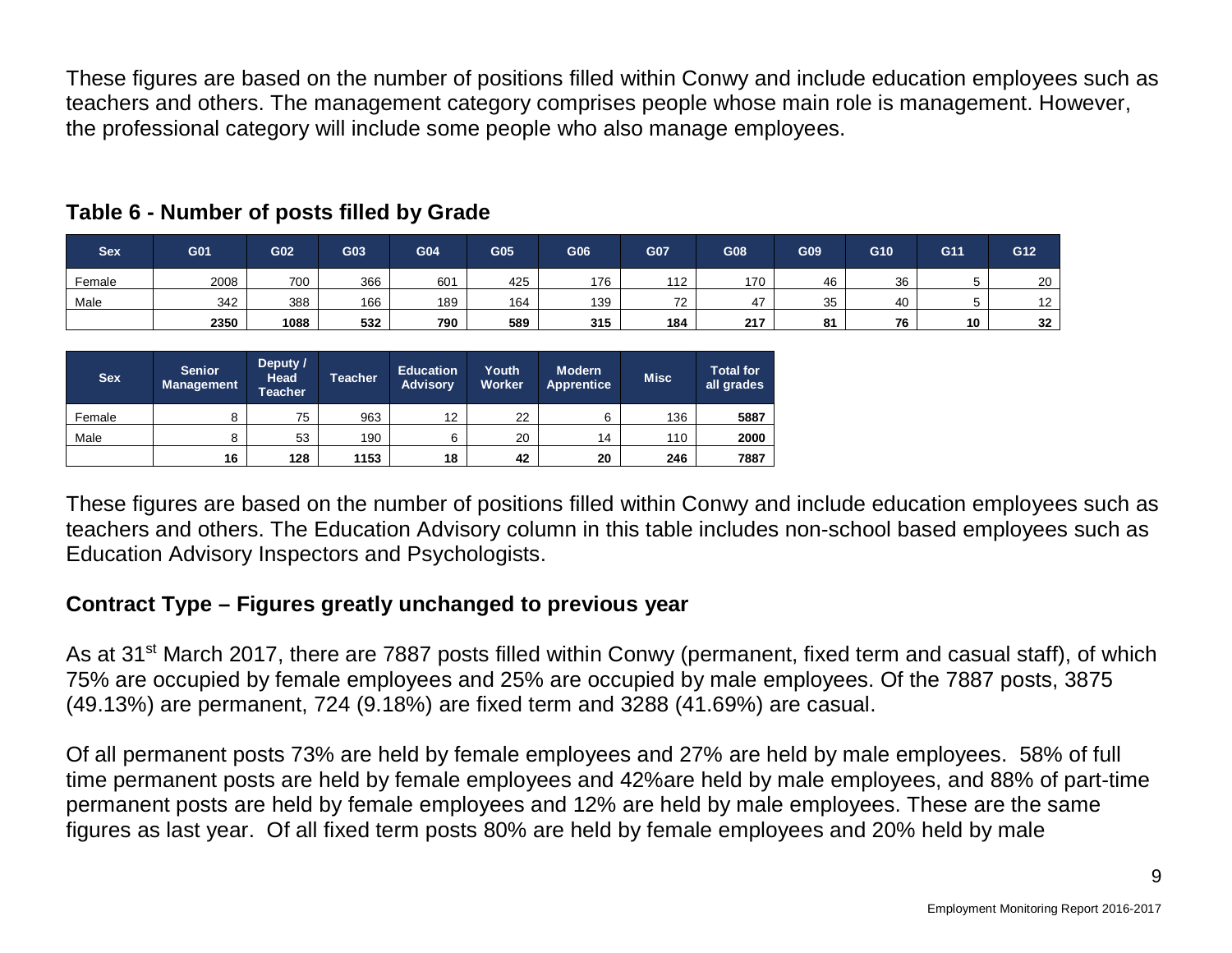These figures are based on the number of positions filled within Conwy and include education employees such as teachers and others. The management category comprises people whose main role is management. However, the professional category will include some people who also manage employees.

## Table 6 - Number of posts filled by Grade

| Sex | G01 | G02 | G03 | G04 | G05 | G06 | G07 | G08 | G09 | G10 | G11 | G12 |
|---|---|---|---|---|---|---|---|---|---|---|---|---|
| Female | 2008 | 700 | 366 | 601 | 425 | 176 | 112 | 170 | 46 | 36 | 5 | 20 |
| Male | 342 | 388 | 166 | 189 | 164 | 139 | 72 | 47 | 35 | 40 | 5 | 12 |
| | **2350** | **1088** | **532** | **790** | **589** | **315** | **184** | **217** | **81** | **76** | **10** | **32** |

| Sex | Senior Management | Deputy / Head Teacher | Teacher | Education Advisory | Youth Worker | Modern Apprentice | Misc | Total for all grades |
|---|---|---|---|---|---|---|---|---|
| Female | 8 | 75 | 963 | 12 | 22 | 6 | 136 | **5887** |
| Male | 8 | 53 | 190 | 6 | 20 | 14 | 110 | **2000** |
| | **16** | **128** | **1153** | **18** | **42** | **20** | **246** | **7887** |

These figures are based on the number of positions filled within Conwy and include education employees such as teachers and others. The Education Advisory column in this table includes non-school based employees such as Education Advisory Inspectors and Psychologists.

### Contract Type – Figures greatly unchanged to previous year

As at 31st March 2017, there are 7887 posts filled within Conwy (permanent, fixed term and casual staff), of which 75% are occupied by female employees and 25% are occupied by male employees. Of the 7887 posts, 3875 (49.13%) are permanent, 724 (9.18%) are fixed term and 3288 (41.69%) are casual.

Of all permanent posts 73% are held by female employees and 27% are held by male employees. 58% of full time permanent posts are held by female employees and 42%are held by male employees, and 88% of part-time permanent posts are held by female employees and 12% are held by male employees. These are the same figures as last year. Of all fixed term posts 80% are held by female employees and 20% held by male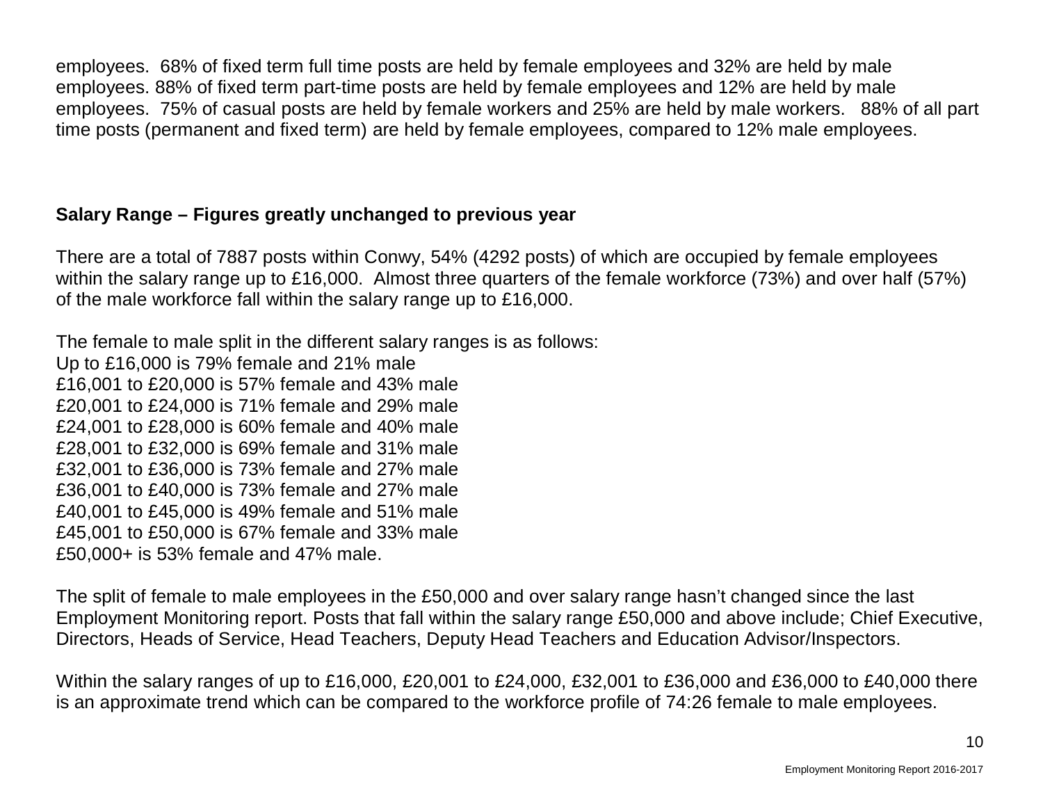employees. 68% of fixed term full time posts are held by female employees and 32% are held by male employees. 88% of fixed term part-time posts are held by female employees and 12% are held by male employees. 75% of casual posts are held by female workers and 25% are held by male workers. 88% of all part time posts (permanent and fixed term) are held by female employees, compared to 12% male employees.

**Salary Range – Figures greatly unchanged to previous year**

There are a total of 7887 posts within Conwy, 54% (4292 posts) of which are occupied by female employees within the salary range up to £16,000. Almost three quarters of the female workforce (73%) and over half (57%) of the male workforce fall within the salary range up to £16,000.

The female to male split in the different salary ranges is as follows:
Up to £16,000 is 79% female and 21% male
£16,001 to £20,000 is 57% female and 43% male
£20,001 to £24,000 is 71% female and 29% male
£24,001 to £28,000 is 60% female and 40% male
£28,001 to £32,000 is 69% female and 31% male
£32,001 to £36,000 is 73% female and 27% male
£36,001 to £40,000 is 73% female and 27% male
£40,001 to £45,000 is 49% female and 51% male
£45,001 to £50,000 is 67% female and 33% male
£50,000+ is 53% female and 47% male.

The split of female to male employees in the £50,000 and over salary range hasn't changed since the last Employment Monitoring report. Posts that fall within the salary range £50,000 and above include; Chief Executive, Directors, Heads of Service, Head Teachers, Deputy Head Teachers and Education Advisor/Inspectors.

Within the salary ranges of up to £16,000, £20,001 to £24,000, £32,001 to £36,000 and £36,000 to £40,000 there is an approximate trend which can be compared to the workforce profile of 74:26 female to male employees.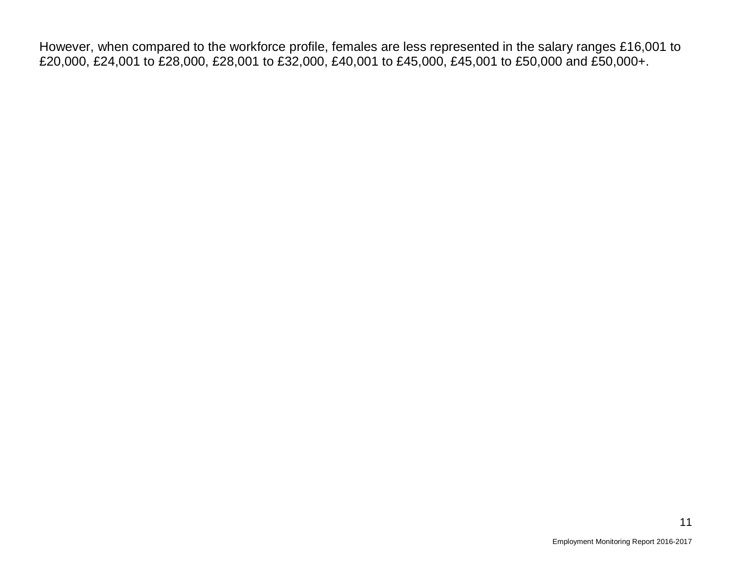However, when compared to the workforce profile, females are less represented in the salary ranges £16,001 to £20,000, £24,001 to £28,000, £28,001 to £32,000, £40,001 to £45,000, £45,001 to £50,000 and £50,000+.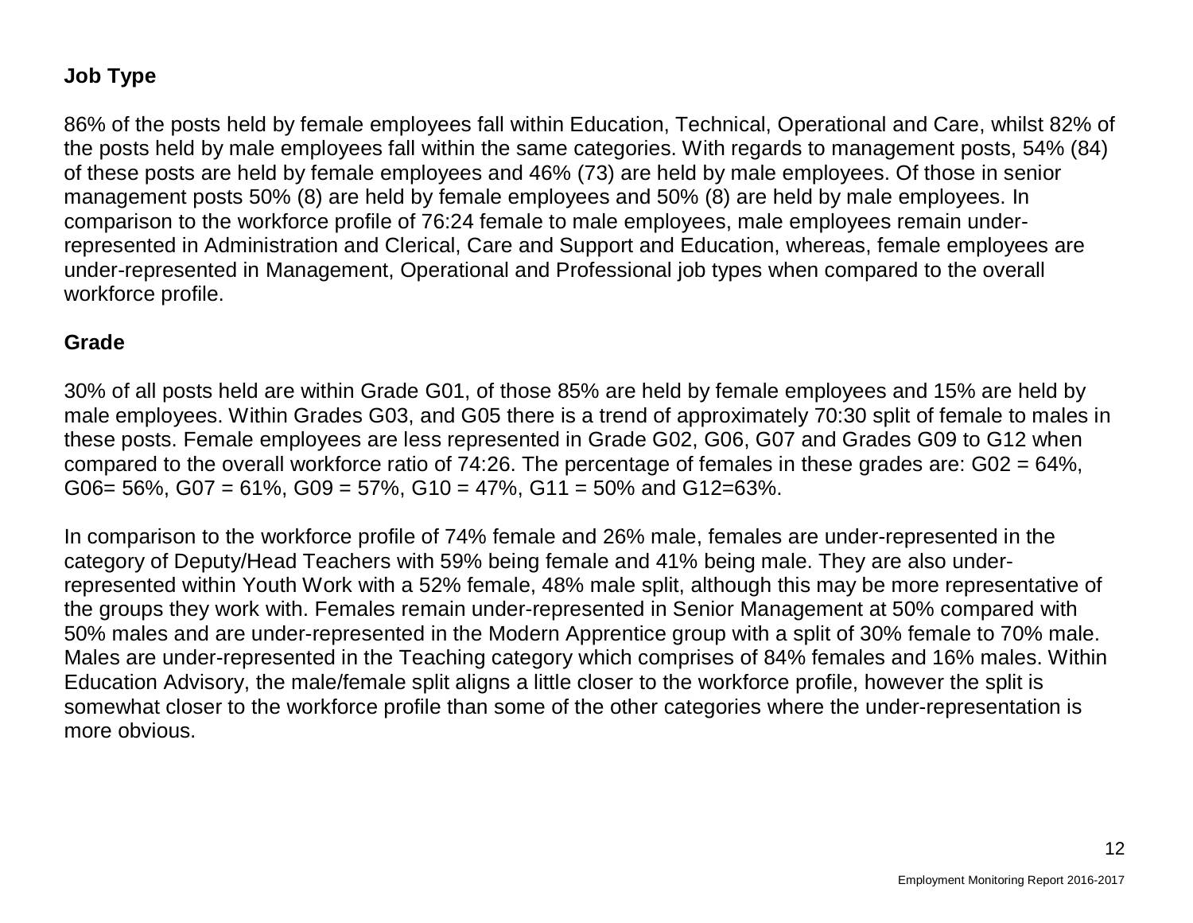**Job Type**

86% of the posts held by female employees fall within Education, Technical, Operational and Care, whilst 82% of the posts held by male employees fall within the same categories. With regards to management posts, 54% (84) of these posts are held by female employees and 46% (73) are held by male employees. Of those in senior management posts 50% (8) are held by female employees and 50% (8) are held by male employees. In comparison to the workforce profile of 76:24 female to male employees, male employees remain under-represented in Administration and Clerical, Care and Support and Education, whereas, female employees are under-represented in Management, Operational and Professional job types when compared to the overall workforce profile.

**Grade**

30% of all posts held are within Grade G01, of those 85% are held by female employees and 15% are held by male employees. Within Grades G03, and G05 there is a trend of approximately 70:30 split of female to males in these posts. Female employees are less represented in Grade G02, G06, G07 and Grades G09 to G12 when compared to the overall workforce ratio of 74:26. The percentage of females in these grades are: G02 = 64%, G06= 56%, G07 = 61%, G09 = 57%, G10 = 47%, G11 = 50% and G12=63%.

In comparison to the workforce profile of 74% female and 26% male, females are under-represented in the category of Deputy/Head Teachers with 59% being female and 41% being male. They are also under-represented within Youth Work with a 52% female, 48% male split, although this may be more representative of the groups they work with. Females remain under-represented in Senior Management at 50% compared with 50% males and are under-represented in the Modern Apprentice group with a split of 30% female to 70% male. Males are under-represented in the Teaching category which comprises of 84% females and 16% males. Within Education Advisory, the male/female split aligns a little closer to the workforce profile, however the split is somewhat closer to the workforce profile than some of the other categories where the under-representation is more obvious.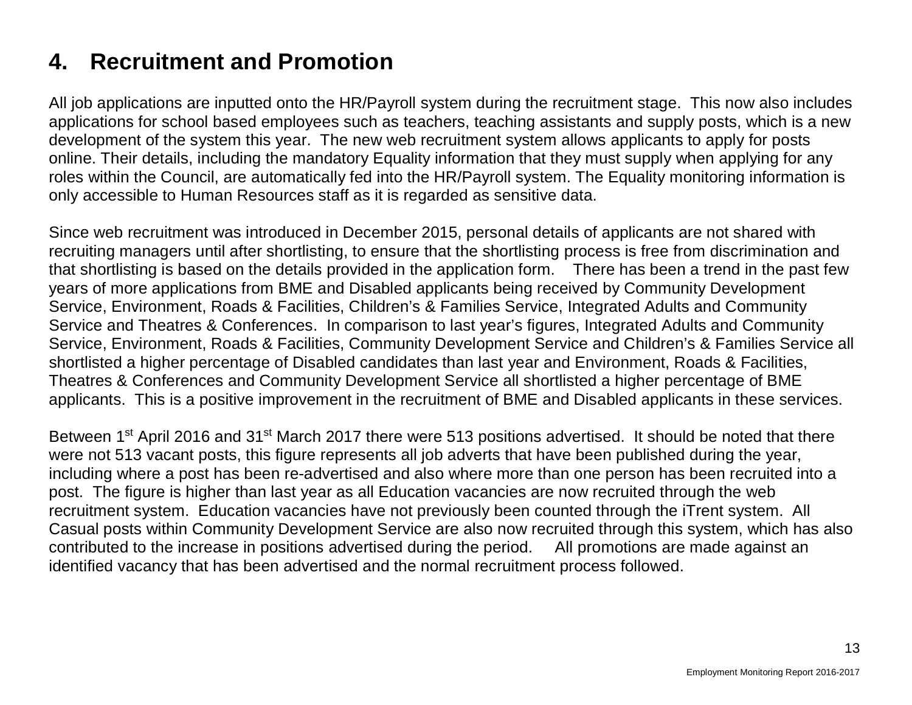# 4. Recruitment and Promotion

All job applications are inputted onto the HR/Payroll system during the recruitment stage. This now also includes applications for school based employees such as teachers, teaching assistants and supply posts, which is a new development of the system this year. The new web recruitment system allows applicants to apply for posts online. Their details, including the mandatory Equality information that they must supply when applying for any roles within the Council, are automatically fed into the HR/Payroll system. The Equality monitoring information is only accessible to Human Resources staff as it is regarded as sensitive data.

Since web recruitment was introduced in December 2015, personal details of applicants are not shared with recruiting managers until after shortlisting, to ensure that the shortlisting process is free from discrimination and that shortlisting is based on the details provided in the application form. There has been a trend in the past few years of more applications from BME and Disabled applicants being received by Community Development Service, Environment, Roads & Facilities, Children's & Families Service, Integrated Adults and Community Service and Theatres & Conferences. In comparison to last year's figures, Integrated Adults and Community Service, Environment, Roads & Facilities, Community Development Service and Children's & Families Service all shortlisted a higher percentage of Disabled candidates than last year and Environment, Roads & Facilities, Theatres & Conferences and Community Development Service all shortlisted a higher percentage of BME applicants. This is a positive improvement in the recruitment of BME and Disabled applicants in these services.

Between 1st April 2016 and 31st March 2017 there were 513 positions advertised. It should be noted that there were not 513 vacant posts, this figure represents all job adverts that have been published during the year, including where a post has been re-advertised and also where more than one person has been recruited into a post. The figure is higher than last year as all Education vacancies are now recruited through the web recruitment system. Education vacancies have not previously been counted through the iTrent system. All Casual posts within Community Development Service are also now recruited through this system, which has also contributed to the increase in positions advertised during the period. All promotions are made against an identified vacancy that has been advertised and the normal recruitment process followed.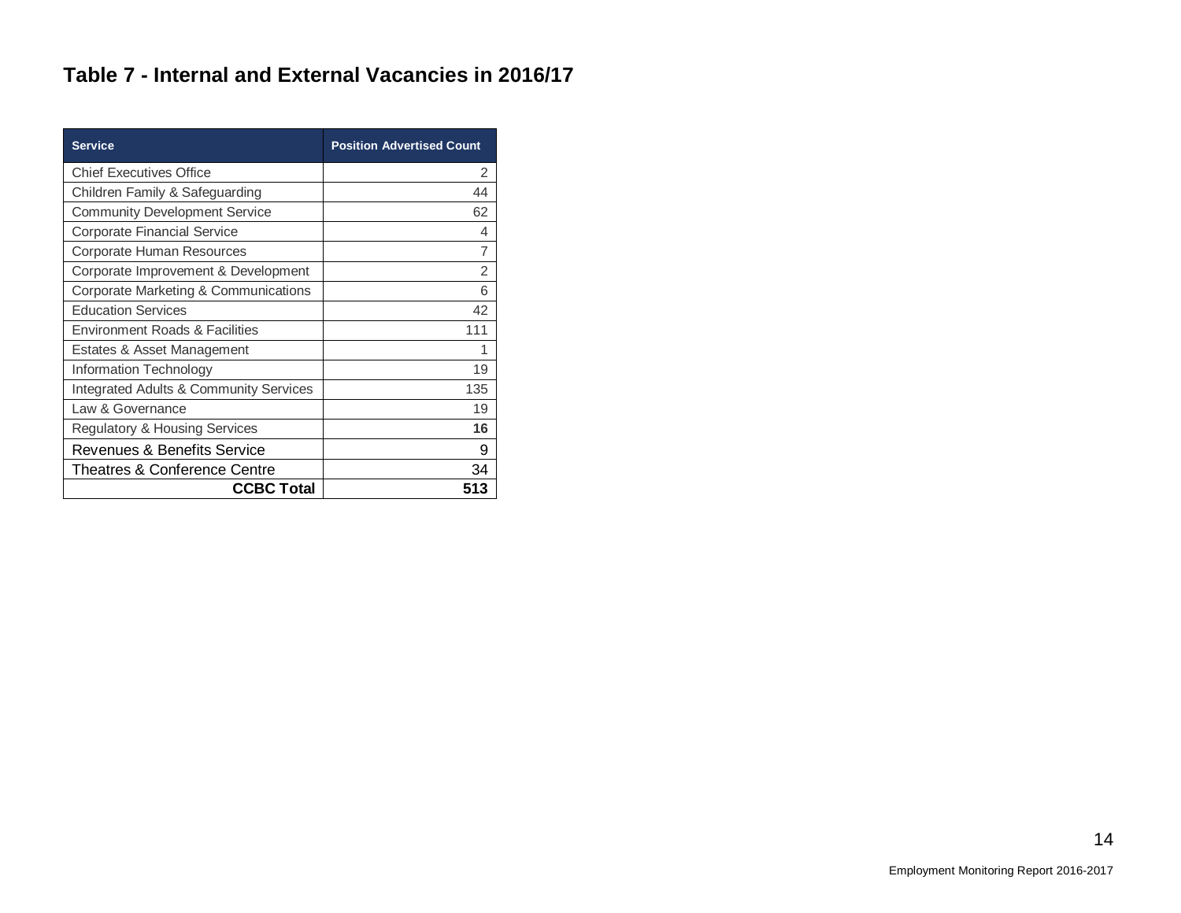## Table 7 - Internal and External Vacancies in 2016/17

| Service | Position Advertised Count |
|---|---|
| Chief Executives Office | 2 |
| Children Family & Safeguarding | 44 |
| Community Development Service | 62 |
| Corporate Financial Service | 4 |
| Corporate Human Resources | 7 |
| Corporate Improvement & Development | 2 |
| Corporate Marketing & Communications | 6 |
| Education Services | 42 |
| Environment Roads & Facilities | 111 |
| Estates & Asset Management | 1 |
| Information Technology | 19 |
| Integrated Adults & Community Services | 135 |
| Law & Governance | 19 |
| Regulatory & Housing Services | **16** |
| Revenues & Benefits Service | 9 |
| Theatres & Conference Centre | 34 |
| **CCBC Total** | **513** |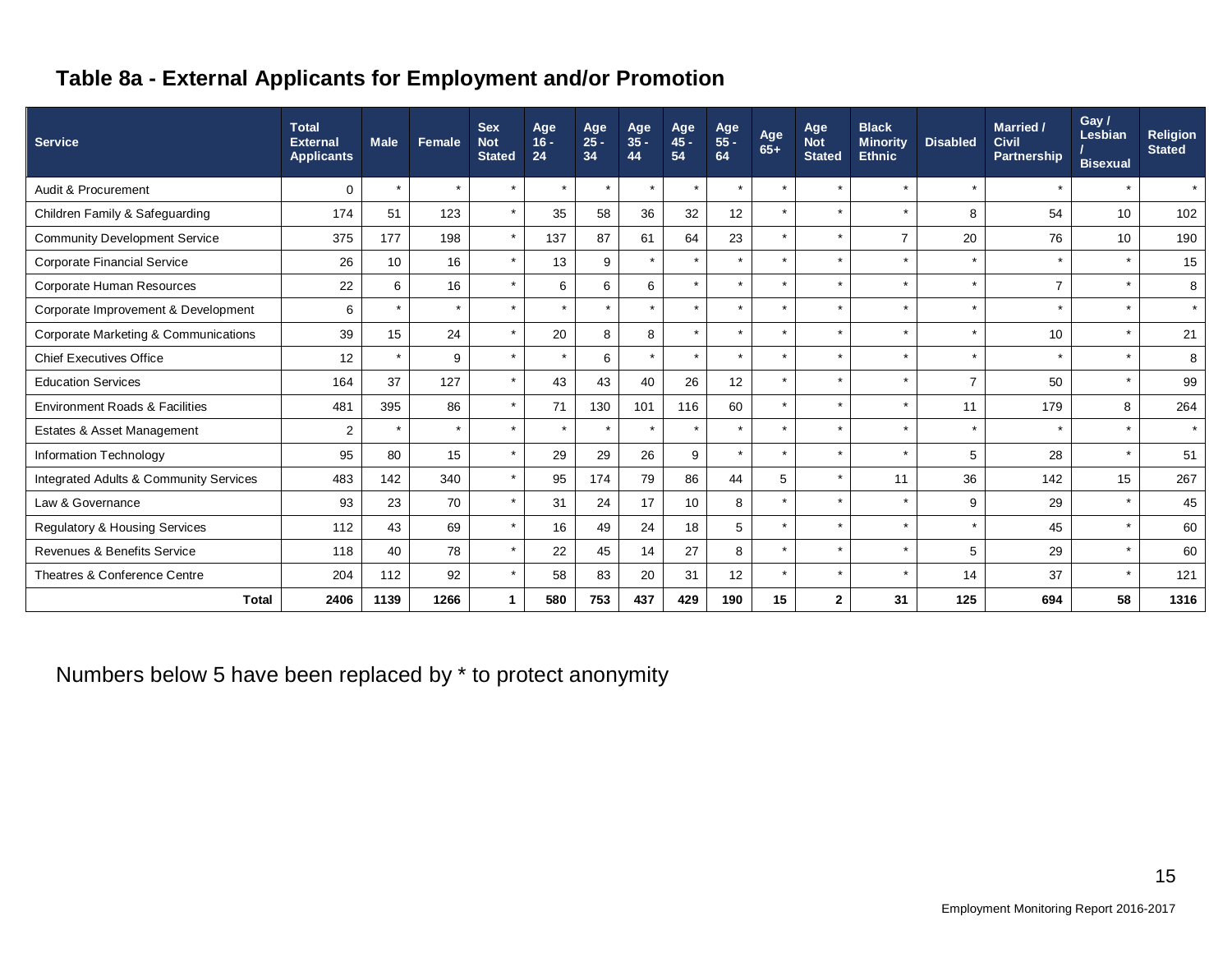## Table 8a - External Applicants for Employment and/or Promotion

| Service | Total External Applicants | Male | Female | Sex Not Stated | Age 16 - 24 | Age 25 - 34 | Age 35 - 44 | Age 45 - 54 | Age 55 - 64 | Age 65+ | Age Not Stated | Black Minority Ethnic | Disabled | Married / Civil Partnership | Gay / Lesbian / Bisexual | Religion Stated |
|---|---|---|---|---|---|---|---|---|---|---|---|---|---|---|---|---|
| Audit & Procurement | 0 | * | * | * | * | * | * | * | * | * | * | * | * | * | * | * |
| Children Family & Safeguarding | 174 | 51 | 123 | * | 35 | 58 | 36 | 32 | 12 | * | * | * | 8 | 54 | 10 | 102 |
| Community Development Service | 375 | 177 | 198 | * | 137 | 87 | 61 | 64 | 23 | * | * | 7 | 20 | 76 | 10 | 190 |
| Corporate Financial Service | 26 | 10 | 16 | * | 13 | 9 | * | * | * | * | * | * | * | * | * | 15 |
| Corporate Human Resources | 22 | 6 | 16 | * | 6 | 6 | 6 | * | * | * | * | * | * | 7 | * | 8 |
| Corporate Improvement & Development | 6 | * | * | * | * | * | * | * | * | * | * | * | * | * | * | * |
| Corporate Marketing & Communications | 39 | 15 | 24 | * | 20 | 8 | 8 | * | * | * | * | * | * | 10 | * | 21 |
| Chief Executives Office | 12 | * | 9 | * | * | 6 | * | * | * | * | * | * | * | * | * | 8 |
| Education Services | 164 | 37 | 127 | * | 43 | 43 | 40 | 26 | 12 | * | * | * | 7 | 50 | * | 99 |
| Environment Roads & Facilities | 481 | 395 | 86 | * | 71 | 130 | 101 | 116 | 60 | * | * | * | 11 | 179 | 8 | 264 |
| Estates & Asset Management | 2 | * | * | * | * | * | * | * | * | * | * | * | * | * | * | * |
| Information Technology | 95 | 80 | 15 | * | 29 | 29 | 26 | 9 | * | * | * | * | 5 | 28 | * | 51 |
| Integrated Adults & Community Services | 483 | 142 | 340 | * | 95 | 174 | 79 | 86 | 44 | 5 | * | 11 | 36 | 142 | 15 | 267 |
| Law & Governance | 93 | 23 | 70 | * | 31 | 24 | 17 | 10 | 8 | * | * | * | 9 | 29 | * | 45 |
| Regulatory & Housing Services | 112 | 43 | 69 | * | 16 | 49 | 24 | 18 | 5 | * | * | * | * | 45 | * | 60 |
| Revenues & Benefits Service | 118 | 40 | 78 | * | 22 | 45 | 14 | 27 | 8 | * | * | * | 5 | 29 | * | 60 |
| Theatres & Conference Centre | 204 | 112 | 92 | * | 58 | 83 | 20 | 31 | 12 | * | * | * | 14 | 37 | * | 121 |
| **Total** | **2406** | **1139** | **1266** | **1** | **580** | **753** | **437** | **429** | **190** | **15** | **2** | **31** | **125** | **694** | **58** | **1316** |

Numbers below 5 have been replaced by * to protect anonymity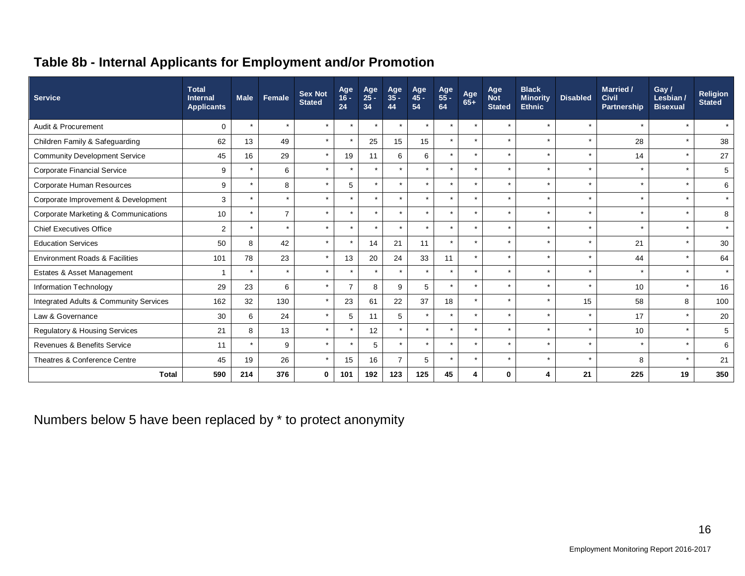## Table 8b - Internal Applicants for Employment and/or Promotion

| Service | Total Internal Applicants | Male | Female | Sex Not Stated | Age 16 - 24 | Age 25 - 34 | Age 35 - 44 | Age 45 - 54 | Age 55 - 64 | Age 65+ | Age Not Stated | Black Minority Ethnic | Disabled | Married / Civil Partnership | Gay / Lesbian / Bisexual | Religion Stated |
|---|---|---|---|---|---|---|---|---|---|---|---|---|---|---|---|---|
| Audit & Procurement | 0 | * | * | * | * | * | * | * | * | * | * | * | * | * | * | * |
| Children Family & Safeguarding | 62 | 13 | 49 | * | * | 25 | 15 | 15 | * | * | * | * | * | 28 | * | 38 |
| Community Development Service | 45 | 16 | 29 | * | 19 | 11 | 6 | 6 | * | * | * | * | * | 14 | * | 27 |
| Corporate Financial Service | 9 | * | 6 | * | * | * | * | * | * | * | * | * | * | * | * | 5 |
| Corporate Human Resources | 9 | * | 8 | * | 5 | * | * | * | * | * | * | * | * | * | * | 6 |
| Corporate Improvement & Development | 3 | * | * | * | * | * | * | * | * | * | * | * | * | * | * | * |
| Corporate Marketing & Communications | 10 | * | 7 | * | * | * | * | * | * | * | * | * | * | * | * | 8 |
| Chief Executives Office | 2 | * | * | * | * | * | * | * | * | * | * | * | * | * | * | * |
| Education Services | 50 | 8 | 42 | * | * | 14 | 21 | 11 | * | * | * | * | * | 21 | * | 30 |
| Environment Roads & Facilities | 101 | 78 | 23 | * | 13 | 20 | 24 | 33 | 11 | * | * | * | * | 44 | * | 64 |
| Estates & Asset Management | 1 | * | * | * | * | * | * | * | * | * | * | * | * | * | * | * |
| Information Technology | 29 | 23 | 6 | * | 7 | 8 | 9 | 5 | * | * | * | * | * | 10 | * | 16 |
| Integrated Adults & Community Services | 162 | 32 | 130 | * | 23 | 61 | 22 | 37 | 18 | * | * | * | 15 | 58 | 8 | 100 |
| Law & Governance | 30 | 6 | 24 | * | 5 | 11 | 5 | * | * | * | * | * | * | 17 | * | 20 |
| Regulatory & Housing Services | 21 | 8 | 13 | * | * | 12 | * | * | * | * | * | * | * | 10 | * | 5 |
| Revenues & Benefits Service | 11 | * | 9 | * | * | 5 | * | * | * | * | * | * | * | * | * | 6 |
| Theatres & Conference Centre | 45 | 19 | 26 | * | 15 | 16 | 7 | 5 | * | * | * | * | * | 8 | * | 21 |
| **Total** | **590** | **214** | **376** | **0** | **101** | **192** | **123** | **125** | **45** | **4** | **0** | **4** | **21** | **225** | **19** | **350** |

Numbers below 5 have been replaced by * to protect anonymity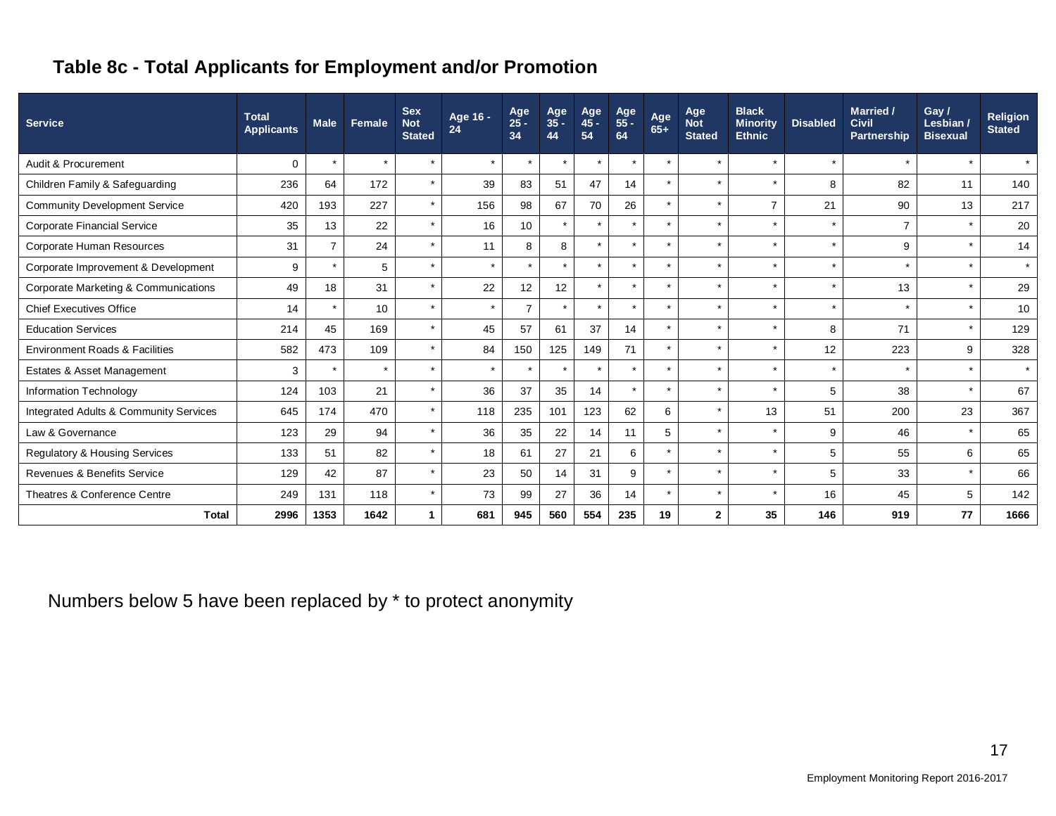## Table 8c - Total Applicants for Employment and/or Promotion

| Service | Total Applicants | Male | Female | Sex Not Stated | Age 16 - 24 | Age 25 - 34 | Age 35 - 44 | Age 45 - 54 | Age 55 - 64 | Age 65+ | Age Not Stated | Black Minority Ethnic | Disabled | Married / Civil Partnership | Gay / Lesbian / Bisexual | Religion Stated |
|---|---|---|---|---|---|---|---|---|---|---|---|---|---|---|---|---|
| Audit & Procurement | 0 | * | * | * | * | * | * | * | * | * | * | * | * | * | * | * |
| Children Family & Safeguarding | 236 | 64 | 172 | * | 39 | 83 | 51 | 47 | 14 | * | * | * | 8 | 82 | 11 | 140 |
| Community Development Service | 420 | 193 | 227 | * | 156 | 98 | 67 | 70 | 26 | * | * | 7 | 21 | 90 | 13 | 217 |
| Corporate Financial Service | 35 | 13 | 22 | * | 16 | 10 | * | * | * | * | * | * | * | 7 | * | 20 |
| Corporate Human Resources | 31 | 7 | 24 | * | 11 | 8 | 8 | * | * | * | * | * | * | 9 | * | 14 |
| Corporate Improvement & Development | 9 | * | 5 | * | * | * | * | * | * | * | * | * | * | * | * | * |
| Corporate Marketing & Communications | 49 | 18 | 31 | * | 22 | 12 | 12 | * | * | * | * | * | * | 13 | * | 29 |
| Chief Executives Office | 14 | * | 10 | * | * | 7 | * | * | * | * | * | * | * | * | * | 10 |
| Education Services | 214 | 45 | 169 | * | 45 | 57 | 61 | 37 | 14 | * | * | * | 8 | 71 | * | 129 |
| Environment Roads & Facilities | 582 | 473 | 109 | * | 84 | 150 | 125 | 149 | 71 | * | * | * | 12 | 223 | 9 | 328 |
| Estates & Asset Management | 3 | * | * | * | * | * | * | * | * | * | * | * | * | * | * | * |
| Information Technology | 124 | 103 | 21 | * | 36 | 37 | 35 | 14 | * | * | * | * | 5 | 38 | * | 67 |
| Integrated Adults & Community Services | 645 | 174 | 470 | * | 118 | 235 | 101 | 123 | 62 | 6 | * | 13 | 51 | 200 | 23 | 367 |
| Law & Governance | 123 | 29 | 94 | * | 36 | 35 | 22 | 14 | 11 | 5 | * | * | 9 | 46 | * | 65 |
| Regulatory & Housing Services | 133 | 51 | 82 | * | 18 | 61 | 27 | 21 | 6 | * | * | * | 5 | 55 | 6 | 65 |
| Revenues & Benefits Service | 129 | 42 | 87 | * | 23 | 50 | 14 | 31 | 9 | * | * | * | 5 | 33 | * | 66 |
| Theatres & Conference Centre | 249 | 131 | 118 | * | 73 | 99 | 27 | 36 | 14 | * | * | * | 16 | 45 | 5 | 142 |
| **Total** | **2996** | **1353** | **1642** | **1** | **681** | **945** | **560** | **554** | **235** | **19** | **2** | **35** | **146** | **919** | **77** | **1666** |

Numbers below 5 have been replaced by * to protect anonymity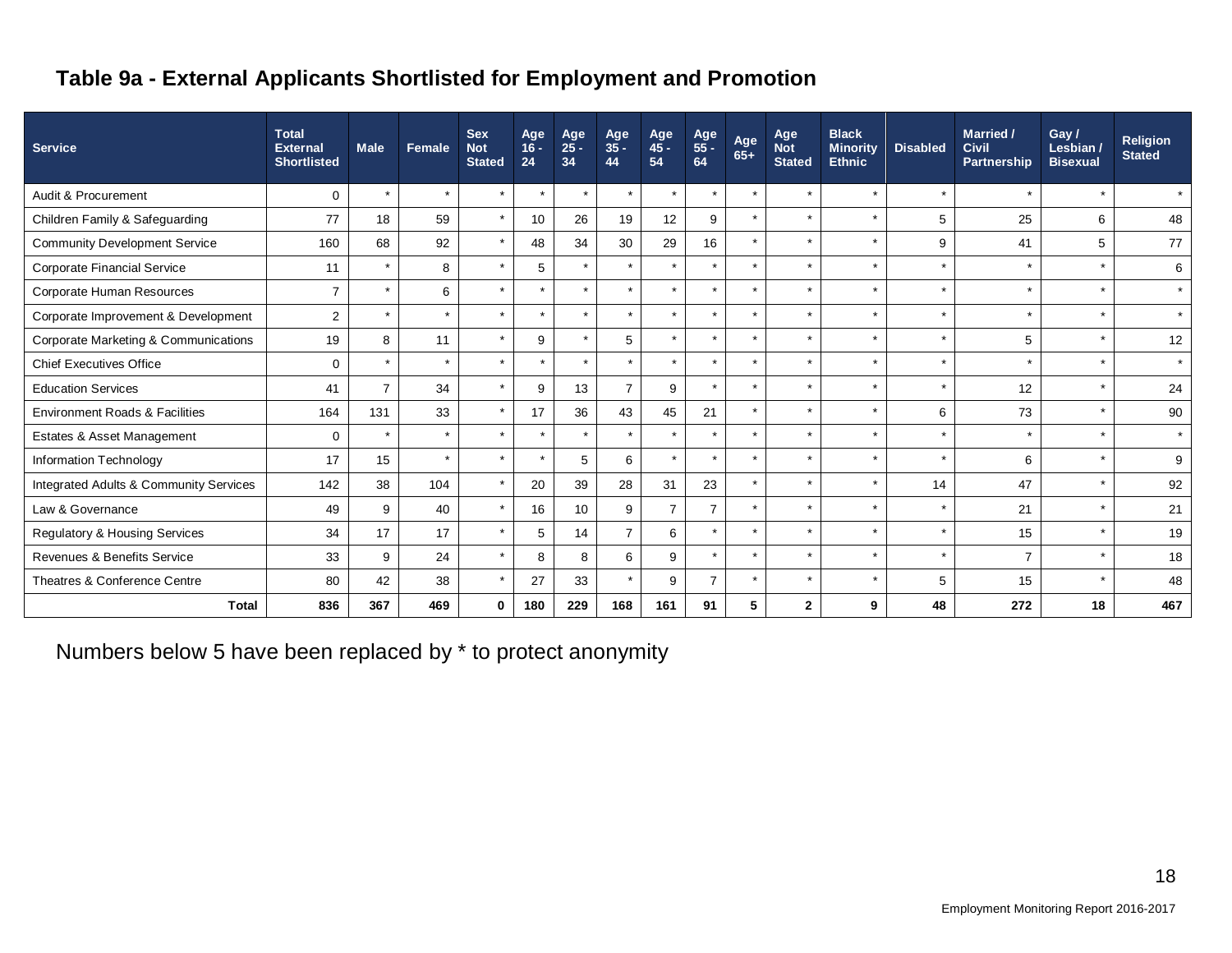## Table 9a - External Applicants Shortlisted for Employment and Promotion

| Service | Total External Shortlisted | Male | Female | Sex Not Stated | Age 16 - 24 | Age 25 - 34 | Age 35 - 44 | Age 45 - 54 | Age 55 - 64 | Age 65+ | Age Not Stated | Black Minority Ethnic | Disabled | Married / Civil Partnership | Gay / Lesbian / Bisexual | Religion Stated |
|---|---|---|---|---|---|---|---|---|---|---|---|---|---|---|---|---|
| Audit & Procurement | 0 | * | * | * | * | * | * | * | * | * | * | * | * | * | * | * |
| Children Family & Safeguarding | 77 | 18 | 59 | * | 10 | 26 | 19 | 12 | 9 | * | * | * | 5 | 25 | 6 | 48 |
| Community Development Service | 160 | 68 | 92 | * | 48 | 34 | 30 | 29 | 16 | * | * | * | 9 | 41 | 5 | 77 |
| Corporate Financial Service | 11 | * | 8 | * | 5 | * | * | * | * | * | * | * | * | * | * | 6 |
| Corporate Human Resources | 7 | * | 6 | * | * | * | * | * | * | * | * | * | * | * | * | * |
| Corporate Improvement & Development | 2 | * | * | * | * | * | * | * | * | * | * | * | * | * | * | * |
| Corporate Marketing & Communications | 19 | 8 | 11 | * | 9 | * | 5 | * | * | * | * | * | * | 5 | * | 12 |
| Chief Executives Office | 0 | * | * | * | * | * | * | * | * | * | * | * | * | * | * | * |
| Education Services | 41 | 7 | 34 | * | 9 | 13 | 7 | 9 | * | * | * | * | * | 12 | * | 24 |
| Environment Roads & Facilities | 164 | 131 | 33 | * | 17 | 36 | 43 | 45 | 21 | * | * | * | 6 | 73 | * | 90 |
| Estates & Asset Management | 0 | * | * | * | * | * | * | * | * | * | * | * | * | * | * | * |
| Information Technology | 17 | 15 | * | * | * | 5 | 6 | * | * | * | * | * | * | 6 | * | 9 |
| Integrated Adults & Community Services | 142 | 38 | 104 | * | 20 | 39 | 28 | 31 | 23 | * | * | * | 14 | 47 | * | 92 |
| Law & Governance | 49 | 9 | 40 | * | 16 | 10 | 9 | 7 | 7 | * | * | * | * | 21 | * | 21 |
| Regulatory & Housing Services | 34 | 17 | 17 | * | 5 | 14 | 7 | 6 | * | * | * | * | * | 15 | * | 19 |
| Revenues & Benefits Service | 33 | 9 | 24 | * | 8 | 8 | 6 | 9 | * | * | * | * | * | 7 | * | 18 |
| Theatres & Conference Centre | 80 | 42 | 38 | * | 27 | 33 | * | 9 | 7 | * | * | * | 5 | 15 | * | 48 |
| **Total** | **836** | **367** | **469** | **0** | **180** | **229** | **168** | **161** | **91** | **5** | **2** | **9** | **48** | **272** | **18** | **467** |

Numbers below 5 have been replaced by * to protect anonymity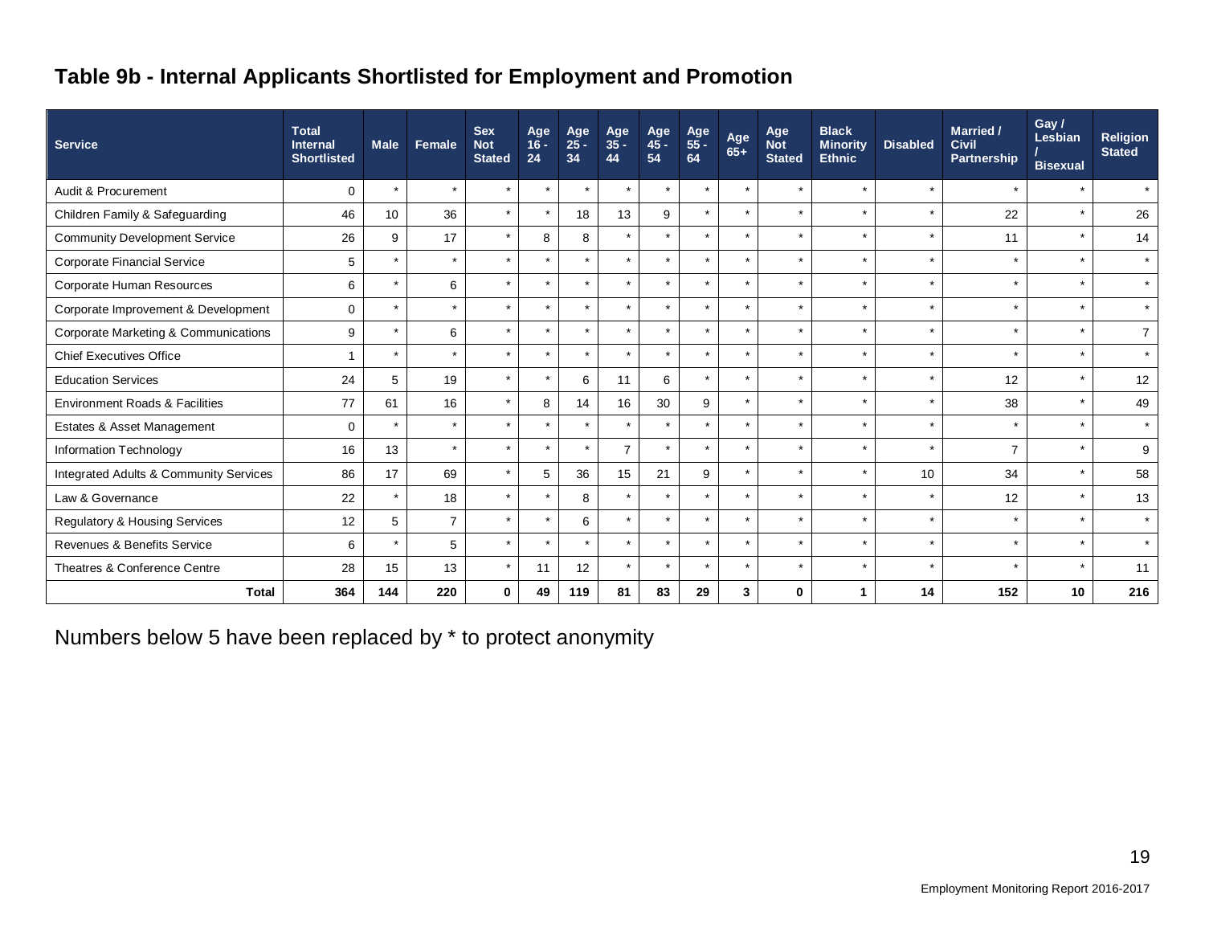## Table 9b - Internal Applicants Shortlisted for Employment and Promotion

| Service | Total Internal Shortlisted | Male | Female | Sex Not Stated | Age 16 - 24 | Age 25 - 34 | Age 35 - 44 | Age 45 - 54 | Age 55 - 64 | Age 65+ | Age Not Stated | Black Minority Ethnic | Disabled | Married / Civil Partnership | Gay / Lesbian / Bisexual | Religion Stated |
|---|---|---|---|---|---|---|---|---|---|---|---|---|---|---|---|---|
| Audit & Procurement | 0 | * | * | * | * | * | * | * | * | * | * | * | * | * | * | * |
| Children Family & Safeguarding | 46 | 10 | 36 | * | * | 18 | 13 | 9 | * | * | * | * | * | 22 | * | 26 |
| Community Development Service | 26 | 9 | 17 | * | 8 | 8 | * | * | * | * | * | * | * | 11 | * | 14 |
| Corporate Financial Service | 5 | * | * | * | * | * | * | * | * | * | * | * | * | * | * | * |
| Corporate Human Resources | 6 | * | 6 | * | * | * | * | * | * | * | * | * | * | * | * | * |
| Corporate Improvement & Development | 0 | * | * | * | * | * | * | * | * | * | * | * | * | * | * | * |
| Corporate Marketing & Communications | 9 | * | 6 | * | * | * | * | * | * | * | * | * | * | * | * | 7 |
| Chief Executives Office | 1 | * | * | * | * | * | * | * | * | * | * | * | * | * | * | * |
| Education Services | 24 | 5 | 19 | * | * | 6 | 11 | 6 | * | * | * | * | * | 12 | * | 12 |
| Environment Roads & Facilities | 77 | 61 | 16 | * | 8 | 14 | 16 | 30 | 9 | * | * | * | * | 38 | * | 49 |
| Estates & Asset Management | 0 | * | * | * | * | * | * | * | * | * | * | * | * | * | * | * |
| Information Technology | 16 | 13 | * | * | * | * | 7 | * | * | * | * | * | * | 7 | * | 9 |
| Integrated Adults & Community Services | 86 | 17 | 69 | * | 5 | 36 | 15 | 21 | 9 | * | * | * | 10 | 34 | * | 58 |
| Law & Governance | 22 | * | 18 | * | * | 8 | * | * | * | * | * | * | * | 12 | * | 13 |
| Regulatory & Housing Services | 12 | 5 | 7 | * | * | 6 | * | * | * | * | * | * | * | * | * | * |
| Revenues & Benefits Service | 6 | * | 5 | * | * | * | * | * | * | * | * | * | * | * | * | * |
| Theatres & Conference Centre | 28 | 15 | 13 | * | 11 | 12 | * | * | * | * | * | * | * | * | * | 11 |
| **Total** | **364** | **144** | **220** | **0** | **49** | **119** | **81** | **83** | **29** | **3** | **0** | **1** | **14** | **152** | **10** | **216** |

Numbers below 5 have been replaced by * to protect anonymity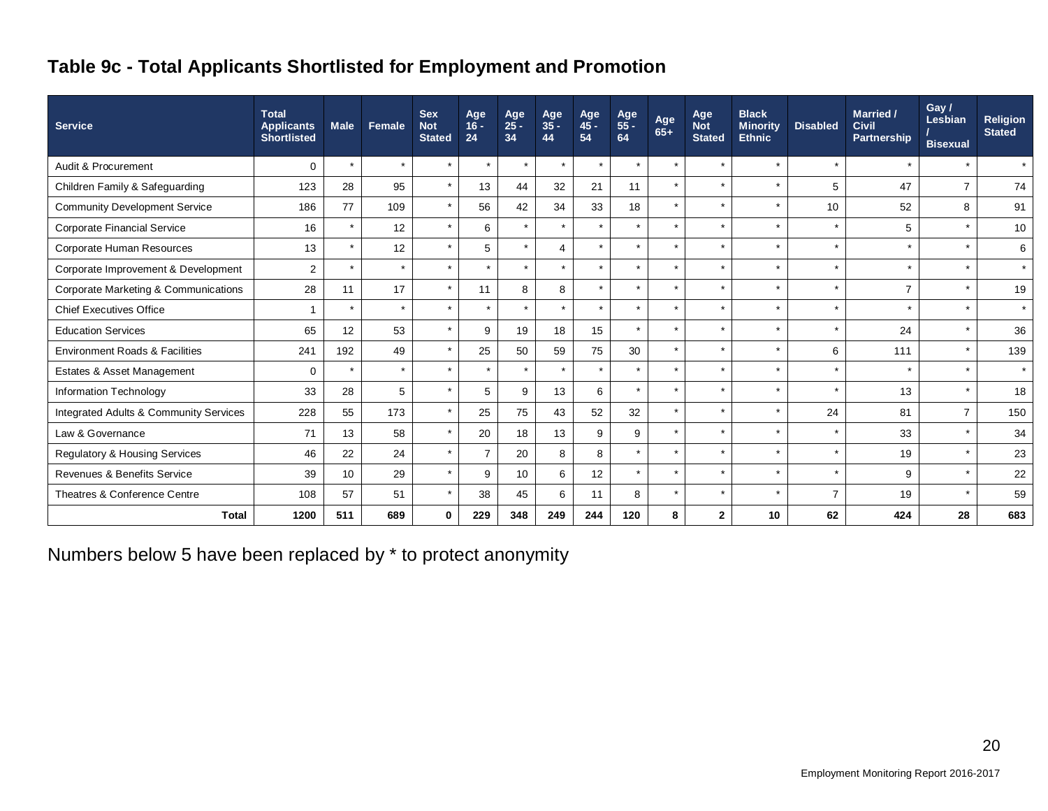## Table 9c - Total Applicants Shortlisted for Employment and Promotion

| Service | Total Applicants Shortlisted | Male | Female | Sex Not Stated | Age 16 - 24 | Age 25 - 34 | Age 35 - 44 | Age 45 - 54 | Age 55 - 64 | Age 65+ | Age Not Stated | Black Minority Ethnic | Disabled | Married / Civil Partnership | Gay / Lesbian / Bisexual | Religion Stated |
|---|---|---|---|---|---|---|---|---|---|---|---|---|---|---|---|---|
| Audit & Procurement | 0 | * | * | * | * | * | * | * | * | * | * | * | * | * | * | * |
| Children Family & Safeguarding | 123 | 28 | 95 | * | 13 | 44 | 32 | 21 | 11 | * | * | * | 5 | 47 | 7 | 74 |
| Community Development Service | 186 | 77 | 109 | * | 56 | 42 | 34 | 33 | 18 | * | * | * | 10 | 52 | 8 | 91 |
| Corporate Financial Service | 16 | * | 12 | * | 6 | * | * | * | * | * | * | * | * | 5 | * | 10 |
| Corporate Human Resources | 13 | * | 12 | * | 5 | * | 4 | * | * | * | * | * | * | * | * | 6 |
| Corporate Improvement & Development | 2 | * | * | * | * | * | * | * | * | * | * | * | * | * | * | * |
| Corporate Marketing & Communications | 28 | 11 | 17 | * | 11 | 8 | 8 | * | * | * | * | * | * | 7 | * | 19 |
| Chief Executives Office | 1 | * | * | * | * | * | * | * | * | * | * | * | * | * | * | * |
| Education Services | 65 | 12 | 53 | * | 9 | 19 | 18 | 15 | * | * | * | * | * | 24 | * | 36 |
| Environment Roads & Facilities | 241 | 192 | 49 | * | 25 | 50 | 59 | 75 | 30 | * | * | * | 6 | 111 | * | 139 |
| Estates & Asset Management | 0 | * | * | * | * | * | * | * | * | * | * | * | * | * | * | * |
| Information Technology | 33 | 28 | 5 | * | 5 | 9 | 13 | 6 | * | * | * | * | * | 13 | * | 18 |
| Integrated Adults & Community Services | 228 | 55 | 173 | * | 25 | 75 | 43 | 52 | 32 | * | * | * | 24 | 81 | 7 | 150 |
| Law & Governance | 71 | 13 | 58 | * | 20 | 18 | 13 | 9 | 9 | * | * | * | * | 33 | * | 34 |
| Regulatory & Housing Services | 46 | 22 | 24 | * | 7 | 20 | 8 | 8 | * | * | * | * | * | 19 | * | 23 |
| Revenues & Benefits Service | 39 | 10 | 29 | * | 9 | 10 | 6 | 12 | * | * | * | * | * | 9 | * | 22 |
| Theatres & Conference Centre | 108 | 57 | 51 | * | 38 | 45 | 6 | 11 | 8 | * | * | * | 7 | 19 | * | 59 |
| **Total** | **1200** | **511** | **689** | **0** | **229** | **348** | **249** | **244** | **120** | **8** | **2** | **10** | **62** | **424** | **28** | **683** |

Numbers below 5 have been replaced by * to protect anonymity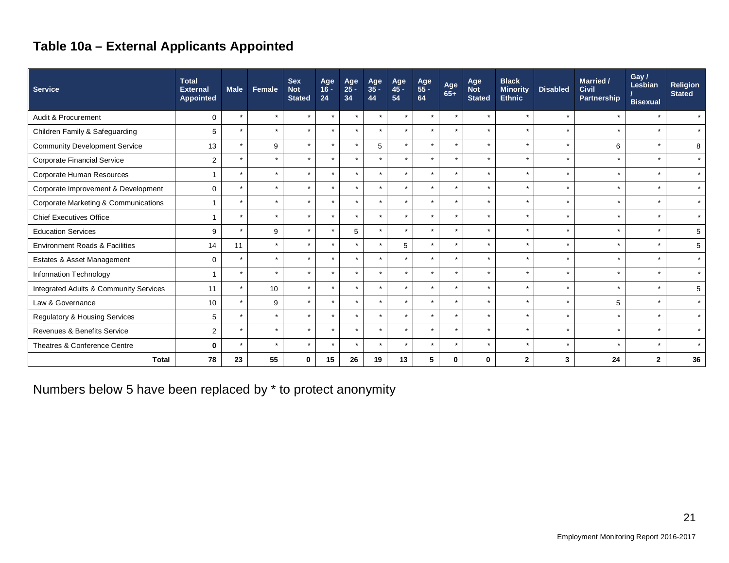## Table 10a – External Applicants Appointed

| Service | Total External Appointed | Male | Female | Sex Not Stated | Age 16 - 24 | Age 25 - 34 | Age 35 - 44 | Age 45 - 54 | Age 55 - 64 | Age 65+ | Age Not Stated | Black Minority Ethnic | Disabled | Married / Civil Partnership | Gay / Lesbian / Bisexual | Religion Stated |
|---|---|---|---|---|---|---|---|---|---|---|---|---|---|---|---|---|
| Audit & Procurement | 0 | * | * | * | * | * | * | * | * | * | * | * | * | * | * | * |
| Children Family & Safeguarding | 5 | * | * | * | * | * | * | * | * | * | * | * | * | * | * | * |
| Community Development Service | 13 | * | 9 | * | * | * | 5 | * | * | * | * | * | * | 6 | * | 8 |
| Corporate Financial Service | 2 | * | * | * | * | * | * | * | * | * | * | * | * | * | * | * |
| Corporate Human Resources | 1 | * | * | * | * | * | * | * | * | * | * | * | * | * | * | * |
| Corporate Improvement & Development | 0 | * | * | * | * | * | * | * | * | * | * | * | * | * | * | * |
| Corporate Marketing & Communications | 1 | * | * | * | * | * | * | * | * | * | * | * | * | * | * | * |
| Chief Executives Office | 1 | * | * | * | * | * | * | * | * | * | * | * | * | * | * | * |
| Education Services | 9 | * | 9 | * | * | 5 | * | * | * | * | * | * | * | * | * | 5 |
| Environment Roads & Facilities | 14 | 11 | * | * | * | * | * | 5 | * | * | * | * | * | * | * | 5 |
| Estates & Asset Management | 0 | * | * | * | * | * | * | * | * | * | * | * | * | * | * | * |
| Information Technology | 1 | * | * | * | * | * | * | * | * | * | * | * | * | * | * | * |
| Integrated Adults & Community Services | 11 | * | 10 | * | * | * | * | * | * | * | * | * | * | * | * | 5 |
| Law & Governance | 10 | * | 9 | * | * | * | * | * | * | * | * | * | * | 5 | * | * |
| Regulatory & Housing Services | 5 | * | * | * | * | * | * | * | * | * | * | * | * | * | * | * |
| Revenues & Benefits Service | 2 | * | * | * | * | * | * | * | * | * | * | * | * | * | * | * |
| Theatres & Conference Centre | **0** | * | * | * | * | * | * | * | * | * | * | * | * | * | * | * |
| **Total** | **78** | **23** | **55** | **0** | **15** | **26** | **19** | **13** | **5** | **0** | **0** | **2** | **3** | **24** | **2** | **36** |

Numbers below 5 have been replaced by * to protect anonymity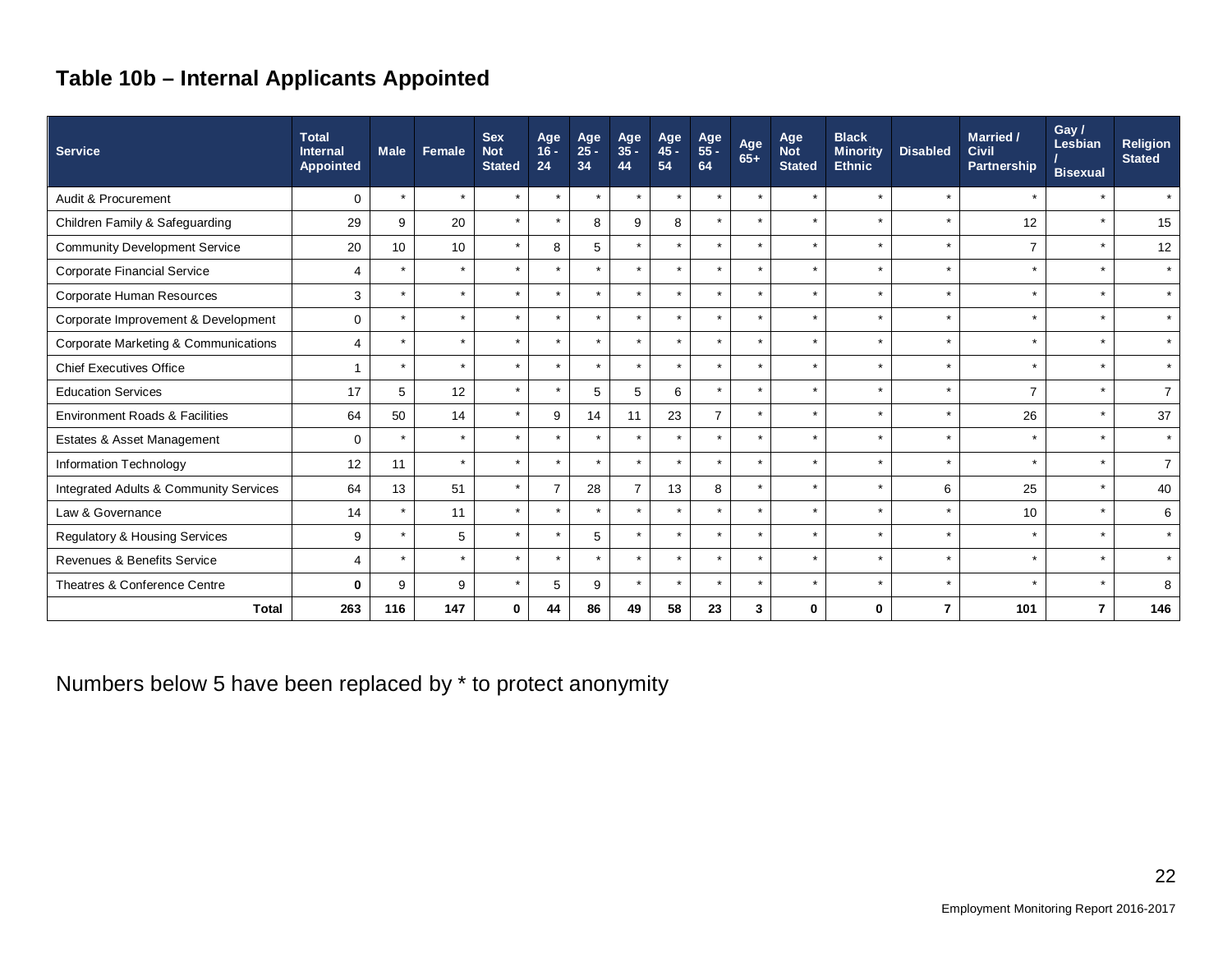## Table 10b – Internal Applicants Appointed

| Service | Total Internal Appointed | Male | Female | Sex Not Stated | Age 16 - 24 | Age 25 - 34 | Age 35 - 44 | Age 45 - 54 | Age 55 - 64 | Age 65+ | Age Not Stated | Black Minority Ethnic | Disabled | Married / Civil Partnership | Gay / Lesbian / Bisexual | Religion Stated |
|---|---|---|---|---|---|---|---|---|---|---|---|---|---|---|---|---|
| Audit & Procurement | 0 | * | * | * | * | * | * | * | * | * | * | * | * | * | * | * |
| Children Family & Safeguarding | 29 | 9 | 20 | * | * | 8 | 9 | 8 | * | * | * | * | * | 12 | * | 15 |
| Community Development Service | 20 | 10 | 10 | * | 8 | 5 | * | * | * | * | * | * | * | 7 | * | 12 |
| Corporate Financial Service | 4 | * | * | * | * | * | * | * | * | * | * | * | * | * | * | * |
| Corporate Human Resources | 3 | * | * | * | * | * | * | * | * | * | * | * | * | * | * | * |
| Corporate Improvement & Development | 0 | * | * | * | * | * | * | * | * | * | * | * | * | * | * | * |
| Corporate Marketing & Communications | 4 | * | * | * | * | * | * | * | * | * | * | * | * | * | * | * |
| Chief Executives Office | 1 | * | * | * | * | * | * | * | * | * | * | * | * | * | * | * |
| Education Services | 17 | 5 | 12 | * | * | 5 | 5 | 6 | * | * | * | * | * | 7 | * | 7 |
| Environment Roads & Facilities | 64 | 50 | 14 | * | 9 | 14 | 11 | 23 | 7 | * | * | * | * | 26 | * | 37 |
| Estates & Asset Management | 0 | * | * | * | * | * | * | * | * | * | * | * | * | * | * | * |
| Information Technology | 12 | 11 | * | * | * | * | * | * | * | * | * | * | * | * | * | 7 |
| Integrated Adults & Community Services | 64 | 13 | 51 | * | 7 | 28 | 7 | 13 | 8 | * | * | * | 6 | 25 | * | 40 |
| Law & Governance | 14 | * | 11 | * | * | * | * | * | * | * | * | * | * | 10 | * | 6 |
| Regulatory & Housing Services | 9 | * | 5 | * | * | 5 | * | * | * | * | * | * | * | * | * | * |
| Revenues & Benefits Service | 4 | * | * | * | * | * | * | * | * | * | * | * | * | * | * | * |
| Theatres & Conference Centre | **0** | 9 | 9 | * | 5 | 9 | * | * | * | * | * | * | * | * | * | 8 |
| **Total** | **263** | **116** | **147** | **0** | **44** | **86** | **49** | **58** | **23** | **3** | **0** | **0** | **7** | **101** | **7** | **146** |

Numbers below 5 have been replaced by * to protect anonymity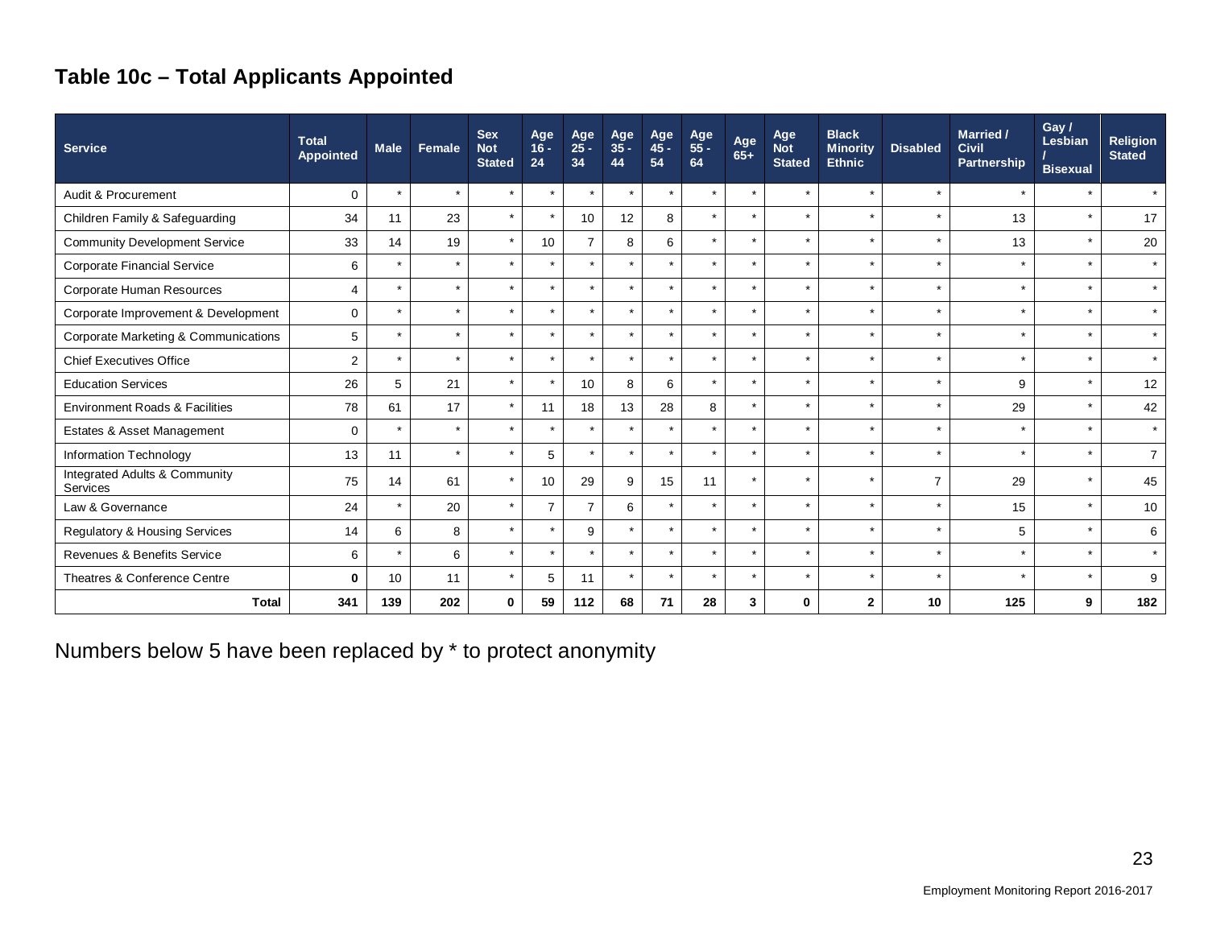### Table 10c – Total Applicants Appointed

| Service | Total Appointed | Male | Female | Sex Not Stated | Age 16 - 24 | Age 25 - 34 | Age 35 - 44 | Age 45 - 54 | Age 55 - 64 | Age 65+ | Age Not Stated | Black Minority Ethnic | Disabled | Married / Civil Partnership | Gay / Lesbian / Bisexual | Religion Stated |
|---|---|---|---|---|---|---|---|---|---|---|---|---|---|---|---|---|
| Audit & Procurement | 0 | * | * | * | * | * | * | * | * | * | * | * | * | * | * | * |
| Children Family & Safeguarding | 34 | 11 | 23 | * | * | 10 | 12 | 8 | * | * | * | * | * | 13 | * | 17 |
| Community Development Service | 33 | 14 | 19 | * | 10 | 7 | 8 | 6 | * | * | * | * | * | 13 | * | 20 |
| Corporate Financial Service | 6 | * | * | * | * | * | * | * | * | * | * | * | * | * | * | * |
| Corporate Human Resources | 4 | * | * | * | * | * | * | * | * | * | * | * | * | * | * | * |
| Corporate Improvement & Development | 0 | * | * | * | * | * | * | * | * | * | * | * | * | * | * | * |
| Corporate Marketing & Communications | 5 | * | * | * | * | * | * | * | * | * | * | * | * | * | * | * |
| Chief Executives Office | 2 | * | * | * | * | * | * | * | * | * | * | * | * | * | * | * |
| Education Services | 26 | 5 | 21 | * | * | 10 | 8 | 6 | * | * | * | * | * | 9 | * | 12 |
| Environment Roads & Facilities | 78 | 61 | 17 | * | 11 | 18 | 13 | 28 | 8 | * | * | * | * | 29 | * | 42 |
| Estates & Asset Management | 0 | * | * | * | * | * | * | * | * | * | * | * | * | * | * | * |
| Information Technology | 13 | 11 | * | * | 5 | * | * | * | * | * | * | * | * | * | * | 7 |
| Integrated Adults & Community Services | 75 | 14 | 61 | * | 10 | 29 | 9 | 15 | 11 | * | * | * | 7 | 29 | * | 45 |
| Law & Governance | 24 | * | 20 | * | 7 | 7 | 6 | * | * | * | * | * | * | 15 | * | 10 |
| Regulatory & Housing Services | 14 | 6 | 8 | * | * | 9 | * | * | * | * | * | * | * | 5 | * | 6 |
| Revenues & Benefits Service | 6 | * | 6 | * | * | * | * | * | * | * | * | * | * | * | * | * |
| Theatres & Conference Centre | **0** | 10 | 11 | * | 5 | 11 | * | * | * | * | * | * | * | * | * | 9 |
| **Total** | **341** | **139** | **202** | **0** | **59** | **112** | **68** | **71** | **28** | **3** | **0** | **2** | **10** | **125** | **9** | **182** |

Numbers below 5 have been replaced by * to protect anonymity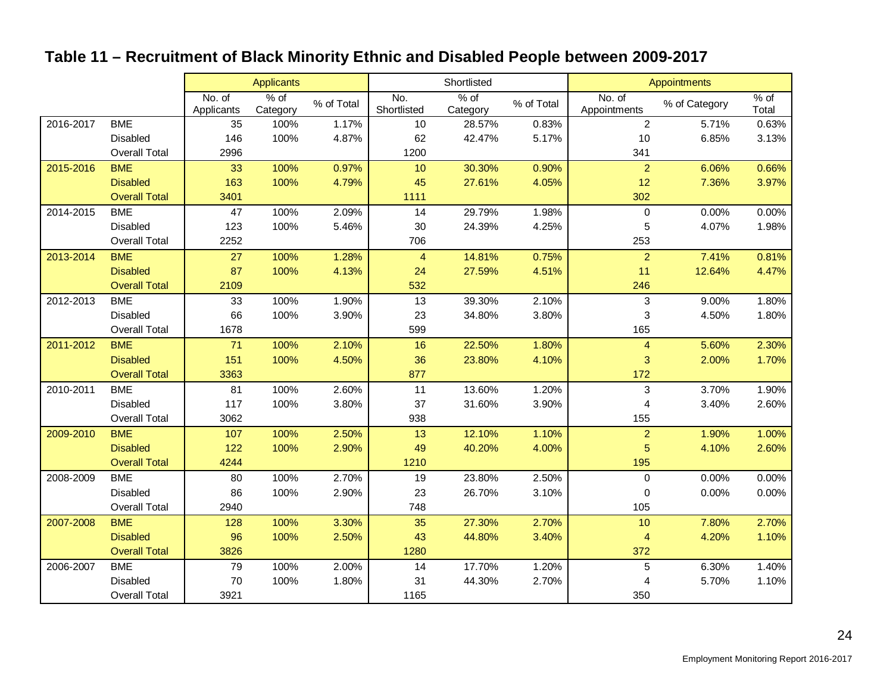## Table 11 – Recruitment of Black Minority Ethnic and Disabled People between 2009-2017

| | | Applicants | | | Shortlisted | | | Appointments | | |
|---|---|---|---|---|---|---|---|---|---|---|
| | | No. of Applicants | % of Category | % of Total | No. Shortlisted | % of Category | % of Total | No. of Appointments | % of Category | % of Total |
| 2016-2017 | BME | 35 | 100% | 1.17% | 10 | 28.57% | 0.83% | 2 | 5.71% | 0.63% |
| | Disabled | 146 | 100% | 4.87% | 62 | 42.47% | 5.17% | 10 | 6.85% | 3.13% |
| | Overall Total | 2996 | | | 1200 | | | 341 | | |
| 2015-2016 | BME | 33 | 100% | 0.97% | 10 | 30.30% | 0.90% | 2 | 6.06% | 0.66% |
| | Disabled | 163 | 100% | 4.79% | 45 | 27.61% | 4.05% | 12 | 7.36% | 3.97% |
| | Overall Total | 3401 | | | 1111 | | | 302 | | |
| 2014-2015 | BME | 47 | 100% | 2.09% | 14 | 29.79% | 1.98% | 0 | 0.00% | 0.00% |
| | Disabled | 123 | 100% | 5.46% | 30 | 24.39% | 4.25% | 5 | 4.07% | 1.98% |
| | Overall Total | 2252 | | | 706 | | | 253 | | |
| 2013-2014 | BME | 27 | 100% | 1.28% | 4 | 14.81% | 0.75% | 2 | 7.41% | 0.81% |
| | Disabled | 87 | 100% | 4.13% | 24 | 27.59% | 4.51% | 11 | 12.64% | 4.47% |
| | Overall Total | 2109 | | | 532 | | | 246 | | |
| 2012-2013 | BME | 33 | 100% | 1.90% | 13 | 39.30% | 2.10% | 3 | 9.00% | 1.80% |
| | Disabled | 66 | 100% | 3.90% | 23 | 34.80% | 3.80% | 3 | 4.50% | 1.80% |
| | Overall Total | 1678 | | | 599 | | | 165 | | |
| 2011-2012 | BME | 71 | 100% | 2.10% | 16 | 22.50% | 1.80% | 4 | 5.60% | 2.30% |
| | Disabled | 151 | 100% | 4.50% | 36 | 23.80% | 4.10% | 3 | 2.00% | 1.70% |
| | Overall Total | 3363 | | | 877 | | | 172 | | |
| 2010-2011 | BME | 81 | 100% | 2.60% | 11 | 13.60% | 1.20% | 3 | 3.70% | 1.90% |
| | Disabled | 117 | 100% | 3.80% | 37 | 31.60% | 3.90% | 4 | 3.40% | 2.60% |
| | Overall Total | 3062 | | | 938 | | | 155 | | |
| 2009-2010 | BME | 107 | 100% | 2.50% | 13 | 12.10% | 1.10% | 2 | 1.90% | 1.00% |
| | Disabled | 122 | 100% | 2.90% | 49 | 40.20% | 4.00% | 5 | 4.10% | 2.60% |
| | Overall Total | 4244 | | | 1210 | | | 195 | | |
| 2008-2009 | BME | 80 | 100% | 2.70% | 19 | 23.80% | 2.50% | 0 | 0.00% | 0.00% |
| | Disabled | 86 | 100% | 2.90% | 23 | 26.70% | 3.10% | 0 | 0.00% | 0.00% |
| | Overall Total | 2940 | | | 748 | | | 105 | | |
| 2007-2008 | BME | 128 | 100% | 3.30% | 35 | 27.30% | 2.70% | 10 | 7.80% | 2.70% |
| | Disabled | 96 | 100% | 2.50% | 43 | 44.80% | 3.40% | 4 | 4.20% | 1.10% |
| | Overall Total | 3826 | | | 1280 | | | 372 | | |
| 2006-2007 | BME | 79 | 100% | 2.00% | 14 | 17.70% | 1.20% | 5 | 6.30% | 1.40% |
| | Disabled | 70 | 100% | 1.80% | 31 | 44.30% | 2.70% | 4 | 5.70% | 1.10% |
| | Overall Total | 3921 | | | 1165 | | | 350 | | |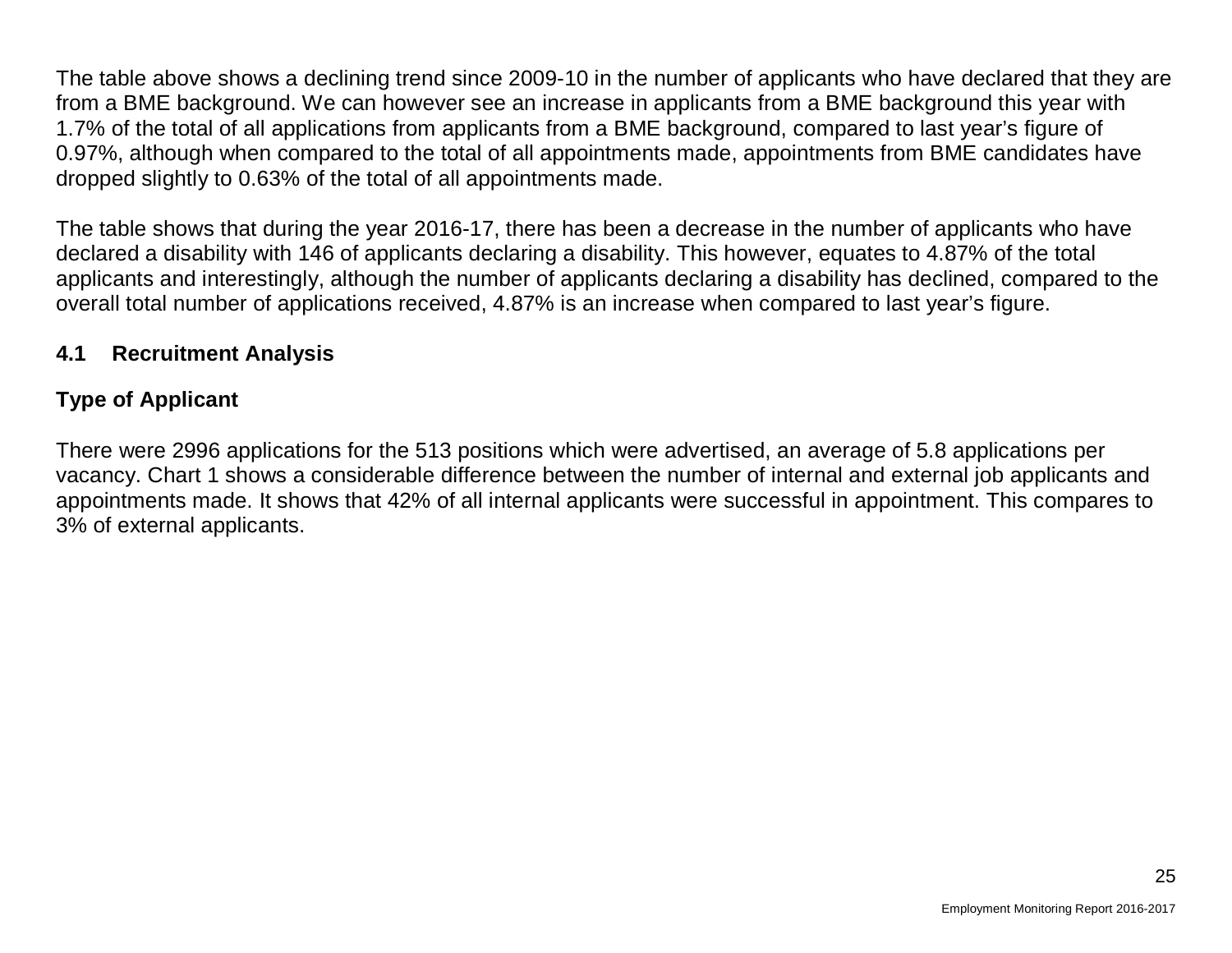The table above shows a declining trend since 2009-10 in the number of applicants who have declared that they are from a BME background. We can however see an increase in applicants from a BME background this year with 1.7% of the total of all applications from applicants from a BME background, compared to last year's figure of 0.97%, although when compared to the total of all appointments made, appointments from BME candidates have dropped slightly to 0.63% of the total of all appointments made.

The table shows that during the year 2016-17, there has been a decrease in the number of applicants who have declared a disability with 146 of applicants declaring a disability. This however, equates to 4.87% of the total applicants and interestingly, although the number of applicants declaring a disability has declined, compared to the overall total number of applications received, 4.87% is an increase when compared to last year's figure.

## 4.1 Recruitment Analysis

### Type of Applicant

There were 2996 applications for the 513 positions which were advertised, an average of 5.8 applications per vacancy. Chart 1 shows a considerable difference between the number of internal and external job applicants and appointments made. It shows that 42% of all internal applicants were successful in appointment. This compares to 3% of external applicants.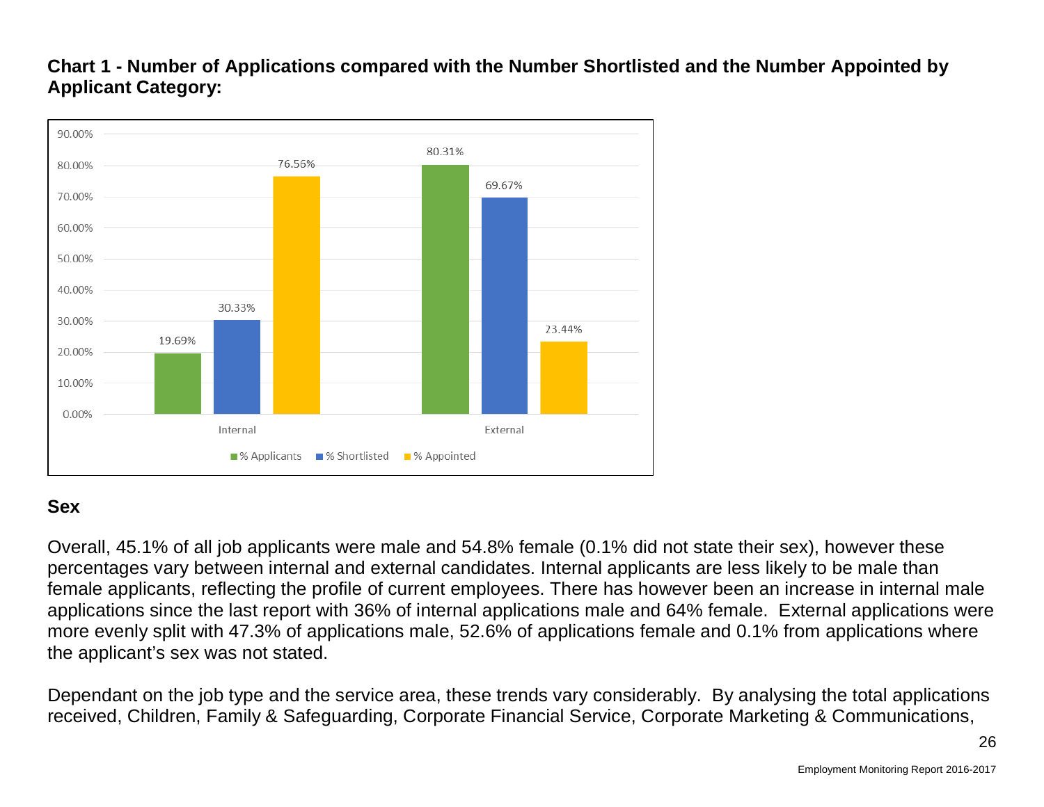**Chart 1 - Number of Applications compared with the Number Shortlisted and the Number Appointed by Applicant Category:**

| | % Applicants | % Shortlisted | % Appointed |
|---|---|---|---|
| Internal | 19.69% | 30.33% | 76.56% |
| External | 80.31% | 69.67% | 23.44% |

## Sex

Overall, 45.1% of all job applicants were male and 54.8% female (0.1% did not state their sex), however these percentages vary between internal and external candidates. Internal applicants are less likely to be male than female applicants, reflecting the profile of current employees. There has however been an increase in internal male applications since the last report with 36% of internal applications male and 64% female. External applications were more evenly split with 47.3% of applications male, 52.6% of applications female and 0.1% from applications where the applicant's sex was not stated.

Dependant on the job type and the service area, these trends vary considerably. By analysing the total applications received, Children, Family & Safeguarding, Corporate Financial Service, Corporate Marketing & Communications,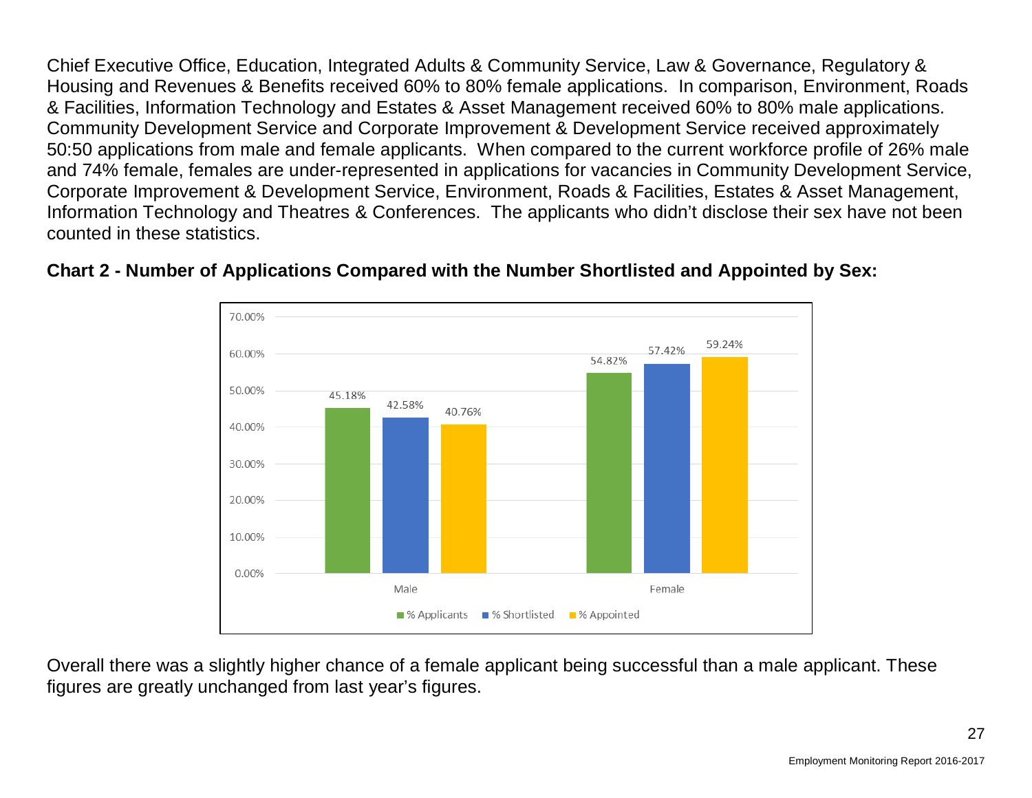Chief Executive Office, Education, Integrated Adults & Community Service, Law & Governance, Regulatory & Housing and Revenues & Benefits received 60% to 80% female applications. In comparison, Environment, Roads & Facilities, Information Technology and Estates & Asset Management received 60% to 80% male applications. Community Development Service and Corporate Improvement & Development Service received approximately 50:50 applications from male and female applicants. When compared to the current workforce profile of 26% male and 74% female, females are under-represented in applications for vacancies in Community Development Service, Corporate Improvement & Development Service, Environment, Roads & Facilities, Estates & Asset Management, Information Technology and Theatres & Conferences. The applicants who didn't disclose their sex have not been counted in these statistics.

**Chart 2 - Number of Applications Compared with the Number Shortlisted and Appointed by Sex:**

| | % Applicants | % Shortlisted | % Appointed |
|---|---|---|---|
| Male | 45.18% | 42.58% | 40.76% |
| Female | 54.82% | 57.42% | 59.24% |

Overall there was a slightly higher chance of a female applicant being successful than a male applicant. These figures are greatly unchanged from last year's figures.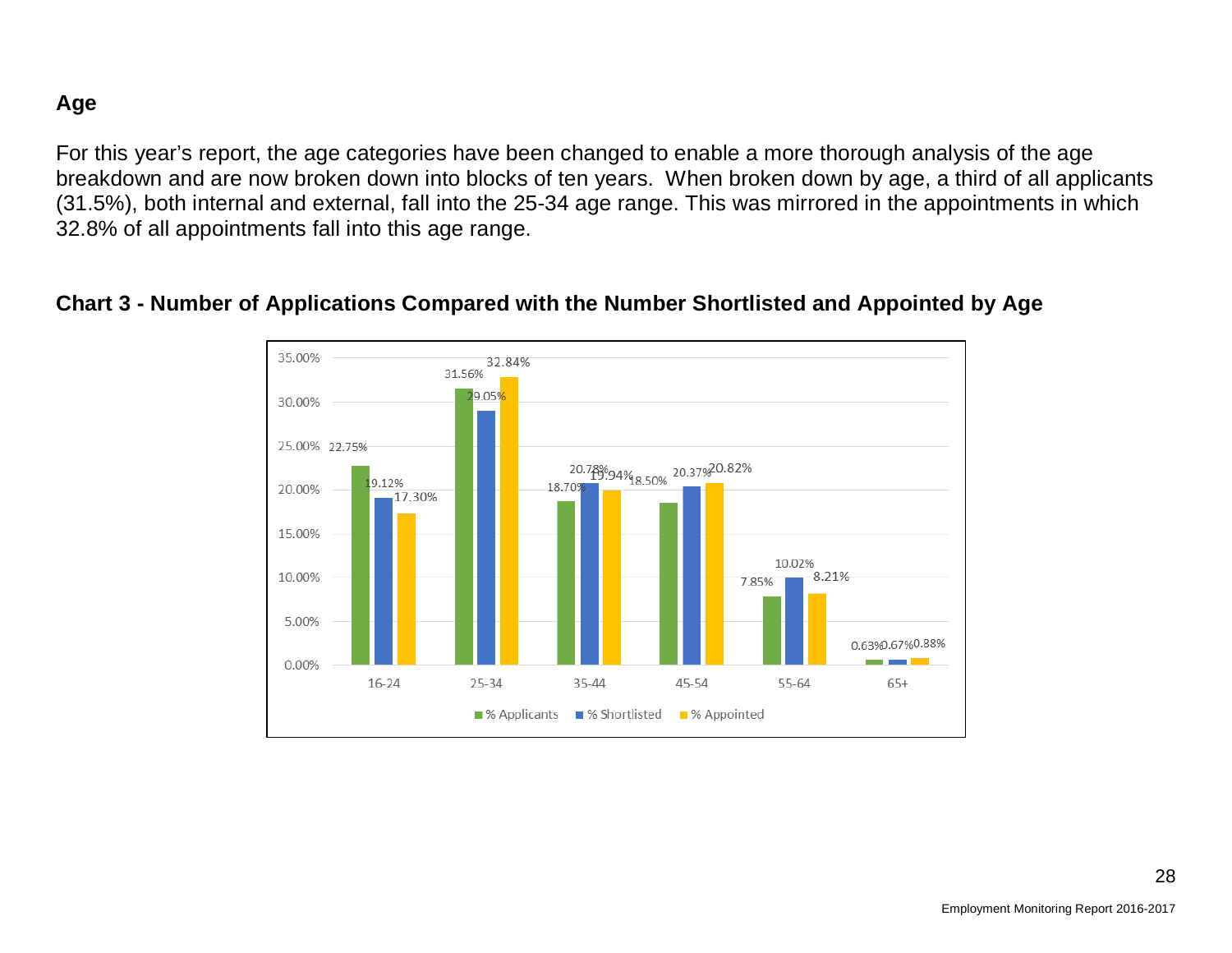## Age

For this year's report, the age categories have been changed to enable a more thorough analysis of the age breakdown and are now broken down into blocks of ten years. When broken down by age, a third of all applicants (31.5%), both internal and external, fall into the 25-34 age range. This was mirrored in the appointments in which 32.8% of all appointments fall into this age range.

### Chart 3 - Number of Applications Compared with the Number Shortlisted and Appointed by Age

| Age | % Applicants | % Shortlisted | % Appointed |
|---|---|---|---|
| 16-24 | 22.75% | 19.12% | 17.30% |
| 25-34 | 31.56% | 29.05% | 32.84% |
| 35-44 | 18.70% | 20.78% | 19.94% |
| 45-54 | 18.50% | 20.37% | 20.82% |
| 55-64 | 7.85% | 10.02% | 8.21% |
| 65+ | 0.63% | 0.67% | 0.88% |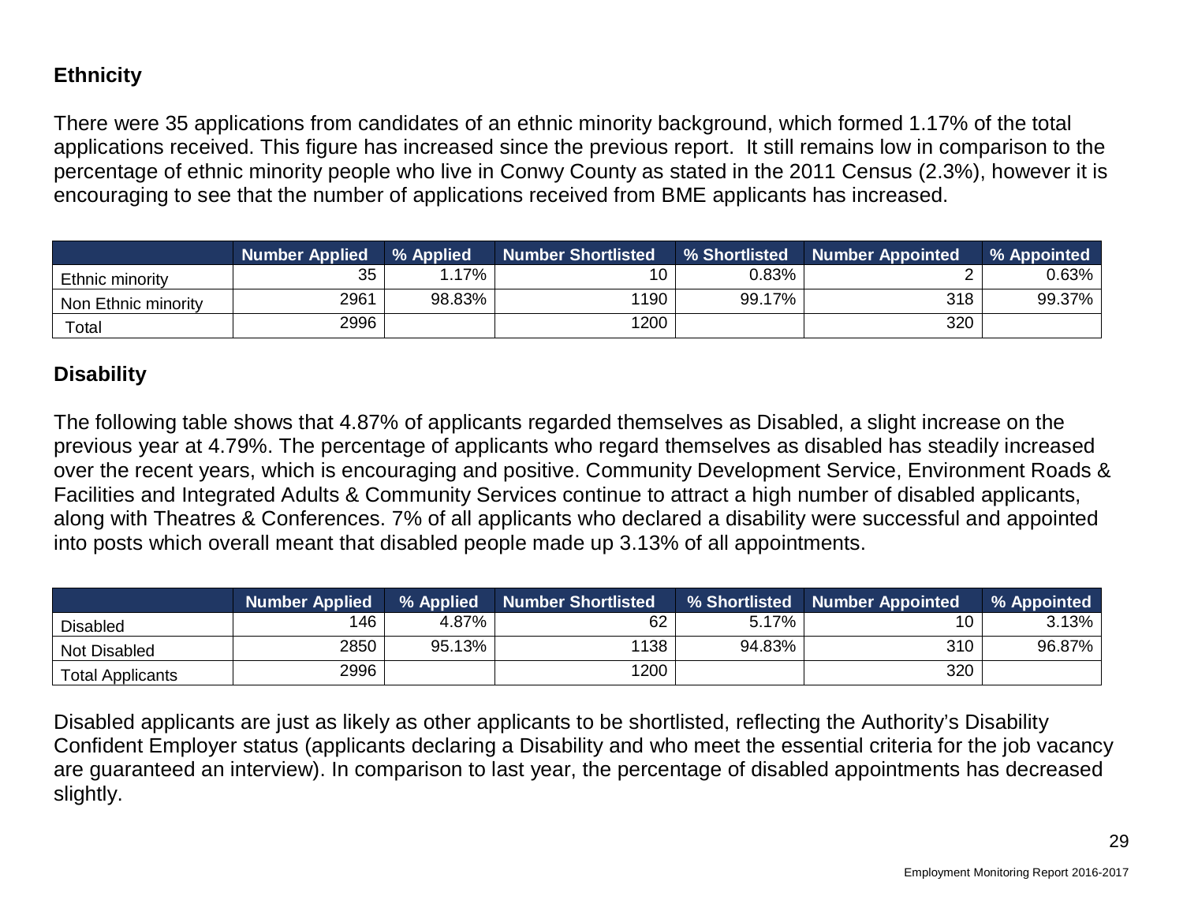## Ethnicity

There were 35 applications from candidates of an ethnic minority background, which formed 1.17% of the total applications received. This figure has increased since the previous report. It still remains low in comparison to the percentage of ethnic minority people who live in Conwy County as stated in the 2011 Census (2.3%), however it is encouraging to see that the number of applications received from BME applicants has increased.

| | Number Applied | % Applied | Number Shortlisted | % Shortlisted | Number Appointed | % Appointed |
|---|---|---|---|---|---|---|
| Ethnic minority | 35 | 1.17% | 10 | 0.83% | 2 | 0.63% |
| Non Ethnic minority | 2961 | 98.83% | 1190 | 99.17% | 318 | 99.37% |
| Total | 2996 | | 1200 | | 320 | |

## Disability

The following table shows that 4.87% of applicants regarded themselves as Disabled, a slight increase on the previous year at 4.79%. The percentage of applicants who regard themselves as disabled has steadily increased over the recent years, which is encouraging and positive. Community Development Service, Environment Roads & Facilities and Integrated Adults & Community Services continue to attract a high number of disabled applicants, along with Theatres & Conferences. 7% of all applicants who declared a disability were successful and appointed into posts which overall meant that disabled people made up 3.13% of all appointments.

| | Number Applied | % Applied | Number Shortlisted | % Shortlisted | Number Appointed | % Appointed |
|---|---|---|---|---|---|---|
| Disabled | 146 | 4.87% | 62 | 5.17% | 10 | 3.13% |
| Not Disabled | 2850 | 95.13% | 1138 | 94.83% | 310 | 96.87% |
| Total Applicants | 2996 | | 1200 | | 320 | |

Disabled applicants are just as likely as other applicants to be shortlisted, reflecting the Authority's Disability Confident Employer status (applicants declaring a Disability and who meet the essential criteria for the job vacancy are guaranteed an interview). In comparison to last year, the percentage of disabled appointments has decreased slightly.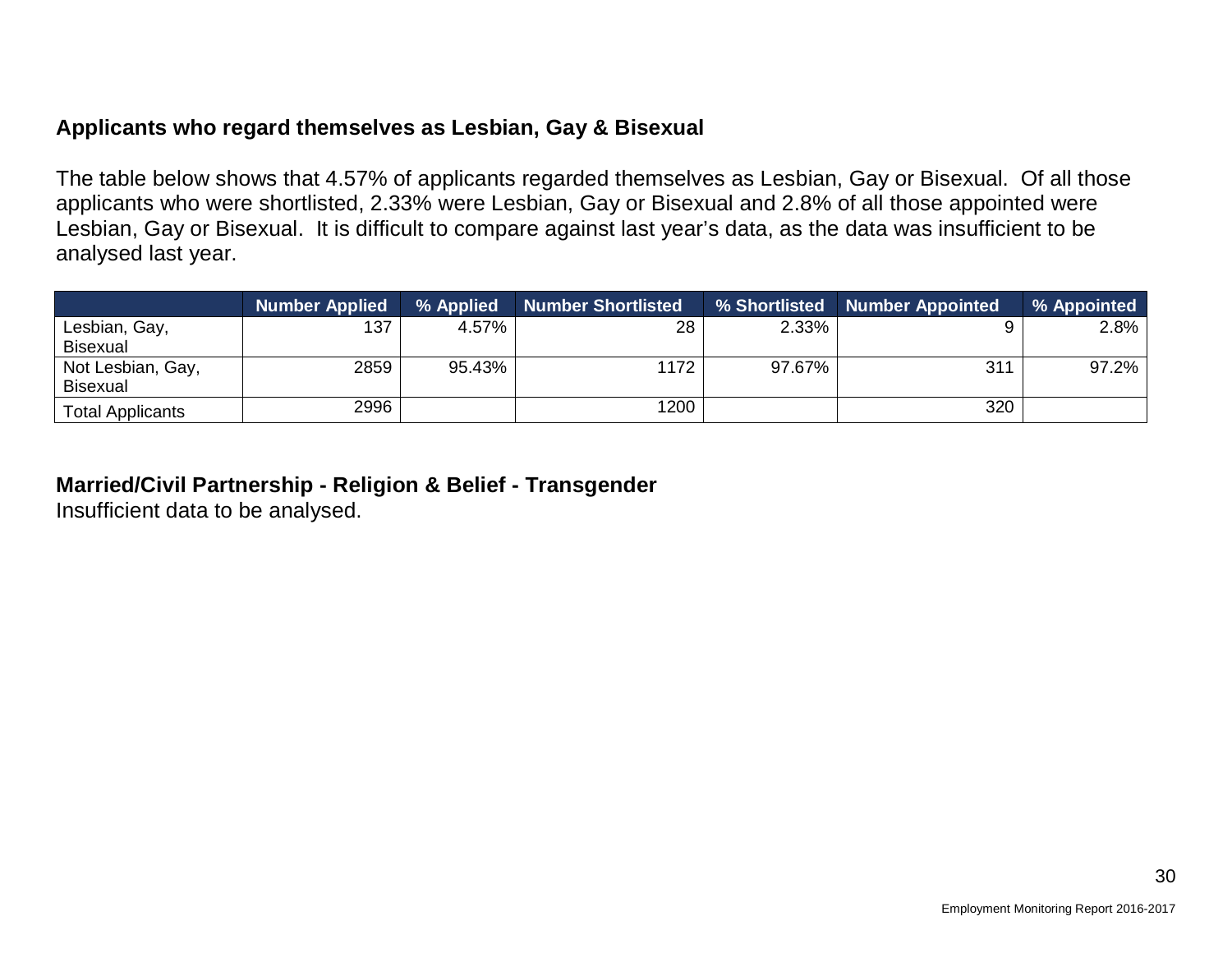### Applicants who regard themselves as Lesbian, Gay & Bisexual

The table below shows that 4.57% of applicants regarded themselves as Lesbian, Gay or Bisexual. Of all those applicants who were shortlisted, 2.33% were Lesbian, Gay or Bisexual and 2.8% of all those appointed were Lesbian, Gay or Bisexual. It is difficult to compare against last year's data, as the data was insufficient to be analysed last year.

| | Number Applied | % Applied | Number Shortlisted | % Shortlisted | Number Appointed | % Appointed |
|---|---|---|---|---|---|---|
| Lesbian, Gay, Bisexual | 137 | 4.57% | 28 | 2.33% | 9 | 2.8% |
| Not Lesbian, Gay, Bisexual | 2859 | 95.43% | 1172 | 97.67% | 311 | 97.2% |
| Total Applicants | 2996 | | 1200 | | 320 | |

### Married/Civil Partnership - Religion & Belief - Transgender

Insufficient data to be analysed.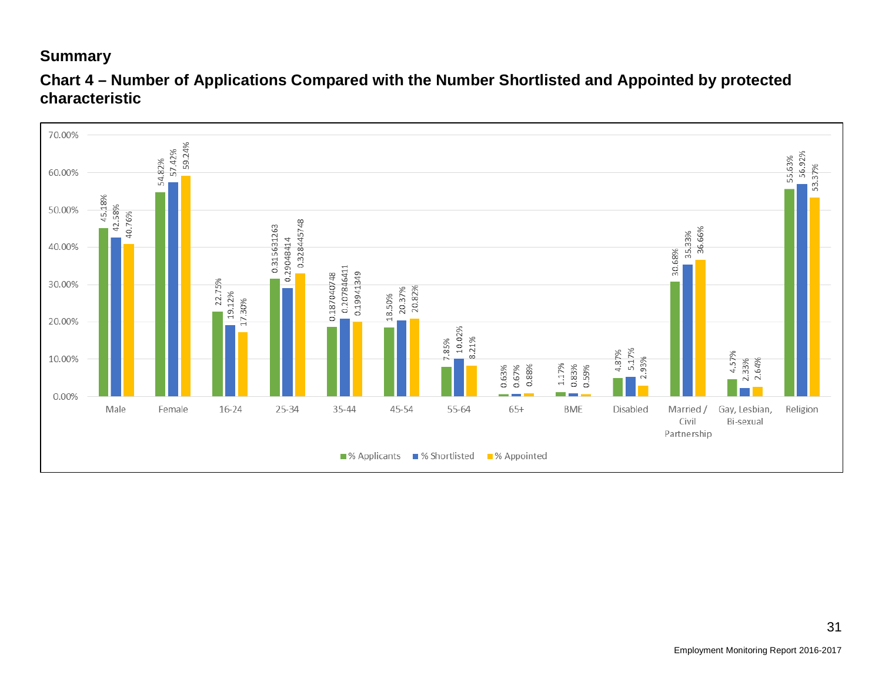## Summary

## Chart 4 – Number of Applications Compared with the Number Shortlisted and Appointed by protected characteristic

| Category | % Applicants | % Shortlisted | % Appointed |
|---|---|---|---|
| Male | 45.18% | 42.58% | 40.76% |
| Female | 54.82% | 57.42% | 59.24% |
| 16-24 | 22.75% | 19.12% | 17.30% |
| 25-34 | 0.315631263 | 0.29048414 | 0.328445748 |
| 35-44 | 0.187040748 | 0.207846411 | 0.19941349 |
| 45-54 | 18.50% | 20.37% | 20.82% |
| 55-64 | 7.85% | 10.02% | 8.21% |
| 65+ | 0.63% | 0.67% | 0.88% |
| BME | 1.17% | 0.83% | 0.59% |
| Disabled | 4.87% | 5.17% | 2.93% |
| Married / Civil Partnership | 30.68% | 35.33% | 36.66% |
| Gay, Lesbian, Bi-sexual | 4.57% | 2.33% | 2.64% |
| Religion | 55.63% | 56.92% | 53.37% |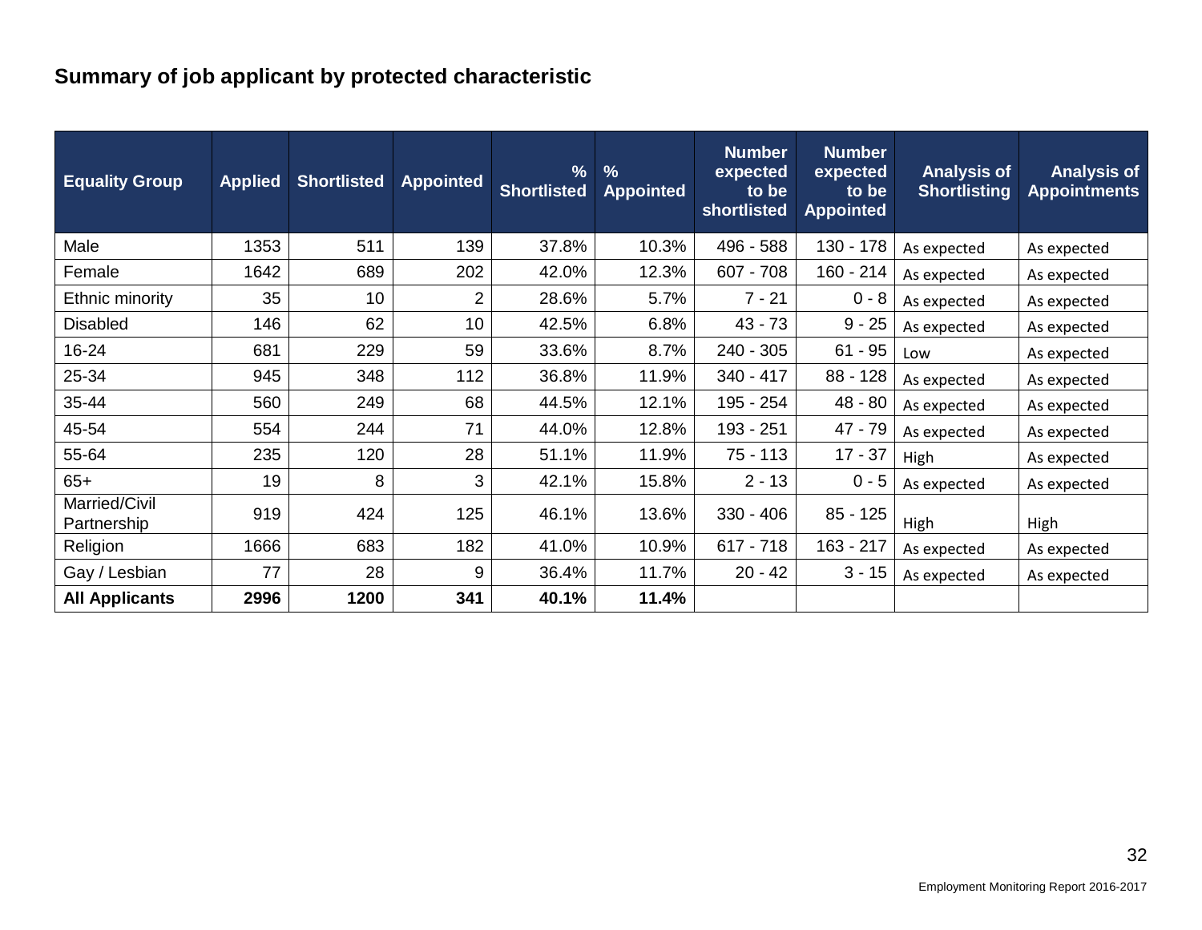## Summary of job applicant by protected characteristic

| Equality Group | Applied | Shortlisted | Appointed | % Shortlisted | % Appointed | Number expected to be shortlisted | Number expected to be Appointed | Analysis of Shortlisting | Analysis of Appointments |
|---|---|---|---|---|---|---|---|---|---|
| Male | 1353 | 511 | 139 | 37.8% | 10.3% | 496 - 588 | 130 - 178 | As expected | As expected |
| Female | 1642 | 689 | 202 | 42.0% | 12.3% | 607 - 708 | 160 - 214 | As expected | As expected |
| Ethnic minority | 35 | 10 | 2 | 28.6% | 5.7% | 7 - 21 | 0 - 8 | As expected | As expected |
| Disabled | 146 | 62 | 10 | 42.5% | 6.8% | 43 - 73 | 9 - 25 | As expected | As expected |
| 16-24 | 681 | 229 | 59 | 33.6% | 8.7% | 240 - 305 | 61 - 95 | Low | As expected |
| 25-34 | 945 | 348 | 112 | 36.8% | 11.9% | 340 - 417 | 88 - 128 | As expected | As expected |
| 35-44 | 560 | 249 | 68 | 44.5% | 12.1% | 195 - 254 | 48 - 80 | As expected | As expected |
| 45-54 | 554 | 244 | 71 | 44.0% | 12.8% | 193 - 251 | 47 - 79 | As expected | As expected |
| 55-64 | 235 | 120 | 28 | 51.1% | 11.9% | 75 - 113 | 17 - 37 | High | As expected |
| 65+ | 19 | 8 | 3 | 42.1% | 15.8% | 2 - 13 | 0 - 5 | As expected | As expected |
| Married/Civil Partnership | 919 | 424 | 125 | 46.1% | 13.6% | 330 - 406 | 85 - 125 | High | High |
| Religion | 1666 | 683 | 182 | 41.0% | 10.9% | 617 - 718 | 163 - 217 | As expected | As expected |
| Gay / Lesbian | 77 | 28 | 9 | 36.4% | 11.7% | 20 - 42 | 3 - 15 | As expected | As expected |
| **All Applicants** | **2996** | **1200** | **341** | **40.1%** | **11.4%** | | | | |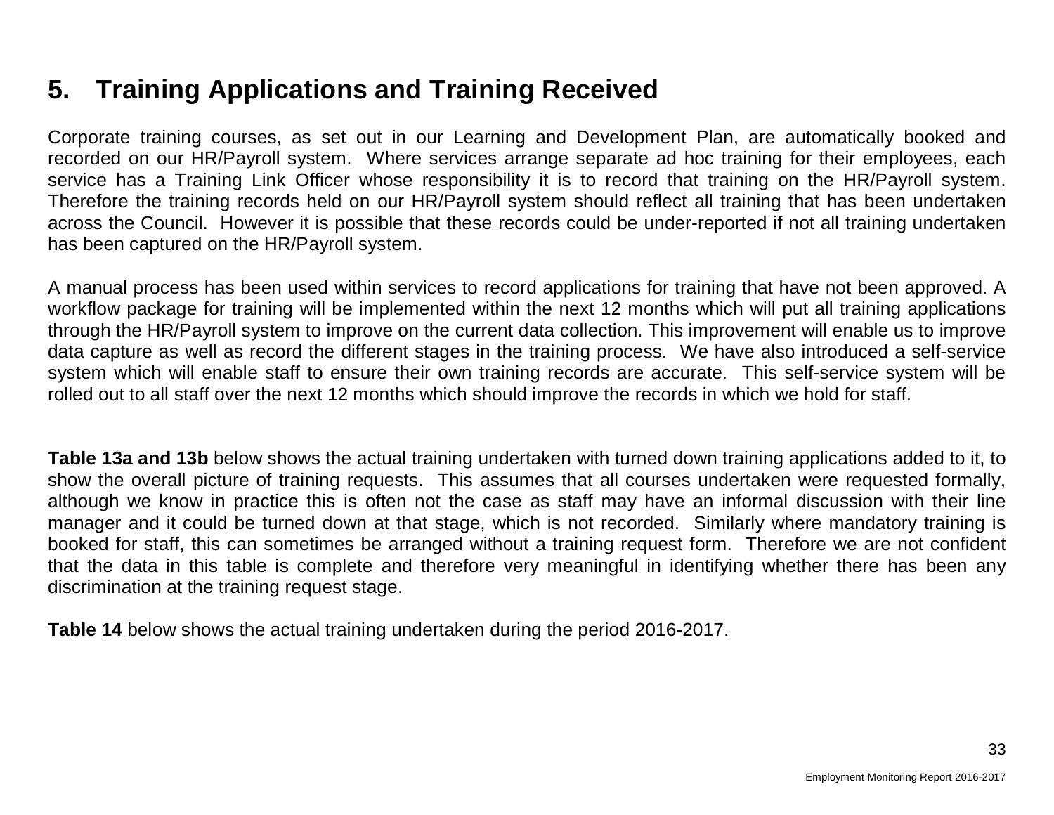# 5. Training Applications and Training Received

Corporate training courses, as set out in our Learning and Development Plan, are automatically booked and recorded on our HR/Payroll system. Where services arrange separate ad hoc training for their employees, each service has a Training Link Officer whose responsibility it is to record that training on the HR/Payroll system. Therefore the training records held on our HR/Payroll system should reflect all training that has been undertaken across the Council. However it is possible that these records could be under-reported if not all training undertaken has been captured on the HR/Payroll system.

A manual process has been used within services to record applications for training that have not been approved. A workflow package for training will be implemented within the next 12 months which will put all training applications through the HR/Payroll system to improve on the current data collection. This improvement will enable us to improve data capture as well as record the different stages in the training process. We have also introduced a self-service system which will enable staff to ensure their own training records are accurate. This self-service system will be rolled out to all staff over the next 12 months which should improve the records in which we hold for staff.

**Table 13a and 13b** below shows the actual training undertaken with turned down training applications added to it, to show the overall picture of training requests. This assumes that all courses undertaken were requested formally, although we know in practice this is often not the case as staff may have an informal discussion with their line manager and it could be turned down at that stage, which is not recorded. Similarly where mandatory training is booked for staff, this can sometimes be arranged without a training request form. Therefore we are not confident that the data in this table is complete and therefore very meaningful in identifying whether there has been any discrimination at the training request stage.

**Table 14** below shows the actual training undertaken during the period 2016-2017.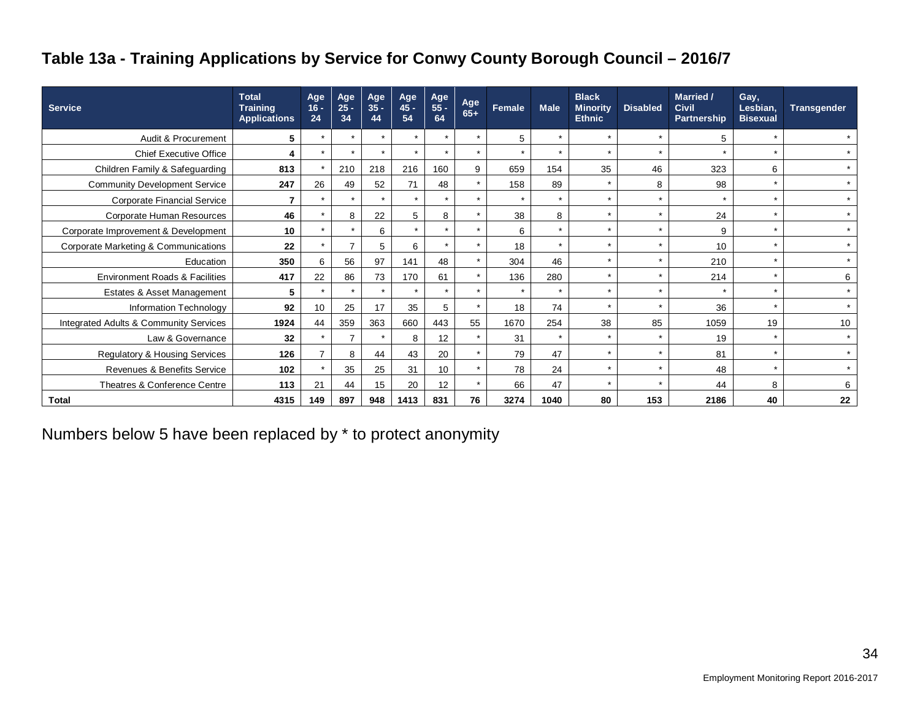## Table 13a - Training Applications by Service for Conwy County Borough Council – 2016/7

| Service | Total Training Applications | Age 16 - 24 | Age 25 - 34 | Age 35 - 44 | Age 45 - 54 | Age 55 - 64 | Age 65+ | Female | Male | Black Minority Ethnic | Disabled | Married / Civil Partnership | Gay, Lesbian, Bisexual | Transgender |
|---|---|---|---|---|---|---|---|---|---|---|---|---|---|---|
| Audit & Procurement | **5** | * | * | * | * | * | * | 5 | * | * | * | 5 | * | * |
| Chief Executive Office | **4** | * | * | * | * | * | * | * | * | * | * | * | * | * |
| Children Family & Safeguarding | **813** | * | 210 | 218 | 216 | 160 | 9 | 659 | 154 | 35 | 46 | 323 | 6 | * |
| Community Development Service | **247** | 26 | 49 | 52 | 71 | 48 | * | 158 | 89 | * | 8 | 98 | * | * |
| Corporate Financial Service | **7** | * | * | * | * | * | * | * | * | * | * | * | * | * |
| Corporate Human Resources | **46** | * | 8 | 22 | 5 | 8 | * | 38 | 8 | * | * | 24 | * | * |
| Corporate Improvement & Development | **10** | * | * | 6 | * | * | * | 6 | * | * | * | 9 | * | * |
| Corporate Marketing & Communications | **22** | * | 7 | 5 | 6 | * | * | 18 | * | * | * | 10 | * | * |
| Education | **350** | 6 | 56 | 97 | 141 | 48 | * | 304 | 46 | * | * | 210 | * | * |
| Environment Roads & Facilities | **417** | 22 | 86 | 73 | 170 | 61 | * | 136 | 280 | * | * | 214 | * | 6 |
| Estates & Asset Management | **5** | * | * | * | * | * | * | * | * | * | * | * | * | * |
| Information Technology | **92** | 10 | 25 | 17 | 35 | 5 | * | 18 | 74 | * | * | 36 | * | * |
| Integrated Adults & Community Services | **1924** | 44 | 359 | 363 | 660 | 443 | 55 | 1670 | 254 | 38 | 85 | 1059 | 19 | 10 |
| Law & Governance | **32** | * | 7 | * | 8 | 12 | * | 31 | * | * | * | 19 | * | * |
| Regulatory & Housing Services | **126** | 7 | 8 | 44 | 43 | 20 | * | 79 | 47 | * | * | 81 | * | * |
| Revenues & Benefits Service | **102** | * | 35 | 25 | 31 | 10 | * | 78 | 24 | * | * | 48 | * | * |
| Theatres & Conference Centre | **113** | 21 | 44 | 15 | 20 | 12 | * | 66 | 47 | * | * | 44 | 8 | 6 |
| **Total** | **4315** | **149** | **897** | **948** | **1413** | **831** | **76** | **3274** | **1040** | **80** | **153** | **2186** | **40** | **22** |

Numbers below 5 have been replaced by * to protect anonymity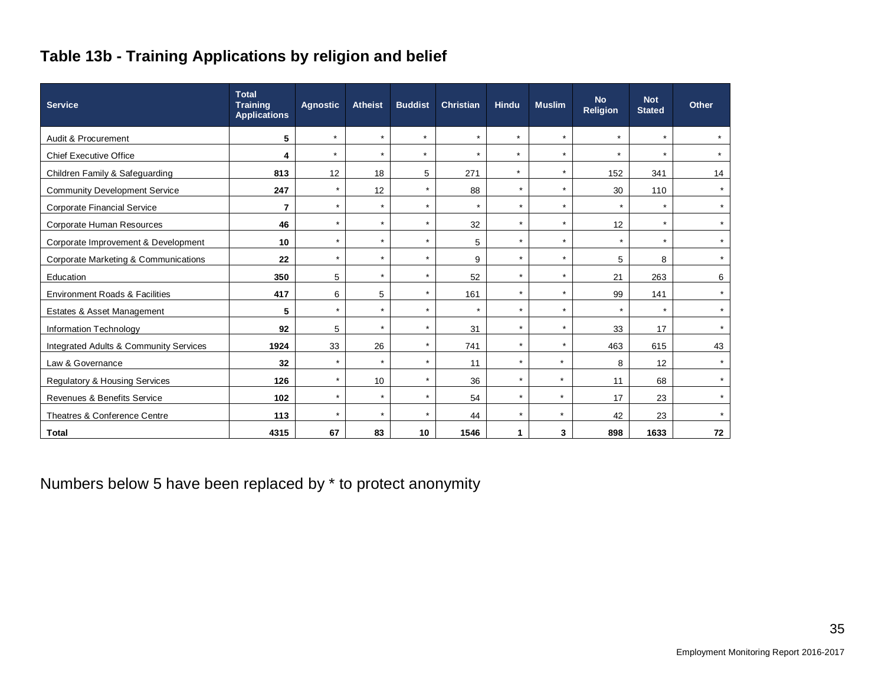## Table 13b - Training Applications by religion and belief

| Service | Total Training Applications | Agnostic | Atheist | Buddist | Christian | Hindu | Muslim | No Religion | Not Stated | Other |
|---|---|---|---|---|---|---|---|---|---|---|
| Audit & Procurement | **5** | * | * | * | * | * | * | * | * | * |
| Chief Executive Office | **4** | * | * | * | * | * | * | * | * | * |
| Children Family & Safeguarding | **813** | 12 | 18 | 5 | 271 | * | * | 152 | 341 | 14 |
| Community Development Service | **247** | * | 12 | * | 88 | * | * | 30 | 110 | * |
| Corporate Financial Service | **7** | * | * | * | * | * | * | * | * | * |
| Corporate Human Resources | **46** | * | * | * | 32 | * | * | 12 | * | * |
| Corporate Improvement & Development | **10** | * | * | * | 5 | * | * | * | * | * |
| Corporate Marketing & Communications | **22** | * | * | * | 9 | * | * | 5 | 8 | * |
| Education | **350** | 5 | * | * | 52 | * | * | 21 | 263 | 6 |
| Environment Roads & Facilities | **417** | 6 | 5 | * | 161 | * | * | 99 | 141 | * |
| Estates & Asset Management | **5** | * | * | * | * | * | * | * | * | * |
| Information Technology | **92** | 5 | * | * | 31 | * | * | 33 | 17 | * |
| Integrated Adults & Community Services | **1924** | 33 | 26 | * | 741 | * | * | 463 | 615 | 43 |
| Law & Governance | **32** | * | * | * | 11 | * | * | 8 | 12 | * |
| Regulatory & Housing Services | **126** | * | 10 | * | 36 | * | * | 11 | 68 | * |
| Revenues & Benefits Service | **102** | * | * | * | 54 | * | * | 17 | 23 | * |
| Theatres & Conference Centre | **113** | * | * | * | 44 | * | * | 42 | 23 | * |
| **Total** | **4315** | **67** | **83** | **10** | **1546** | **1** | **3** | **898** | **1633** | **72** |

Numbers below 5 have been replaced by * to protect anonymity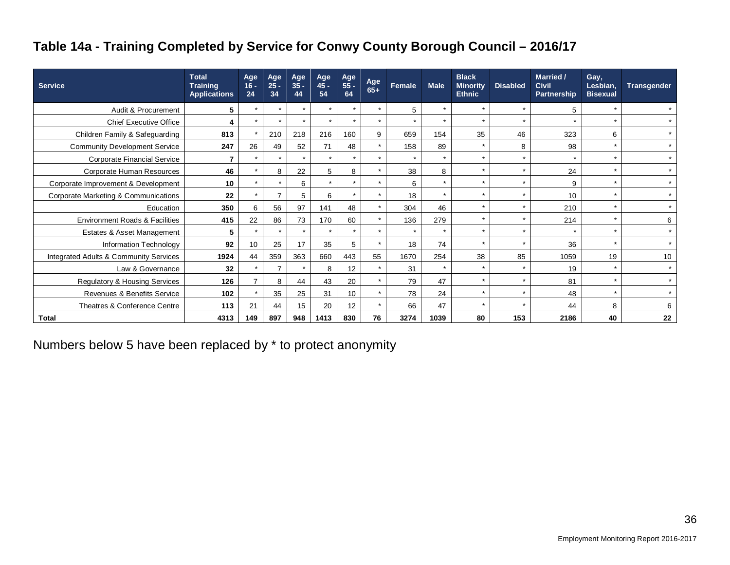## Table 14a - Training Completed by Service for Conwy County Borough Council – 2016/17

| Service | Total Training Applications | Age 16 - 24 | Age 25 - 34 | Age 35 - 44 | Age 45 - 54 | Age 55 - 64 | Age 65+ | Female | Male | Black Minority Ethnic | Disabled | Married / Civil Partnership | Gay, Lesbian, Bisexual | Transgender |
|---|---|---|---|---|---|---|---|---|---|---|---|---|---|---|
| Audit & Procurement | **5** | * | * | * | * | * | * | 5 | * | * | * | 5 | * | * |
| Chief Executive Office | **4** | * | * | * | * | * | * | * | * | * | * | * | * | * |
| Children Family & Safeguarding | **813** | * | 210 | 218 | 216 | 160 | 9 | 659 | 154 | 35 | 46 | 323 | 6 | * |
| Community Development Service | **247** | 26 | 49 | 52 | 71 | 48 | * | 158 | 89 | * | 8 | 98 | * | * |
| Corporate Financial Service | **7** | * | * | * | * | * | * | * | * | * | * | * | * | * |
| Corporate Human Resources | **46** | * | 8 | 22 | 5 | 8 | * | 38 | 8 | * | * | 24 | * | * |
| Corporate Improvement & Development | **10** | * | * | 6 | * | * | * | 6 | * | * | * | 9 | * | * |
| Corporate Marketing & Communications | **22** | * | 7 | 5 | 6 | * | * | 18 | * | * | * | 10 | * | * |
| Education | **350** | 6 | 56 | 97 | 141 | 48 | * | 304 | 46 | * | * | 210 | * | * |
| Environment Roads & Facilities | **415** | 22 | 86 | 73 | 170 | 60 | * | 136 | 279 | * | * | 214 | * | 6 |
| Estates & Asset Management | **5** | * | * | * | * | * | * | * | * | * | * | * | * | * |
| Information Technology | **92** | 10 | 25 | 17 | 35 | 5 | * | 18 | 74 | * | * | 36 | * | * |
| Integrated Adults & Community Services | **1924** | 44 | 359 | 363 | 660 | 443 | 55 | 1670 | 254 | 38 | 85 | 1059 | 19 | 10 |
| Law & Governance | **32** | * | 7 | * | 8 | 12 | * | 31 | * | * | * | 19 | * | * |
| Regulatory & Housing Services | **126** | 7 | 8 | 44 | 43 | 20 | * | 79 | 47 | * | * | 81 | * | * |
| Revenues & Benefits Service | **102** | * | 35 | 25 | 31 | 10 | * | 78 | 24 | * | * | 48 | * | * |
| Theatres & Conference Centre | **113** | 21 | 44 | 15 | 20 | 12 | * | 66 | 47 | * | * | 44 | 8 | 6 |
| **Total** | **4313** | **149** | **897** | **948** | **1413** | **830** | **76** | **3274** | **1039** | **80** | **153** | **2186** | **40** | **22** |

Numbers below 5 have been replaced by * to protect anonymity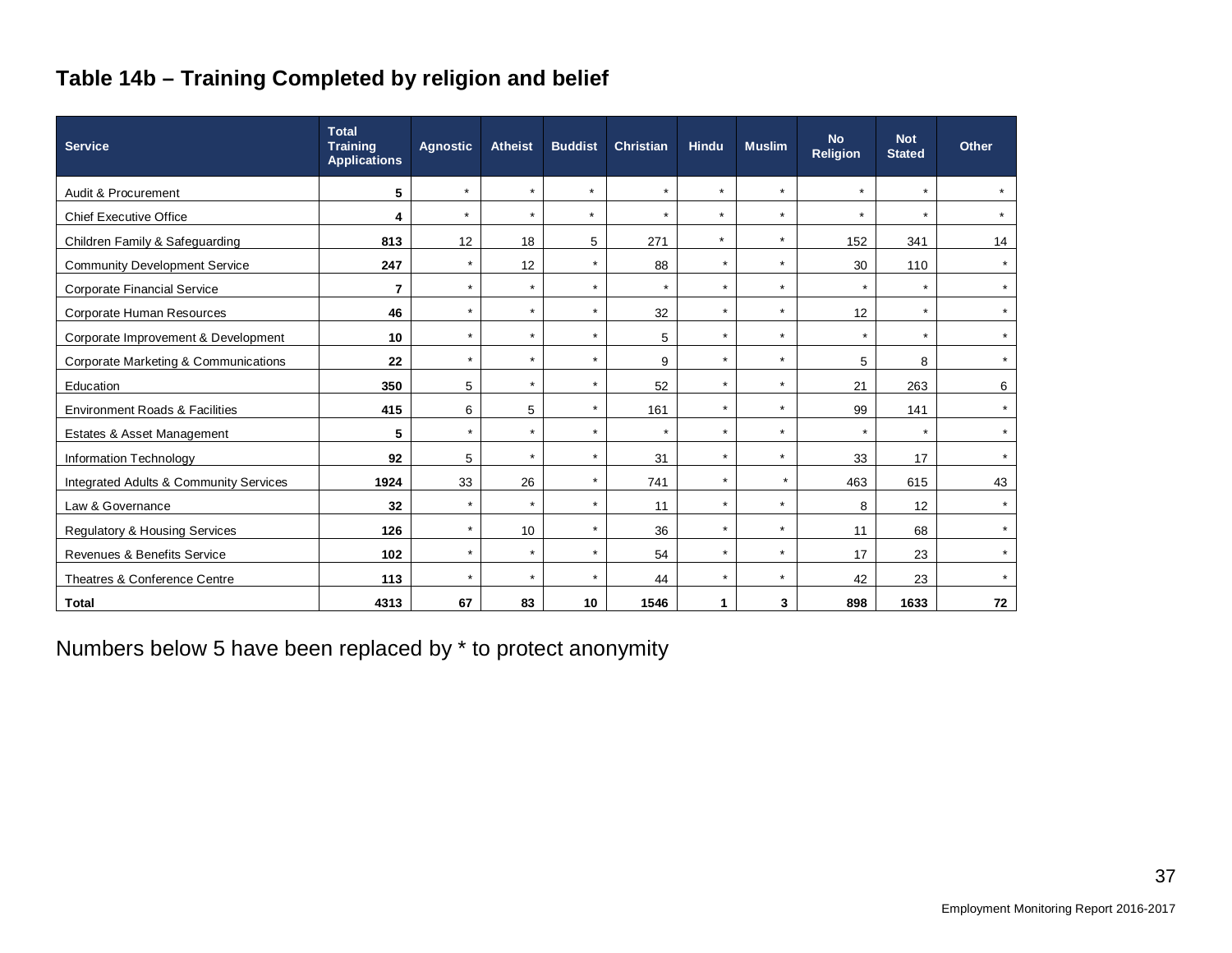## Table 14b – Training Completed by religion and belief

| Service | Total Training Applications | Agnostic | Atheist | Buddist | Christian | Hindu | Muslim | No Religion | Not Stated | Other |
|---|---|---|---|---|---|---|---|---|---|---|
| Audit & Procurement | **5** | * | * | * | * | * | * | * | * | * |
| Chief Executive Office | **4** | * | * | * | * | * | * | * | * | * |
| Children Family & Safeguarding | **813** | 12 | 18 | 5 | 271 | * | * | 152 | 341 | 14 |
| Community Development Service | **247** | * | 12 | * | 88 | * | * | 30 | 110 | * |
| Corporate Financial Service | **7** | * | * | * | * | * | * | * | * | * |
| Corporate Human Resources | **46** | * | * | * | 32 | * | * | 12 | * | * |
| Corporate Improvement & Development | **10** | * | * | * | 5 | * | * | * | * | * |
| Corporate Marketing & Communications | **22** | * | * | * | 9 | * | * | 5 | 8 | * |
| Education | **350** | 5 | * | * | 52 | * | * | 21 | 263 | 6 |
| Environment Roads & Facilities | **415** | 6 | 5 | * | 161 | * | * | 99 | 141 | * |
| Estates & Asset Management | **5** | * | * | * | * | * | * | * | * | * |
| Information Technology | **92** | 5 | * | * | 31 | * | * | 33 | 17 | * |
| Integrated Adults & Community Services | **1924** | 33 | 26 | * | 741 | * | * | 463 | 615 | 43 |
| Law & Governance | **32** | * | * | * | 11 | * | * | 8 | 12 | * |
| Regulatory & Housing Services | **126** | * | 10 | * | 36 | * | * | 11 | 68 | * |
| Revenues & Benefits Service | **102** | * | * | * | 54 | * | * | 17 | 23 | * |
| Theatres & Conference Centre | **113** | * | * | * | 44 | * | * | 42 | 23 | * |
| **Total** | **4313** | **67** | **83** | **10** | **1546** | **1** | **3** | **898** | **1633** | **72** |

Numbers below 5 have been replaced by * to protect anonymity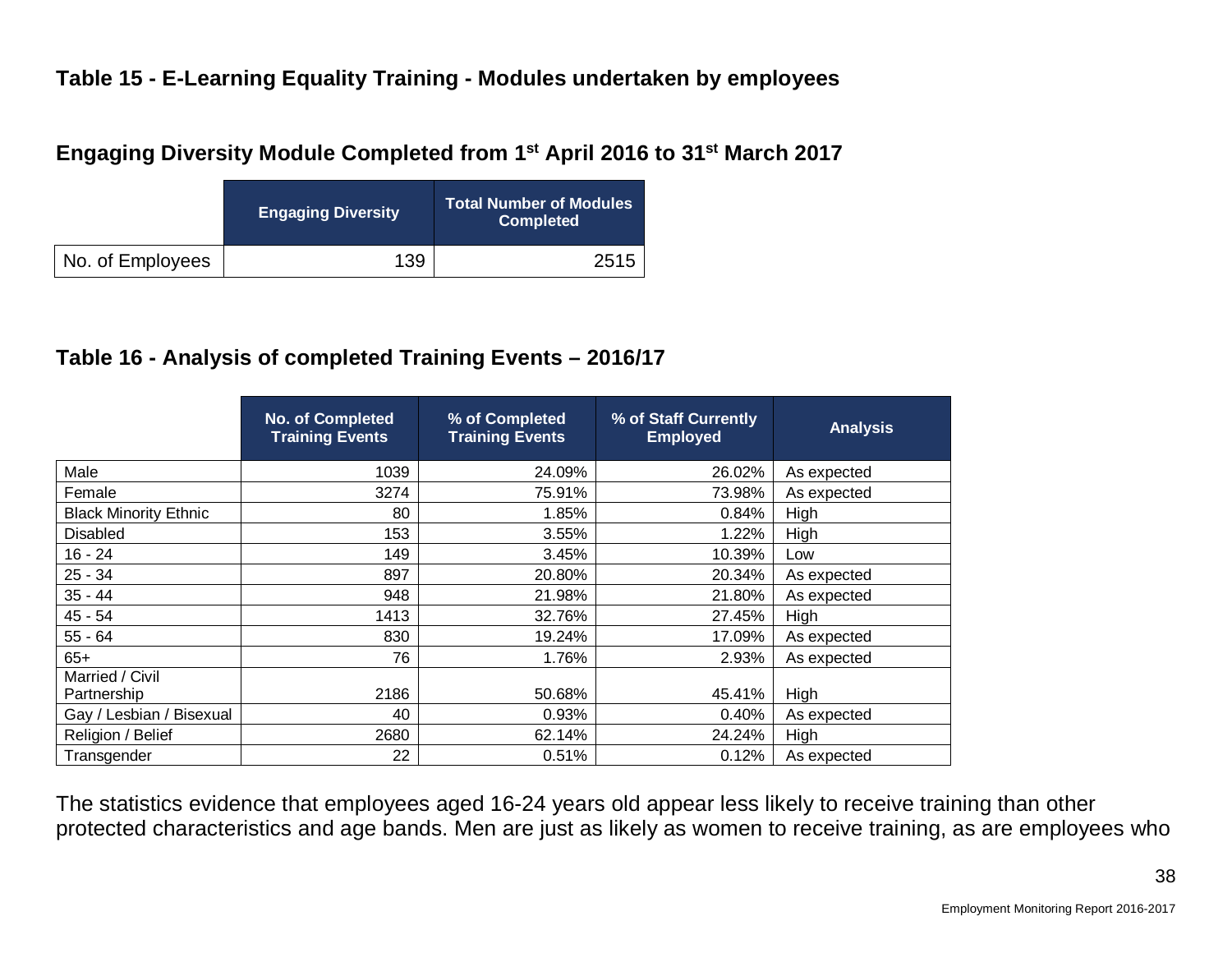### Table 15 - E-Learning Equality Training - Modules undertaken by employees

### Engaging Diversity Module Completed from 1st April 2016 to 31st March 2017

| | Engaging Diversity | Total Number of Modules Completed |
|---|---|---|
| No. of Employees | 139 | 2515 |

### Table 16 - Analysis of completed Training Events – 2016/17

| | No. of Completed Training Events | % of Completed Training Events | % of Staff Currently Employed | Analysis |
|---|---|---|---|---|
| Male | 1039 | 24.09% | 26.02% | As expected |
| Female | 3274 | 75.91% | 73.98% | As expected |
| Black Minority Ethnic | 80 | 1.85% | 0.84% | High |
| Disabled | 153 | 3.55% | 1.22% | High |
| 16 - 24 | 149 | 3.45% | 10.39% | Low |
| 25 - 34 | 897 | 20.80% | 20.34% | As expected |
| 35 - 44 | 948 | 21.98% | 21.80% | As expected |
| 45 - 54 | 1413 | 32.76% | 27.45% | High |
| 55 - 64 | 830 | 19.24% | 17.09% | As expected |
| 65+ | 76 | 1.76% | 2.93% | As expected |
| Married / Civil Partnership | 2186 | 50.68% | 45.41% | High |
| Gay / Lesbian / Bisexual | 40 | 0.93% | 0.40% | As expected |
| Religion / Belief | 2680 | 62.14% | 24.24% | High |
| Transgender | 22 | 0.51% | 0.12% | As expected |

The statistics evidence that employees aged 16-24 years old appear less likely to receive training than other protected characteristics and age bands. Men are just as likely as women to receive training, as are employees who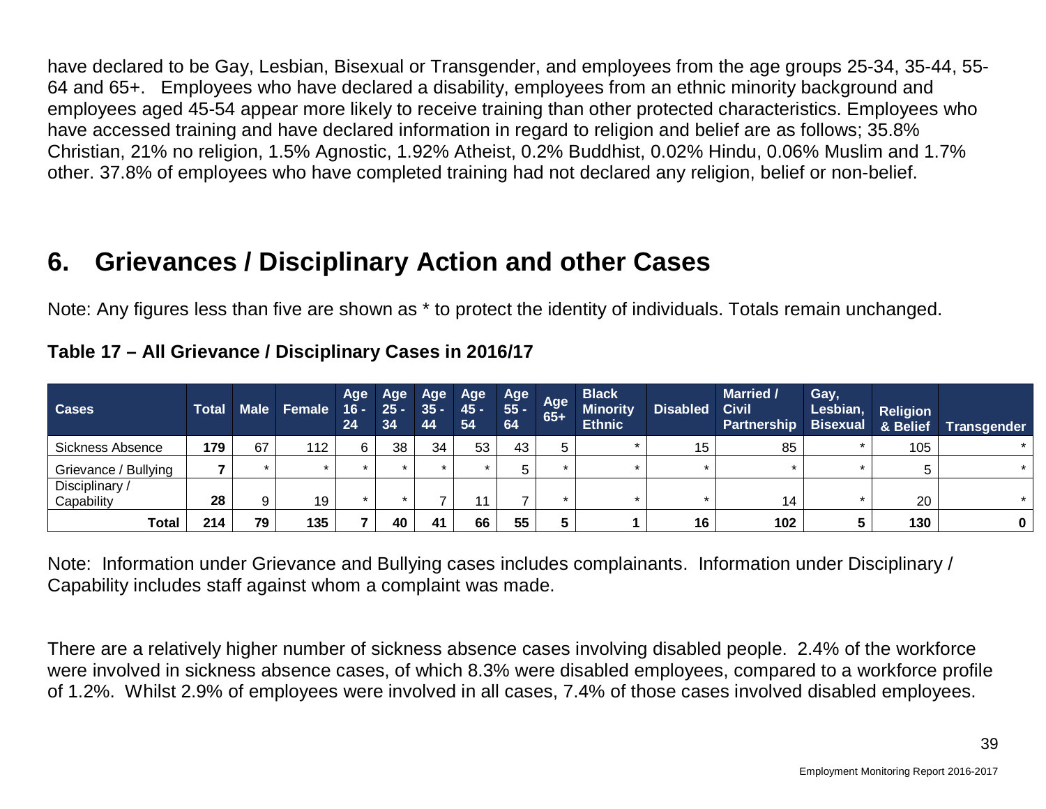have declared to be Gay, Lesbian, Bisexual or Transgender, and employees from the age groups 25-34, 35-44, 55-64 and 65+. Employees who have declared a disability, employees from an ethnic minority background and employees aged 45-54 appear more likely to receive training than other protected characteristics. Employees who have accessed training and have declared information in regard to religion and belief are as follows; 35.8% Christian, 21% no religion, 1.5% Agnostic, 1.92% Atheist, 0.2% Buddhist, 0.02% Hindu, 0.06% Muslim and 1.7% other. 37.8% of employees who have completed training had not declared any religion, belief or non-belief.

# 6. Grievances / Disciplinary Action and other Cases

Note: Any figures less than five are shown as * to protect the identity of individuals. Totals remain unchanged.

**Table 17 – All Grievance / Disciplinary Cases in 2016/17**

| Cases | Total | Male | Female | Age 16 - 24 | Age 25 - 34 | Age 35 - 44 | Age 45 - 54 | Age 55 - 64 | Age 65+ | Black Minority Ethnic | Disabled | Married / Civil Partnership | Gay, Lesbian, Bisexual | Religion & Belief | Transgender |
|---|---|---|---|---|---|---|---|---|---|---|---|---|---|---|---|
| Sickness Absence | **179** | 67 | 112 | 6 | 38 | 34 | 53 | 43 | 5 | * | 15 | 85 | * | 105 | * |
| Grievance / Bullying | **7** | * | * | * | * | * | * | 5 | * | * | * | * | * | 5 | * |
| Disciplinary / Capability | **28** | 9 | 19 | * | * | 7 | 11 | 7 | * | * | * | 14 | * | 20 | * |
| **Total** | **214** | **79** | **135** | **7** | **40** | **41** | **66** | **55** | **5** | **1** | **16** | **102** | **5** | **130** | **0** |

Note: Information under Grievance and Bullying cases includes complainants. Information under Disciplinary / Capability includes staff against whom a complaint was made.

There are a relatively higher number of sickness absence cases involving disabled people. 2.4% of the workforce were involved in sickness absence cases, of which 8.3% were disabled employees, compared to a workforce profile of 1.2%. Whilst 2.9% of employees were involved in all cases, 7.4% of those cases involved disabled employees.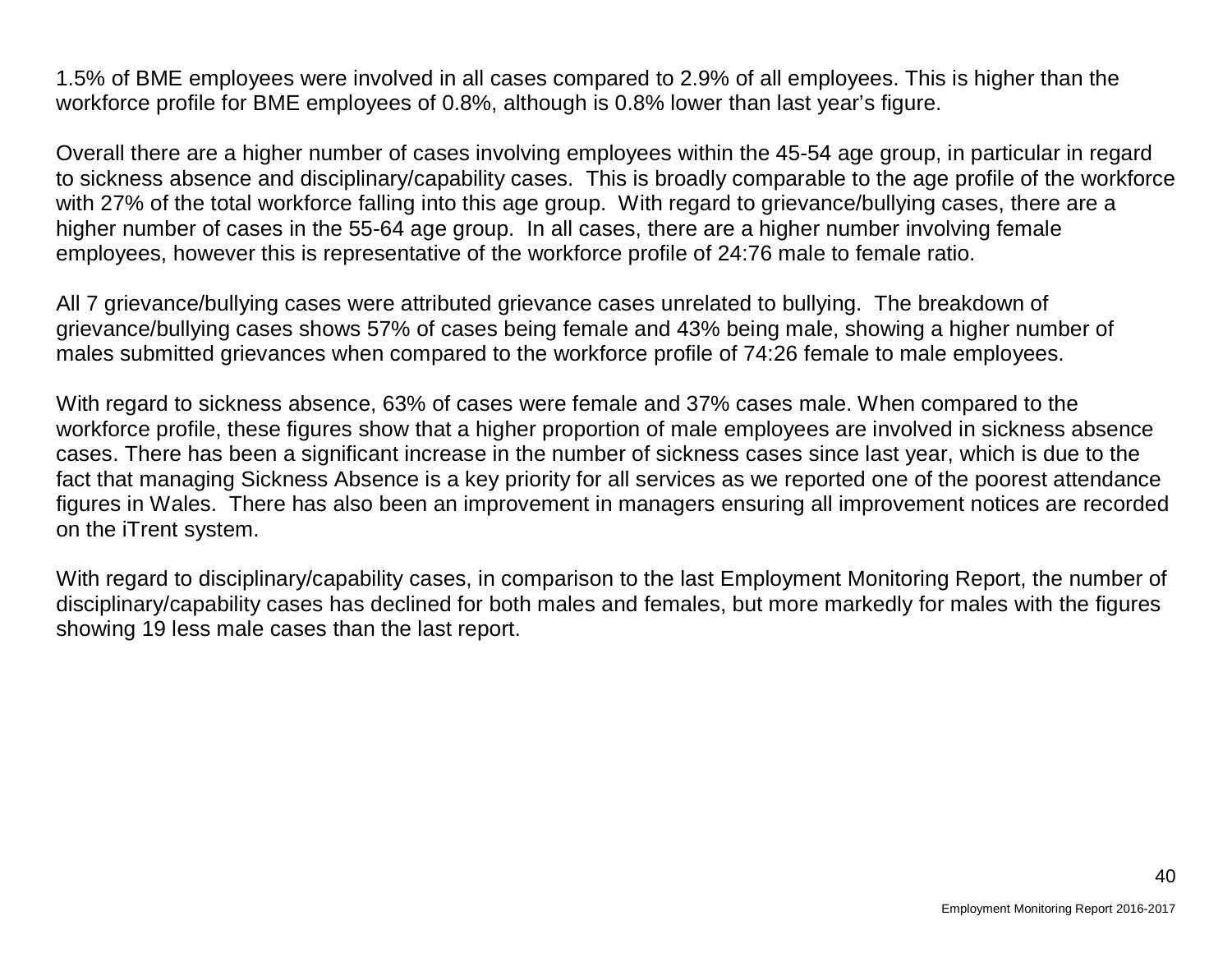1.5% of BME employees were involved in all cases compared to 2.9% of all employees. This is higher than the workforce profile for BME employees of 0.8%, although is 0.8% lower than last year's figure.

Overall there are a higher number of cases involving employees within the 45-54 age group, in particular in regard to sickness absence and disciplinary/capability cases. This is broadly comparable to the age profile of the workforce with 27% of the total workforce falling into this age group. With regard to grievance/bullying cases, there are a higher number of cases in the 55-64 age group. In all cases, there are a higher number involving female employees, however this is representative of the workforce profile of 24:76 male to female ratio.

All 7 grievance/bullying cases were attributed grievance cases unrelated to bullying. The breakdown of grievance/bullying cases shows 57% of cases being female and 43% being male, showing a higher number of males submitted grievances when compared to the workforce profile of 74:26 female to male employees.

With regard to sickness absence, 63% of cases were female and 37% cases male. When compared to the workforce profile, these figures show that a higher proportion of male employees are involved in sickness absence cases. There has been a significant increase in the number of sickness cases since last year, which is due to the fact that managing Sickness Absence is a key priority for all services as we reported one of the poorest attendance figures in Wales. There has also been an improvement in managers ensuring all improvement notices are recorded on the iTrent system.

With regard to disciplinary/capability cases, in comparison to the last Employment Monitoring Report, the number of disciplinary/capability cases has declined for both males and females, but more markedly for males with the figures showing 19 less male cases than the last report.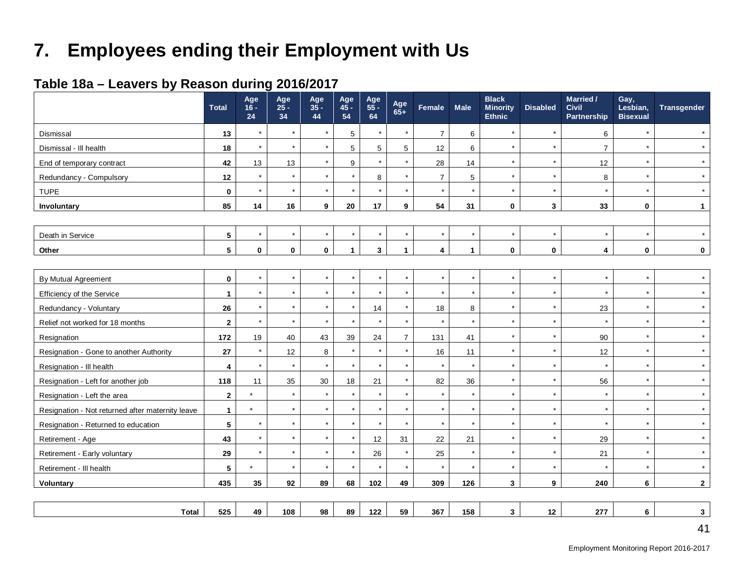# 7. Employees ending their Employment with Us

### Table 18a – Leavers by Reason during 2016/2017

| | Total | Age 16 - 24 | Age 25 - 34 | Age 35 - 44 | Age 45 - 54 | Age 55 - 64 | Age 65+ | Female | Male | Black Minority Ethnic | Disabled | Married / Civil Partnership | Gay, Lesbian, Bisexual | Transgender |
|---|---|---|---|---|---|---|---|---|---|---|---|---|---|---|
| Dismissal | **13** | * | * | * | 5 | * | * | 7 | 6 | * | * | 6 | * | * |
| Dismissal - Ill health | **18** | * | * | * | 5 | 5 | 5 | 12 | 6 | * | * | 7 | * | * |
| End of temporary contract | **42** | 13 | 13 | * | 9 | * | * | 28 | 14 | * | * | 12 | * | * |
| Redundancy - Compulsory | **12** | * | * | * | * | 8 | * | 7 | 5 | * | * | 8 | * | * |
| TUPE | **0** | * | * | * | * | * | * | * | * | * | * | * | * | * |
| **Involuntary** | **85** | **14** | **16** | **9** | **20** | **17** | **9** | **54** | **31** | **0** | **3** | **33** | **0** | **1** |
| | | | | | | | | | | | | | | |
| Death in Service | **5** | * | * | * | * | * | * | * | * | * | * | * | * | * |
| **Other** | **5** | **0** | **0** | **0** | **1** | **3** | **1** | **4** | **1** | **0** | **0** | **4** | **0** | **0** |
| | | | | | | | | | | | | | | |
| By Mutual Agreement | **0** | * | * | * | * | * | * | * | * | * | * | * | * | * |
| Efficiency of the Service | **1** | * | * | * | * | * | * | * | * | * | * | * | * | * |
| Redundancy - Voluntary | **26** | * | * | * | * | 14 | * | 18 | 8 | * | * | 23 | * | * |
| Relief not worked for 18 months | **2** | * | * | * | * | * | * | * | * | * | * | * | * | * |
| Resignation | **172** | 19 | 40 | 43 | 39 | 24 | 7 | 131 | 41 | * | * | 90 | * | * |
| Resignation - Gone to another Authority | **27** | * | 12 | 8 | * | * | * | 16 | 11 | * | * | 12 | * | * |
| Resignation - Ill health | **4** | * | * | * | * | * | * | * | * | * | * | * | * | * |
| Resignation - Left for another job | **118** | 11 | 35 | 30 | 18 | 21 | * | 82 | 36 | * | * | 56 | * | * |
| Resignation - Left the area | **2** | * | * | * | * | * | * | * | * | * | * | * | * | * |
| Resignation - Not returned after maternity leave | **1** | * | * | * | * | * | * | * | * | * | * | * | * | * |
| Resignation - Returned to education | **5** | * | * | * | * | * | * | * | * | * | * | * | * | * |
| Retirement - Age | **43** | * | * | * | * | 12 | 31 | 22 | 21 | * | * | 29 | * | * |
| Retirement - Early voluntary | **29** | * | * | * | * | 26 | * | 25 | * | * | * | 21 | * | * |
| Retirement - Ill health | **5** | * | * | * | * | * | * | * | * | * | * | * | * | * |
| **Voluntary** | **435** | **35** | **92** | **89** | **68** | **102** | **49** | **309** | **126** | **3** | **9** | **240** | **6** | **2** |
| | | | | | | | | | | | | | | |
| **Total** | **525** | **49** | **108** | **98** | **89** | **122** | **59** | **367** | **158** | **3** | **12** | **277** | **6** | **3** |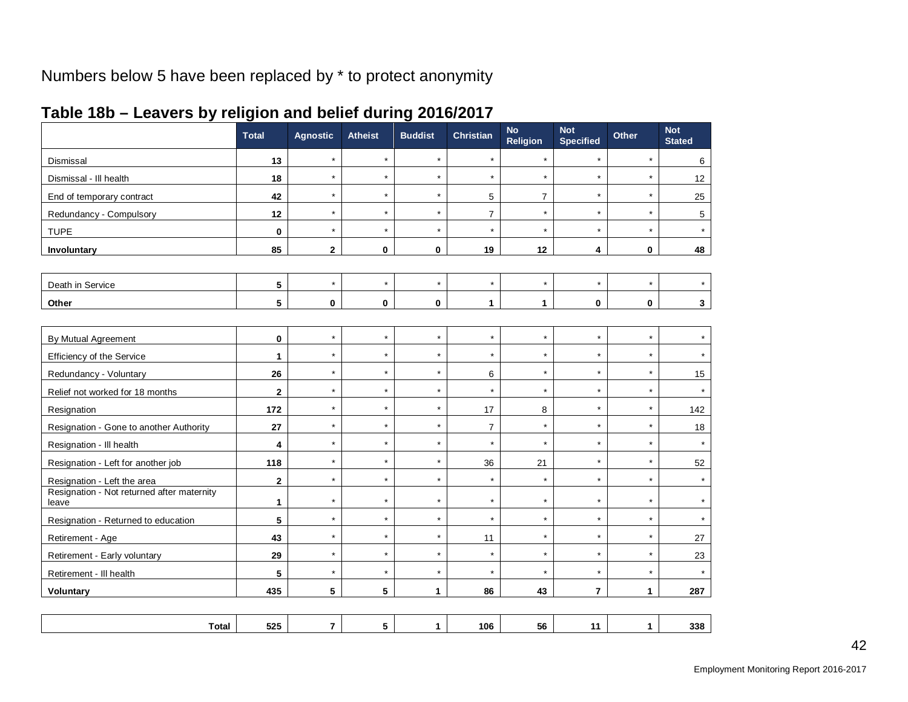Numbers below 5 have been replaced by * to protect anonymity

## Table 18b – Leavers by religion and belief during 2016/2017

| | Total | Agnostic | Atheist | Buddist | Christian | No Religion | Not Specified | Other | Not Stated |
|---|---|---|---|---|---|---|---|---|---|
| Dismissal | 13 | * | * | * | * | * | * | * | 6 |
| Dismissal - Ill health | 18 | * | * | * | * | * | * | * | 12 |
| End of temporary contract | 42 | * | * | * | 5 | 7 | * | * | 25 |
| Redundancy - Compulsory | 12 | * | * | * | 7 | * | * | * | 5 |
| TUPE | 0 | * | * | * | * | * | * | * | * |
| **Involuntary** | **85** | **2** | **0** | **0** | **19** | **12** | **4** | **0** | **48** |
| | | | | | | | | | |
| Death in Service | 5 | * | * | * | * | * | * | * | * |
| **Other** | **5** | **0** | **0** | **0** | **1** | **1** | **0** | **0** | **3** |
| | | | | | | | | | |
| By Mutual Agreement | 0 | * | * | * | * | * | * | * | * |
| Efficiency of the Service | 1 | * | * | * | * | * | * | * | * |
| Redundancy - Voluntary | 26 | * | * | * | 6 | * | * | * | 15 |
| Relief not worked for 18 months | 2 | * | * | * | * | * | * | * | * |
| Resignation | 172 | * | * | * | 17 | 8 | * | * | 142 |
| Resignation - Gone to another Authority | 27 | * | * | * | 7 | * | * | * | 18 |
| Resignation - Ill health | 4 | * | * | * | * | * | * | * | * |
| Resignation - Left for another job | 118 | * | * | * | 36 | 21 | * | * | 52 |
| Resignation - Left the area | 2 | * | * | * | * | * | * | * | * |
| Resignation - Not returned after maternity leave | 1 | * | * | * | * | * | * | * | * |
| Resignation - Returned to education | 5 | * | * | * | * | * | * | * | * |
| Retirement - Age | 43 | * | * | * | 11 | * | * | * | 27 |
| Retirement - Early voluntary | 29 | * | * | * | * | * | * | * | 23 |
| Retirement - Ill health | 5 | * | * | * | * | * | * | * | * |
| **Voluntary** | **435** | **5** | **5** | **1** | **86** | **43** | **7** | **1** | **287** |
| | | | | | | | | | |
| **Total** | **525** | **7** | **5** | **1** | **106** | **56** | **11** | **1** | **338** |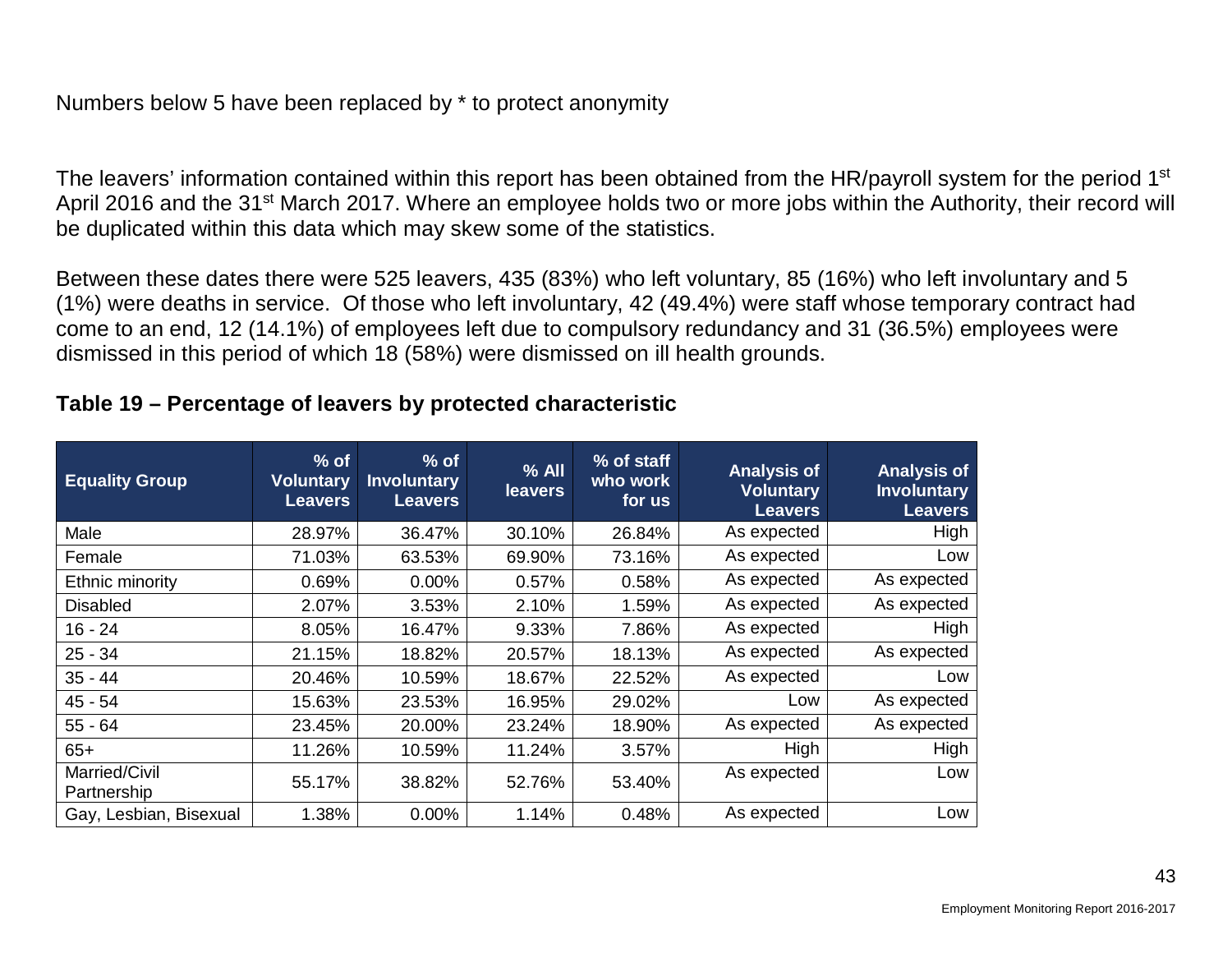Numbers below 5 have been replaced by * to protect anonymity

The leavers' information contained within this report has been obtained from the HR/payroll system for the period 1st April 2016 and the 31st March 2017. Where an employee holds two or more jobs within the Authority, their record will be duplicated within this data which may skew some of the statistics.

Between these dates there were 525 leavers, 435 (83%) who left voluntary, 85 (16%) who left involuntary and 5 (1%) were deaths in service. Of those who left involuntary, 42 (49.4%) were staff whose temporary contract had come to an end, 12 (14.1%) of employees left due to compulsory redundancy and 31 (36.5%) employees were dismissed in this period of which 18 (58%) were dismissed on ill health grounds.

**Table 19 – Percentage of leavers by protected characteristic**

| Equality Group | % of Voluntary Leavers | % of Involuntary Leavers | % All leavers | % of staff who work for us | Analysis of Voluntary Leavers | Analysis of Involuntary Leavers |
|---|---|---|---|---|---|---|
| Male | 28.97% | 36.47% | 30.10% | 26.84% | As expected | High |
| Female | 71.03% | 63.53% | 69.90% | 73.16% | As expected | Low |
| Ethnic minority | 0.69% | 0.00% | 0.57% | 0.58% | As expected | As expected |
| Disabled | 2.07% | 3.53% | 2.10% | 1.59% | As expected | As expected |
| 16 - 24 | 8.05% | 16.47% | 9.33% | 7.86% | As expected | High |
| 25 - 34 | 21.15% | 18.82% | 20.57% | 18.13% | As expected | As expected |
| 35 - 44 | 20.46% | 10.59% | 18.67% | 22.52% | As expected | Low |
| 45 - 54 | 15.63% | 23.53% | 16.95% | 29.02% | Low | As expected |
| 55 - 64 | 23.45% | 20.00% | 23.24% | 18.90% | As expected | As expected |
| 65+ | 11.26% | 10.59% | 11.24% | 3.57% | High | High |
| Married/Civil Partnership | 55.17% | 38.82% | 52.76% | 53.40% | As expected | Low |
| Gay, Lesbian, Bisexual | 1.38% | 0.00% | 1.14% | 0.48% | As expected | Low |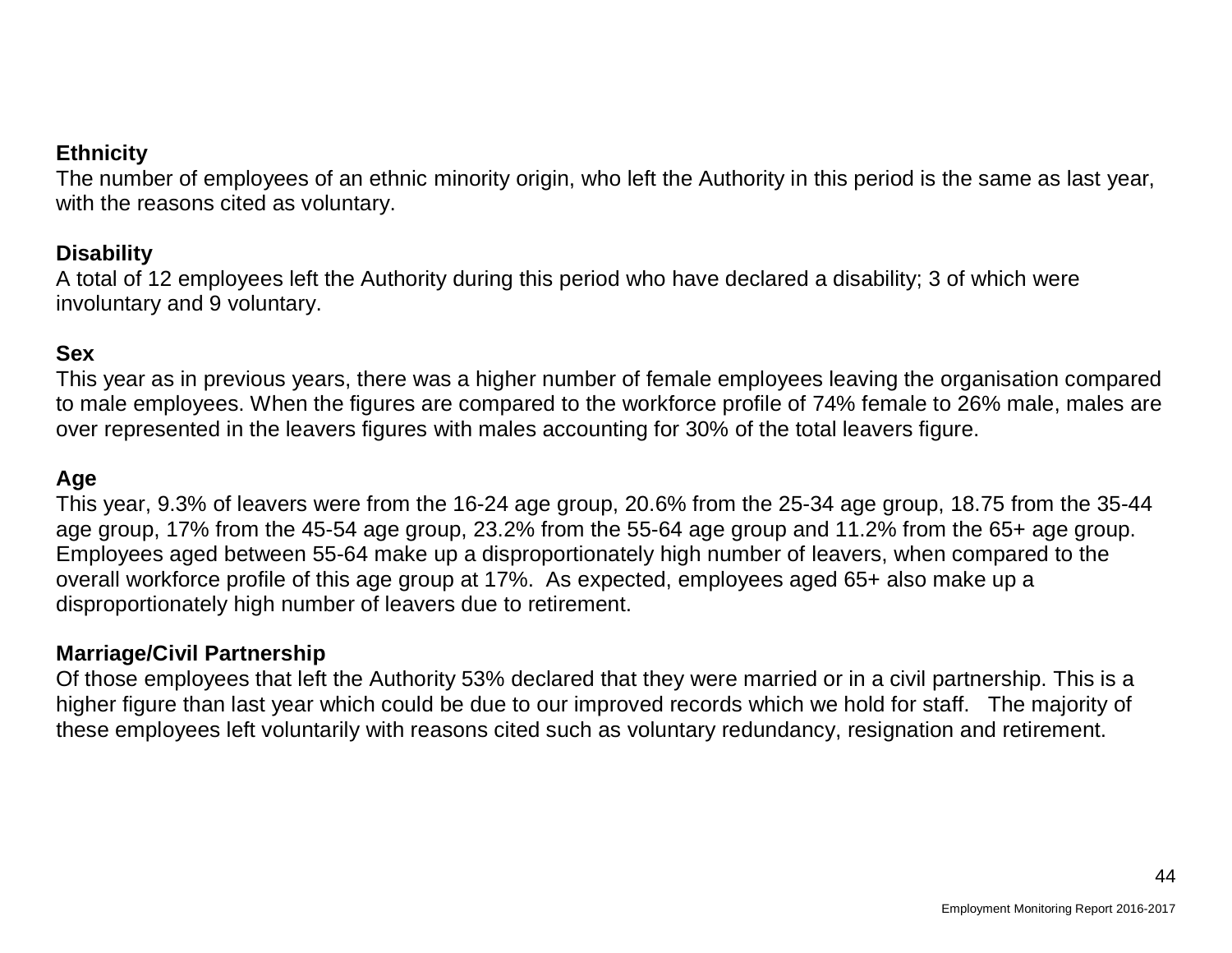**Ethnicity**

The number of employees of an ethnic minority origin, who left the Authority in this period is the same as last year, with the reasons cited as voluntary.

**Disability**

A total of 12 employees left the Authority during this period who have declared a disability; 3 of which were involuntary and 9 voluntary.

**Sex**

This year as in previous years, there was a higher number of female employees leaving the organisation compared to male employees. When the figures are compared to the workforce profile of 74% female to 26% male, males are over represented in the leavers figures with males accounting for 30% of the total leavers figure.

**Age**

This year, 9.3% of leavers were from the 16-24 age group, 20.6% from the 25-34 age group, 18.75 from the 35-44 age group, 17% from the 45-54 age group, 23.2% from the 55-64 age group and 11.2% from the 65+ age group. Employees aged between 55-64 make up a disproportionately high number of leavers, when compared to the overall workforce profile of this age group at 17%. As expected, employees aged 65+ also make up a disproportionately high number of leavers due to retirement.

**Marriage/Civil Partnership**

Of those employees that left the Authority 53% declared that they were married or in a civil partnership. This is a higher figure than last year which could be due to our improved records which we hold for staff. The majority of these employees left voluntarily with reasons cited such as voluntary redundancy, resignation and retirement.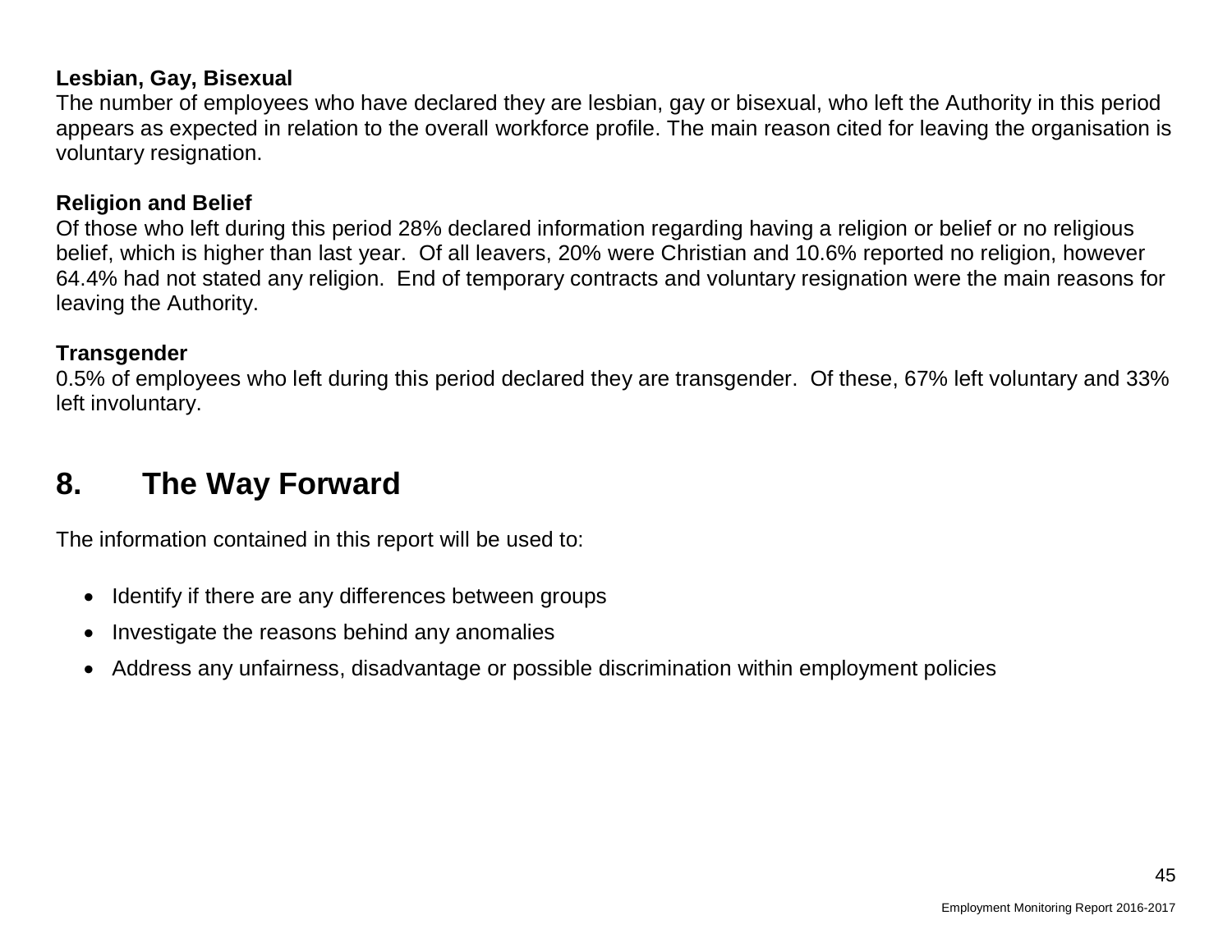**Lesbian, Gay, Bisexual**

The number of employees who have declared they are lesbian, gay or bisexual, who left the Authority in this period appears as expected in relation to the overall workforce profile. The main reason cited for leaving the organisation is voluntary resignation.

**Religion and Belief**

Of those who left during this period 28% declared information regarding having a religion or belief or no religious belief, which is higher than last year. Of all leavers, 20% were Christian and 10.6% reported no religion, however 64.4% had not stated any religion. End of temporary contracts and voluntary resignation were the main reasons for leaving the Authority.

**Transgender**

0.5% of employees who left during this period declared they are transgender. Of these, 67% left voluntary and 33% left involuntary.

## 8. The Way Forward

The information contained in this report will be used to:

- Identify if there are any differences between groups
- Investigate the reasons behind any anomalies
- Address any unfairness, disadvantage or possible discrimination within employment policies